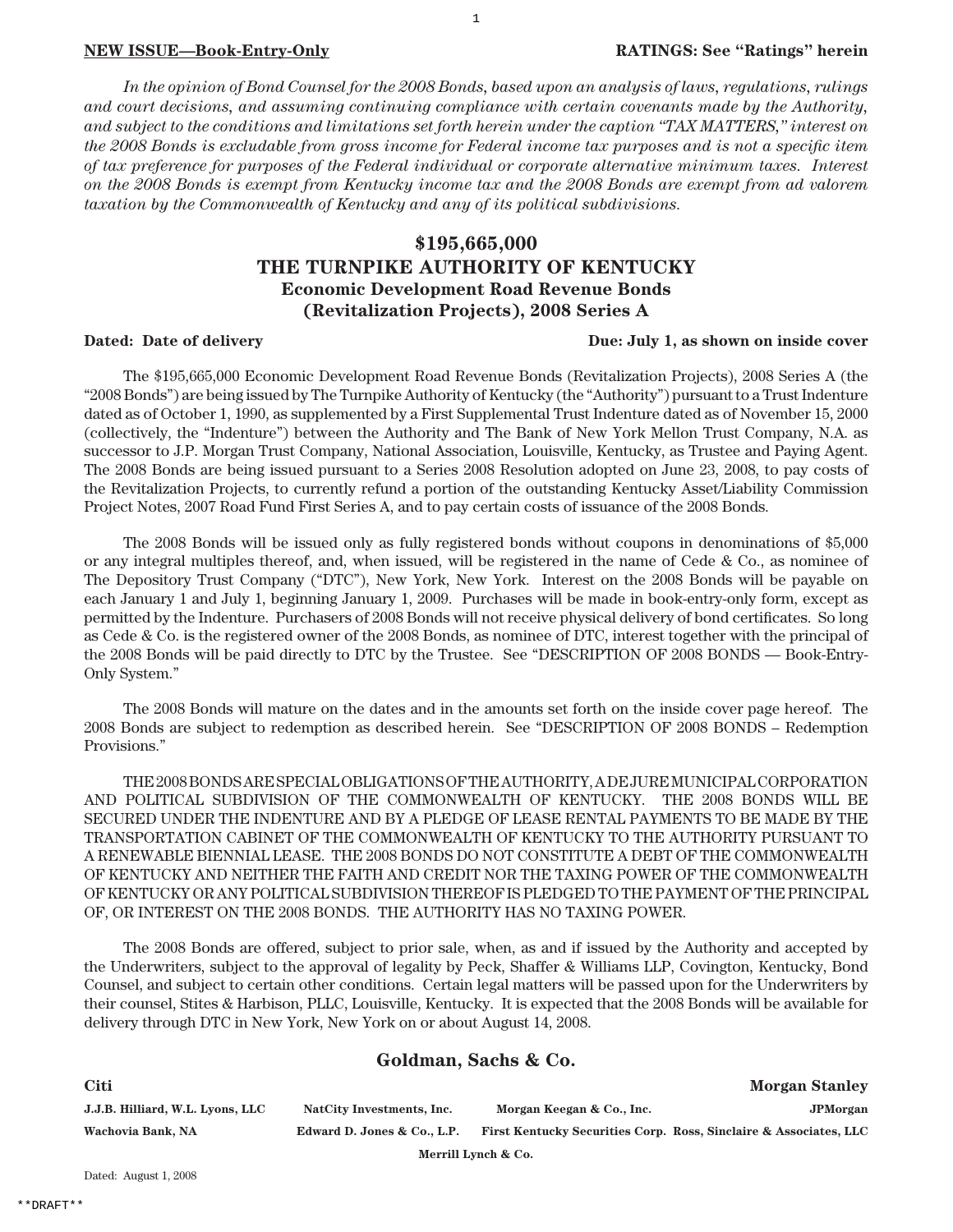**NEW ISSUE—Book-Entry-Only** **RATINGS: See "Ratings" herein**

*In the opinion of Bond Counsel for the 2008 Bonds, based upon an analysis of laws, regulations, rulings and court decisions, and assuming continuing compliance with certain covenants made by the Authority, and subject to the conditions and limitations set forth herein under the caption "TAX MATTERS," interest on the 2008 Bonds is excludable from gross income for Federal income tax purposes and is not a specific item of tax preference for purposes of the Federal individual or corporate alternative minimum taxes. Interest on the 2008 Bonds is exempt from Kentucky income tax and the 2008 Bonds are exempt from ad valorem taxation by the Commonwealth of Kentucky and any of its political subdivisions.*

# $195,665,000
# THE TURNPIKE AUTHORITY OF KENTUCKY
## Economic Development Road Revenue Bonds (Revitalization Projects), 2008 Series A

**Dated: Date of delivery** **Due: July 1, as shown on inside cover**

The $195,665,000 Economic Development Road Revenue Bonds (Revitalization Projects), 2008 Series A (the "2008 Bonds") are being issued by The Turnpike Authority of Kentucky (the "Authority") pursuant to a Trust Indenture dated as of October 1, 1990, as supplemented by a First Supplemental Trust Indenture dated as of November 15, 2000 (collectively, the "Indenture") between the Authority and The Bank of New York Mellon Trust Company, N.A. as successor to J.P. Morgan Trust Company, National Association, Louisville, Kentucky, as Trustee and Paying Agent. The 2008 Bonds are being issued pursuant to a Series 2008 Resolution adopted on June 23, 2008, to pay costs of the Revitalization Projects, to currently refund a portion of the outstanding Kentucky Asset/Liability Commission Project Notes, 2007 Road Fund First Series A, and to pay certain costs of issuance of the 2008 Bonds.

The 2008 Bonds will be issued only as fully registered bonds without coupons in denominations of $5,000 or any integral multiples thereof, and, when issued, will be registered in the name of Cede & Co., as nominee of The Depository Trust Company ("DTC"), New York, New York. Interest on the 2008 Bonds will be payable on each January 1 and July 1, beginning January 1, 2009. Purchases will be made in book-entry-only form, except as permitted by the Indenture. Purchasers of 2008 Bonds will not receive physical delivery of bond certificates. So long as Cede & Co. is the registered owner of the 2008 Bonds, as nominee of DTC, interest together with the principal of the 2008 Bonds will be paid directly to DTC by the Trustee. See "DESCRIPTION OF 2008 BONDS — Book-Entry-Only System."

The 2008 Bonds will mature on the dates and in the amounts set forth on the inside cover page hereof. The 2008 Bonds are subject to redemption as described herein. See "DESCRIPTION OF 2008 BONDS – Redemption Provisions."

THE 2008 BONDS ARE SPECIAL OBLIGATIONS OF THE AUTHORITY, A DE JURE MUNICIPAL CORPORATION AND POLITICAL SUBDIVISION OF THE COMMONWEALTH OF KENTUCKY. THE 2008 BONDS WILL BE SECURED UNDER THE INDENTURE AND BY A PLEDGE OF LEASE RENTAL PAYMENTS TO BE MADE BY THE TRANSPORTATION CABINET OF THE COMMONWEALTH OF KENTUCKY TO THE AUTHORITY PURSUANT TO A RENEWABLE BIENNIAL LEASE. THE 2008 BONDS DO NOT CONSTITUTE A DEBT OF THE COMMONWEALTH OF KENTUCKY AND NEITHER THE FAITH AND CREDIT NOR THE TAXING POWER OF THE COMMONWEALTH OF KENTUCKY OR ANY POLITICAL SUBDIVISION THEREOF IS PLEDGED TO THE PAYMENT OF THE PRINCIPAL OF, OR INTEREST ON THE 2008 BONDS. THE AUTHORITY HAS NO TAXING POWER.

The 2008 Bonds are offered, subject to prior sale, when, as and if issued by the Authority and accepted by the Underwriters, subject to the approval of legality by Peck, Shaffer & Williams LLP, Covington, Kentucky, Bond Counsel, and subject to certain other conditions. Certain legal matters will be passed upon for the Underwriters by their counsel, Stites & Harbison, PLLC, Louisville, Kentucky. It is expected that the 2008 Bonds will be available for delivery through DTC in New York, New York on or about August 14, 2008.

**Goldman, Sachs & Co.**

**Citi** **Morgan Stanley**

**J.J.B. Hilliard, W.L. Lyons, LLC** **NatCity Investments, Inc.** **Morgan Keegan & Co., Inc.** **JPMorgan**

**Wachovia Bank, NA** **Edward D. Jones & Co., L.P.** **First Kentucky Securities Corp.** **Ross, Sinclaire & Associates, LLC**

**Merrill Lynch & Co.**

Dated: August 1, 2008

\*\*DRAFT\*\*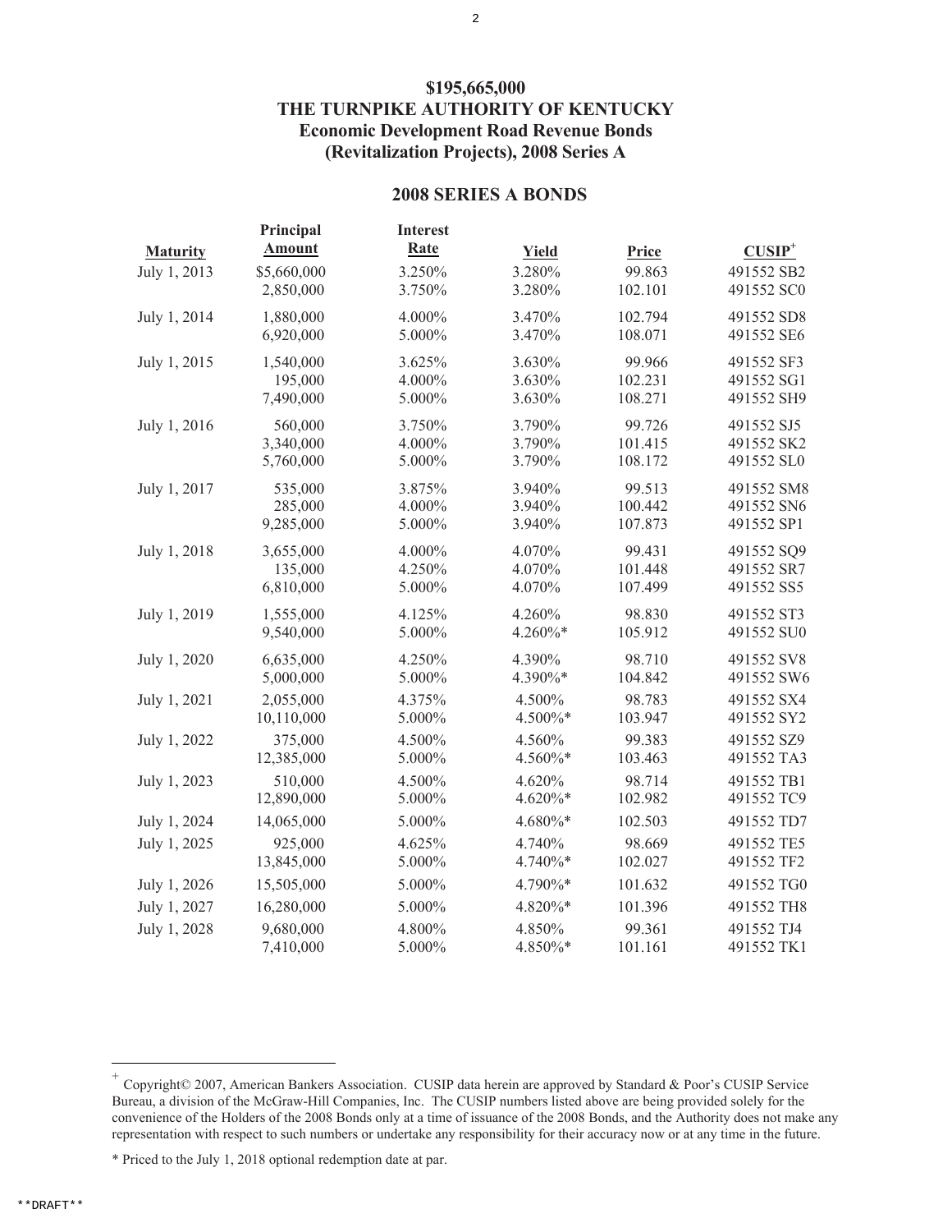# $195,665,000
# THE TURNPIKE AUTHORITY OF KENTUCKY
## Economic Development Road Revenue Bonds (Revitalization Projects), 2008 Series A

## 2008 SERIES A BONDS

| Maturity | Principal Amount | Interest Rate | Yield | Price | CUSIP[+] |
|---|---|---|---|---|---|
| July 1, 2013 | $5,660,000 | 3.250% | 3.280% | 99.863 | 491552 SB2 |
| | 2,850,000 | 3.750% | 3.280% | 102.101 | 491552 SC0 |
| July 1, 2014 | 1,880,000 | 4.000% | 3.470% | 102.794 | 491552 SD8 |
| | 6,920,000 | 5.000% | 3.470% | 108.071 | 491552 SE6 |
| July 1, 2015 | 1,540,000 | 3.625% | 3.630% | 99.966 | 491552 SF3 |
| | 195,000 | 4.000% | 3.630% | 102.231 | 491552 SG1 |
| | 7,490,000 | 5.000% | 3.630% | 108.271 | 491552 SH9 |
| July 1, 2016 | 560,000 | 3.750% | 3.790% | 99.726 | 491552 SJ5 |
| | 3,340,000 | 4.000% | 3.790% | 101.415 | 491552 SK2 |
| | 5,760,000 | 5.000% | 3.790% | 108.172 | 491552 SL0 |
| July 1, 2017 | 535,000 | 3.875% | 3.940% | 99.513 | 491552 SM8 |
| | 285,000 | 4.000% | 3.940% | 100.442 | 491552 SN6 |
| | 9,285,000 | 5.000% | 3.940% | 107.873 | 491552 SP1 |
| July 1, 2018 | 3,655,000 | 4.000% | 4.070% | 99.431 | 491552 SQ9 |
| | 135,000 | 4.250% | 4.070% | 101.448 | 491552 SR7 |
| | 6,810,000 | 5.000% | 4.070% | 107.499 | 491552 SS5 |
| July 1, 2019 | 1,555,000 | 4.125% | 4.260% | 98.830 | 491552 ST3 |
| | 9,540,000 | 5.000% | 4.260%* | 105.912 | 491552 SU0 |
| July 1, 2020 | 6,635,000 | 4.250% | 4.390% | 98.710 | 491552 SV8 |
| | 5,000,000 | 5.000% | 4.390%* | 104.842 | 491552 SW6 |
| July 1, 2021 | 2,055,000 | 4.375% | 4.500% | 98.783 | 491552 SX4 |
| | 10,110,000 | 5.000% | 4.500%* | 103.947 | 491552 SY2 |
| July 1, 2022 | 375,000 | 4.500% | 4.560% | 99.383 | 491552 SZ9 |
| | 12,385,000 | 5.000% | 4.560%* | 103.463 | 491552 TA3 |
| July 1, 2023 | 510,000 | 4.500% | 4.620% | 98.714 | 491552 TB1 |
| | 12,890,000 | 5.000% | 4.620%* | 102.982 | 491552 TC9 |
| July 1, 2024 | 14,065,000 | 5.000% | 4.680%* | 102.503 | 491552 TD7 |
| July 1, 2025 | 925,000 | 4.625% | 4.740% | 98.669 | 491552 TE5 |
| | 13,845,000 | 5.000% | 4.740%* | 102.027 | 491552 TF2 |
| July 1, 2026 | 15,505,000 | 5.000% | 4.790%* | 101.632 | 491552 TG0 |
| July 1, 2027 | 16,280,000 | 5.000% | 4.820%* | 101.396 | 491552 TH8 |
| July 1, 2028 | 9,680,000 | 4.800% | 4.850% | 99.361 | 491552 TJ4 |
| | 7,410,000 | 5.000% | 4.850%* | 101.161 | 491552 TK1 |

---

[+] Copyright© 2007, American Bankers Association. CUSIP data herein are approved by Standard & Poor's CUSIP Service Bureau, a division of the McGraw-Hill Companies, Inc. The CUSIP numbers listed above are being provided solely for the convenience of the Holders of the 2008 Bonds only at a time of issuance of the 2008 Bonds, and the Authority does not make any representation with respect to such numbers or undertake any responsibility for their accuracy now or at any time in the future.

* Priced to the July 1, 2018 optional redemption date at par.

**DRAFT**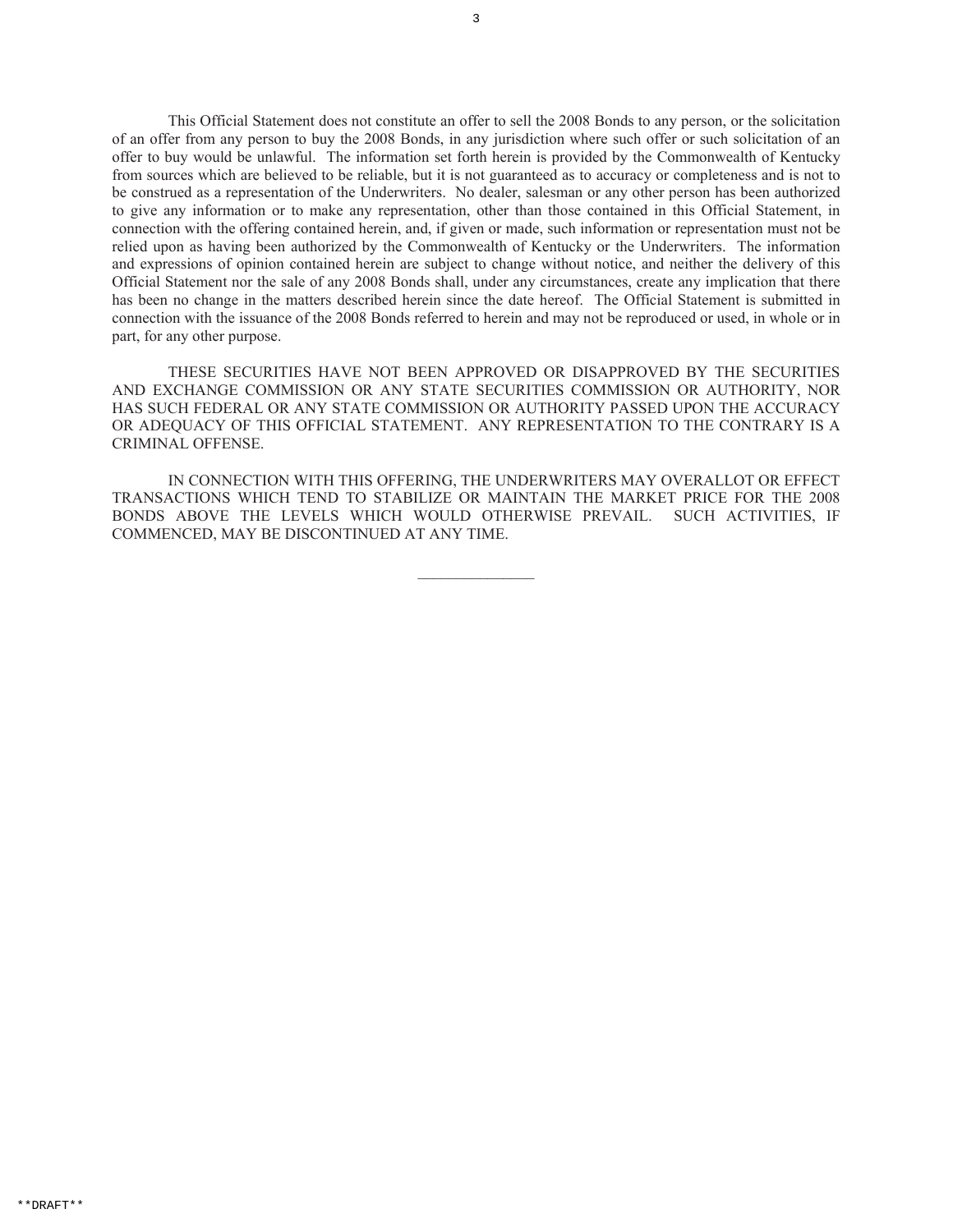This Official Statement does not constitute an offer to sell the 2008 Bonds to any person, or the solicitation of an offer from any person to buy the 2008 Bonds, in any jurisdiction where such offer or such solicitation of an offer to buy would be unlawful. The information set forth herein is provided by the Commonwealth of Kentucky from sources which are believed to be reliable, but it is not guaranteed as to accuracy or completeness and is not to be construed as a representation of the Underwriters. No dealer, salesman or any other person has been authorized to give any information or to make any representation, other than those contained in this Official Statement, in connection with the offering contained herein, and, if given or made, such information or representation must not be relied upon as having been authorized by the Commonwealth of Kentucky or the Underwriters. The information and expressions of opinion contained herein are subject to change without notice, and neither the delivery of this Official Statement nor the sale of any 2008 Bonds shall, under any circumstances, create any implication that there has been no change in the matters described herein since the date hereof. The Official Statement is submitted in connection with the issuance of the 2008 Bonds referred to herein and may not be reproduced or used, in whole or in part, for any other purpose.

THESE SECURITIES HAVE NOT BEEN APPROVED OR DISAPPROVED BY THE SECURITIES AND EXCHANGE COMMISSION OR ANY STATE SECURITIES COMMISSION OR AUTHORITY, NOR HAS SUCH FEDERAL OR ANY STATE COMMISSION OR AUTHORITY PASSED UPON THE ACCURACY OR ADEQUACY OF THIS OFFICIAL STATEMENT. ANY REPRESENTATION TO THE CONTRARY IS A CRIMINAL OFFENSE.

IN CONNECTION WITH THIS OFFERING, THE UNDERWRITERS MAY OVERALLOT OR EFFECT TRANSACTIONS WHICH TEND TO STABILIZE OR MAINTAIN THE MARKET PRICE FOR THE 2008 BONDS ABOVE THE LEVELS WHICH WOULD OTHERWISE PREVAIL. SUCH ACTIVITIES, IF COMMENCED, MAY BE DISCONTINUED AT ANY TIME.

---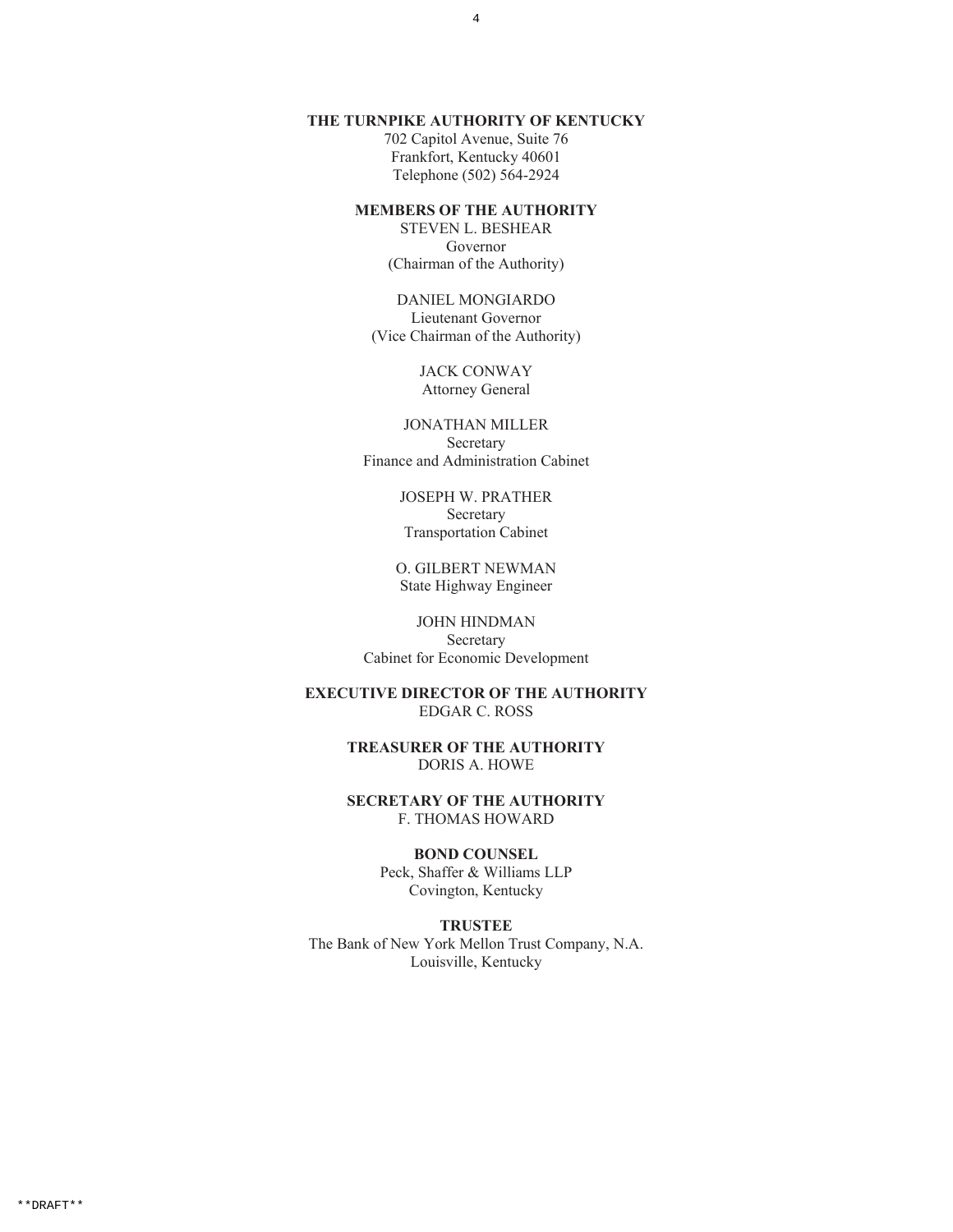**THE TURNPIKE AUTHORITY OF KENTUCKY**
702 Capitol Avenue, Suite 76
Frankfort, Kentucky 40601
Telephone (502) 564-2924

**MEMBERS OF THE AUTHORITY**

STEVEN L. BESHEAR
Governor
(Chairman of the Authority)

DANIEL MONGIARDO
Lieutenant Governor
(Vice Chairman of the Authority)

JACK CONWAY
Attorney General

JONATHAN MILLER
Secretary
Finance and Administration Cabinet

JOSEPH W. PRATHER
Secretary
Transportation Cabinet

O. GILBERT NEWMAN
State Highway Engineer

JOHN HINDMAN
Secretary
Cabinet for Economic Development

**EXECUTIVE DIRECTOR OF THE AUTHORITY**
EDGAR C. ROSS

**TREASURER OF THE AUTHORITY**
DORIS A. HOWE

**SECRETARY OF THE AUTHORITY**
F. THOMAS HOWARD

**BOND COUNSEL**
Peck, Shaffer & Williams LLP
Covington, Kentucky

**TRUSTEE**
The Bank of New York Mellon Trust Company, N.A.
Louisville, Kentucky

**DRAFT**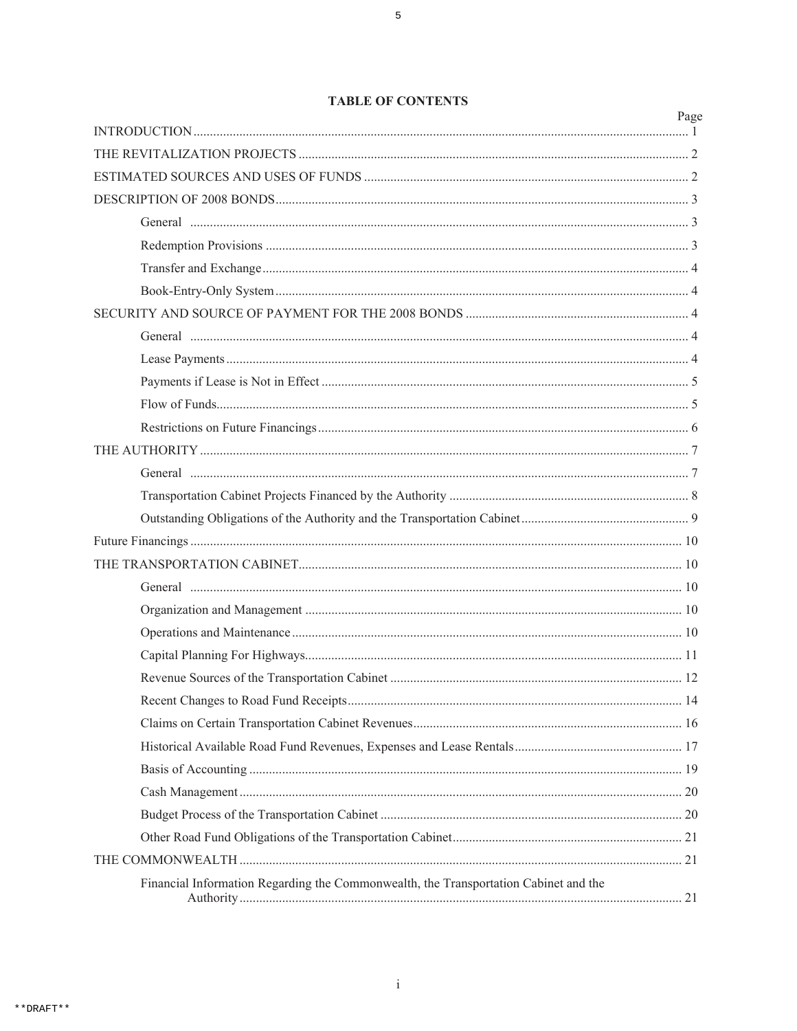# TABLE OF CONTENTS

| | Page |
|---|---|
| INTRODUCTION | 1 |
| THE REVITALIZATION PROJECTS | 2 |
| ESTIMATED SOURCES AND USES OF FUNDS | 2 |
| DESCRIPTION OF 2008 BONDS | 3 |
| General | 3 |
| Redemption Provisions | 3 |
| Transfer and Exchange | 4 |
| Book-Entry-Only System | 4 |
| SECURITY AND SOURCE OF PAYMENT FOR THE 2008 BONDS | 4 |
| General | 4 |
| Lease Payments | 4 |
| Payments if Lease is Not in Effect | 5 |
| Flow of Funds | 5 |
| Restrictions on Future Financings | 6 |
| THE AUTHORITY | 7 |
| General | 7 |
| Transportation Cabinet Projects Financed by the Authority | 8 |
| Outstanding Obligations of the Authority and the Transportation Cabinet | 9 |
| Future Financings | 10 |
| THE TRANSPORTATION CABINET | 10 |
| General | 10 |
| Organization and Management | 10 |
| Operations and Maintenance | 10 |
| Capital Planning For Highways | 11 |
| Revenue Sources of the Transportation Cabinet | 12 |
| Recent Changes to Road Fund Receipts | 14 |
| Claims on Certain Transportation Cabinet Revenues | 16 |
| Historical Available Road Fund Revenues, Expenses and Lease Rentals | 17 |
| Basis of Accounting | 19 |
| Cash Management | 20 |
| Budget Process of the Transportation Cabinet | 20 |
| Other Road Fund Obligations of the Transportation Cabinet | 21 |
| THE COMMONWEALTH | 21 |
| Financial Information Regarding the Commonwealth, the Transportation Cabinet and the Authority | 21 |

**DRAFT**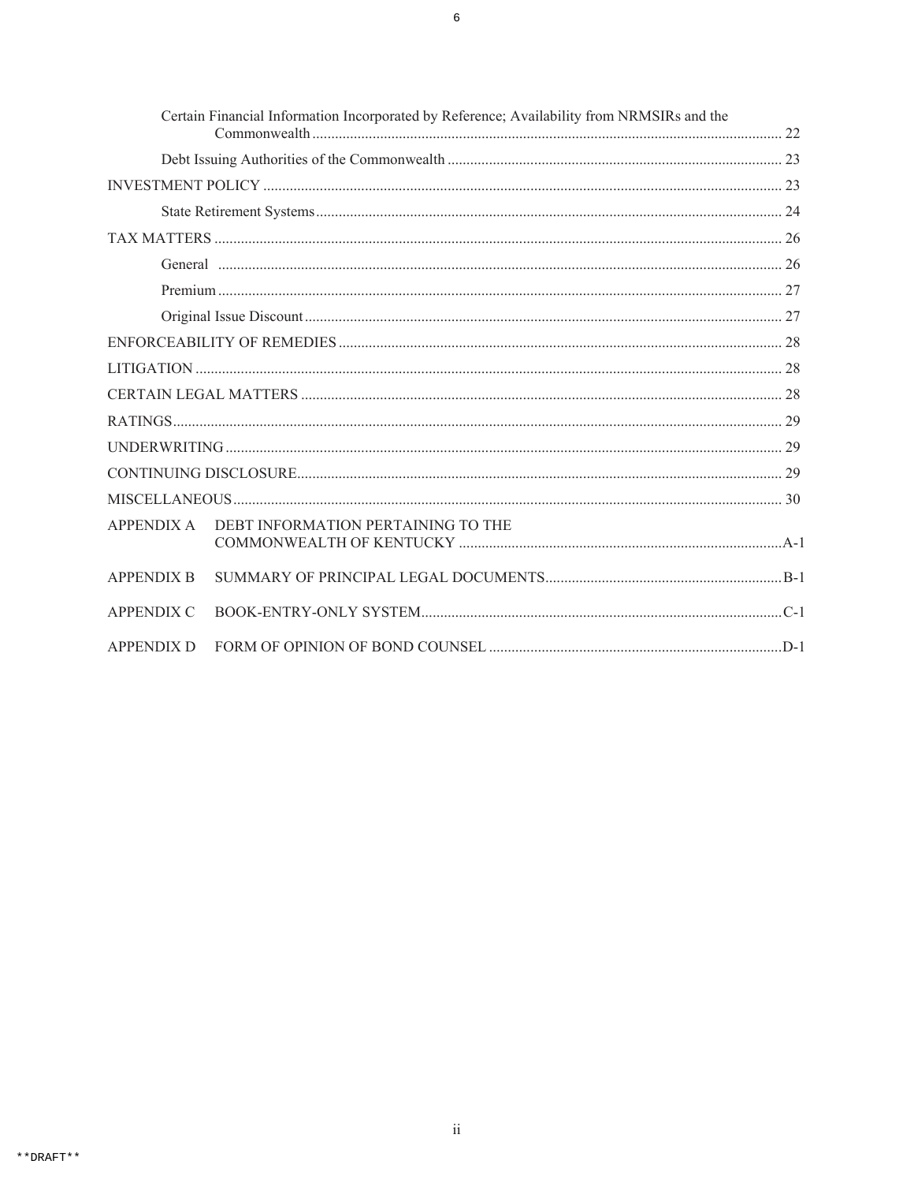| | |
|---|---|
| Certain Financial Information Incorporated by Reference; Availability from NRMSIRs and the Commonwealth | 22 |
| Debt Issuing Authorities of the Commonwealth | 23 |
| INVESTMENT POLICY | 23 |
| State Retirement Systems | 24 |
| TAX MATTERS | 26 |
| General | 26 |
| Premium | 27 |
| Original Issue Discount | 27 |
| ENFORCEABILITY OF REMEDIES | 28 |
| LITIGATION | 28 |
| CERTAIN LEGAL MATTERS | 28 |
| RATINGS | 29 |
| UNDERWRITING | 29 |
| CONTINUING DISCLOSURE | 29 |
| MISCELLANEOUS | 30 |
| APPENDIX A DEBT INFORMATION PERTAINING TO THE COMMONWEALTH OF KENTUCKY | A-1 |
| APPENDIX B SUMMARY OF PRINCIPAL LEGAL DOCUMENTS | B-1 |
| APPENDIX C BOOK-ENTRY-ONLY SYSTEM | C-1 |
| APPENDIX D FORM OF OPINION OF BOND COUNSEL | D-1 |

\*\*DRAFT\*\*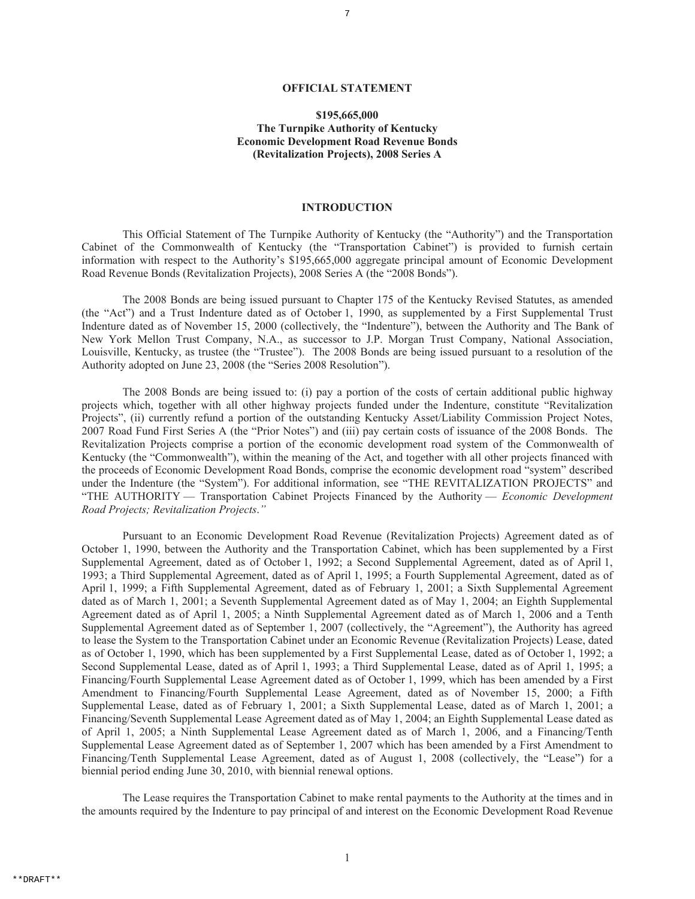**OFFICIAL STATEMENT**

**$195,665,000**
**The Turnpike Authority of Kentucky**
**Economic Development Road Revenue Bonds**
**(Revitalization Projects), 2008 Series A**

## INTRODUCTION

This Official Statement of The Turnpike Authority of Kentucky (the "Authority") and the Transportation Cabinet of the Commonwealth of Kentucky (the "Transportation Cabinet") is provided to furnish certain information with respect to the Authority's $195,665,000 aggregate principal amount of Economic Development Road Revenue Bonds (Revitalization Projects), 2008 Series A (the "2008 Bonds").

The 2008 Bonds are being issued pursuant to Chapter 175 of the Kentucky Revised Statutes, as amended (the "Act") and a Trust Indenture dated as of October 1, 1990, as supplemented by a First Supplemental Trust Indenture dated as of November 15, 2000 (collectively, the "Indenture"), between the Authority and The Bank of New York Mellon Trust Company, N.A., as successor to J.P. Morgan Trust Company, National Association, Louisville, Kentucky, as trustee (the "Trustee"). The 2008 Bonds are being issued pursuant to a resolution of the Authority adopted on June 23, 2008 (the "Series 2008 Resolution").

The 2008 Bonds are being issued to: (i) pay a portion of the costs of certain additional public highway projects which, together with all other highway projects funded under the Indenture, constitute "Revitalization Projects", (ii) currently refund a portion of the outstanding Kentucky Asset/Liability Commission Project Notes, 2007 Road Fund First Series A (the "Prior Notes") and (iii) pay certain costs of issuance of the 2008 Bonds. The Revitalization Projects comprise a portion of the economic development road system of the Commonwealth of Kentucky (the "Commonwealth"), within the meaning of the Act, and together with all other projects financed with the proceeds of Economic Development Road Bonds, comprise the economic development road "system" described under the Indenture (the "System"). For additional information, see "THE REVITALIZATION PROJECTS" and "THE AUTHORITY — Transportation Cabinet Projects Financed by the Authority — *Economic Development Road Projects; Revitalization Projects*."

Pursuant to an Economic Development Road Revenue (Revitalization Projects) Agreement dated as of October 1, 1990, between the Authority and the Transportation Cabinet, which has been supplemented by a First Supplemental Agreement, dated as of October 1, 1992; a Second Supplemental Agreement, dated as of April 1, 1993; a Third Supplemental Agreement, dated as of April 1, 1995; a Fourth Supplemental Agreement, dated as of April 1, 1999; a Fifth Supplemental Agreement, dated as of February 1, 2001; a Sixth Supplemental Agreement dated as of March 1, 2001; a Seventh Supplemental Agreement dated as of May 1, 2004; an Eighth Supplemental Agreement dated as of April 1, 2005; a Ninth Supplemental Agreement dated as of March 1, 2006 and a Tenth Supplemental Agreement dated as of September 1, 2007 (collectively, the "Agreement"), the Authority has agreed to lease the System to the Transportation Cabinet under an Economic Revenue (Revitalization Projects) Lease, dated as of October 1, 1990, which has been supplemented by a First Supplemental Lease, dated as of October 1, 1992; a Second Supplemental Lease, dated as of April 1, 1993; a Third Supplemental Lease, dated as of April 1, 1995; a Financing/Fourth Supplemental Lease Agreement dated as of October 1, 1999, which has been amended by a First Amendment to Financing/Fourth Supplemental Lease Agreement, dated as of November 15, 2000; a Fifth Supplemental Lease, dated as of February 1, 2001; a Sixth Supplemental Lease, dated as of March 1, 2001; a Financing/Seventh Supplemental Lease Agreement dated as of May 1, 2004; an Eighth Supplemental Lease dated as of April 1, 2005; a Ninth Supplemental Lease Agreement dated as of March 1, 2006, and a Financing/Tenth Supplemental Lease Agreement dated as of September 1, 2007 which has been amended by a First Amendment to Financing/Tenth Supplemental Lease Agreement, dated as of August 1, 2008 (collectively, the "Lease") for a biennial period ending June 30, 2010, with biennial renewal options.

The Lease requires the Transportation Cabinet to make rental payments to the Authority at the times and in the amounts required by the Indenture to pay principal of and interest on the Economic Development Road Revenue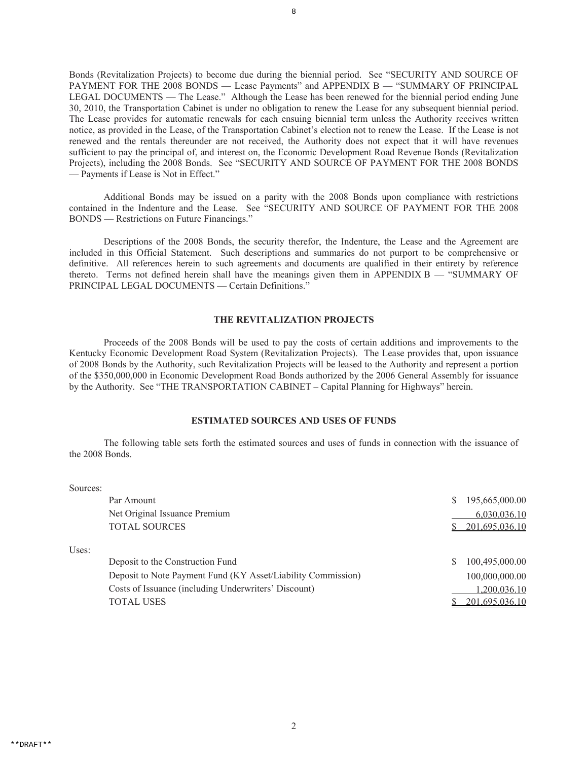Bonds (Revitalization Projects) to become due during the biennial period. See "SECURITY AND SOURCE OF PAYMENT FOR THE 2008 BONDS — Lease Payments" and APPENDIX B — "SUMMARY OF PRINCIPAL LEGAL DOCUMENTS — The Lease." Although the Lease has been renewed for the biennial period ending June 30, 2010, the Transportation Cabinet is under no obligation to renew the Lease for any subsequent biennial period. The Lease provides for automatic renewals for each ensuing biennial term unless the Authority receives written notice, as provided in the Lease, of the Transportation Cabinet's election not to renew the Lease. If the Lease is not renewed and the rentals thereunder are not received, the Authority does not expect that it will have revenues sufficient to pay the principal of, and interest on, the Economic Development Road Revenue Bonds (Revitalization Projects), including the 2008 Bonds. See "SECURITY AND SOURCE OF PAYMENT FOR THE 2008 BONDS — Payments if Lease is Not in Effect."

Additional Bonds may be issued on a parity with the 2008 Bonds upon compliance with restrictions contained in the Indenture and the Lease. See "SECURITY AND SOURCE OF PAYMENT FOR THE 2008 BONDS — Restrictions on Future Financings."

Descriptions of the 2008 Bonds, the security therefor, the Indenture, the Lease and the Agreement are included in this Official Statement. Such descriptions and summaries do not purport to be comprehensive or definitive. All references herein to such agreements and documents are qualified in their entirety by reference thereto. Terms not defined herein shall have the meanings given them in APPENDIX B — "SUMMARY OF PRINCIPAL LEGAL DOCUMENTS — Certain Definitions."

## THE REVITALIZATION PROJECTS

Proceeds of the 2008 Bonds will be used to pay the costs of certain additions and improvements to the Kentucky Economic Development Road System (Revitalization Projects). The Lease provides that, upon issuance of 2008 Bonds by the Authority, such Revitalization Projects will be leased to the Authority and represent a portion of the $350,000,000 in Economic Development Road Bonds authorized by the 2006 General Assembly for issuance by the Authority. See "THE TRANSPORTATION CABINET – Capital Planning for Highways" herein.

## ESTIMATED SOURCES AND USES OF FUNDS

The following table sets forth the estimated sources and uses of funds in connection with the issuance of the 2008 Bonds.

| | |
|---|---|
| **Sources:** | |
| Par Amount | $ 195,665,000.00 |
| Net Original Issuance Premium | 6,030,036.10 |
| TOTAL SOURCES | $ 201,695,036.10 |
| **Uses:** | |
| Deposit to the Construction Fund | $ 100,495,000.00 |
| Deposit to Note Payment Fund (KY Asset/Liability Commission) | 100,000,000.00 |
| Costs of Issuance (including Underwriters' Discount) | 1,200,036.10 |
| TOTAL USES | $ 201,695,036.10 |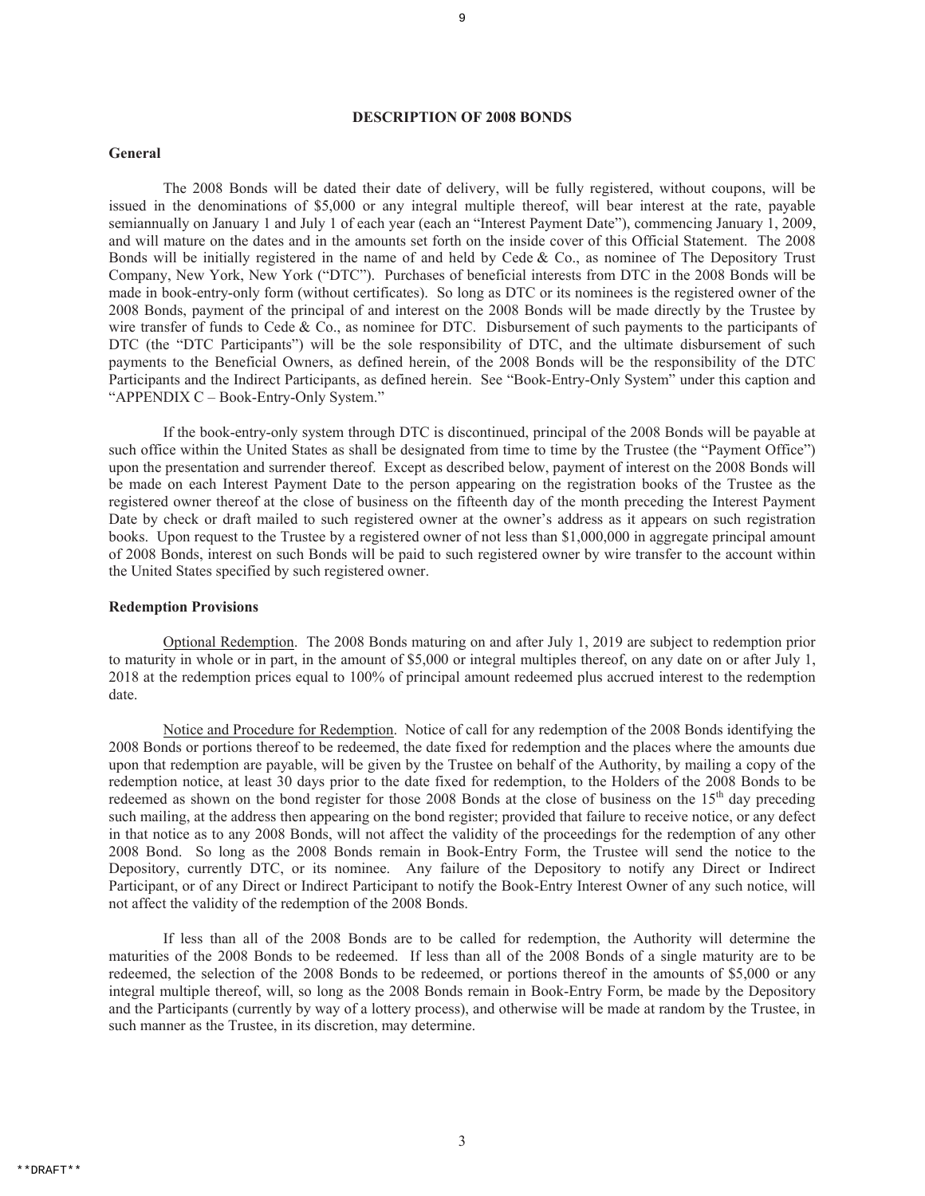## DESCRIPTION OF 2008 BONDS

### General

The 2008 Bonds will be dated their date of delivery, will be fully registered, without coupons, will be issued in the denominations of $5,000 or any integral multiple thereof, will bear interest at the rate, payable semiannually on January 1 and July 1 of each year (each an "Interest Payment Date"), commencing January 1, 2009, and will mature on the dates and in the amounts set forth on the inside cover of this Official Statement. The 2008 Bonds will be initially registered in the name of and held by Cede & Co., as nominee of The Depository Trust Company, New York, New York ("DTC"). Purchases of beneficial interests from DTC in the 2008 Bonds will be made in book-entry-only form (without certificates). So long as DTC or its nominees is the registered owner of the 2008 Bonds, payment of the principal of and interest on the 2008 Bonds will be made directly by the Trustee by wire transfer of funds to Cede & Co., as nominee for DTC. Disbursement of such payments to the participants of DTC (the "DTC Participants") will be the sole responsibility of DTC, and the ultimate disbursement of such payments to the Beneficial Owners, as defined herein, of the 2008 Bonds will be the responsibility of the DTC Participants and the Indirect Participants, as defined herein. See "Book-Entry-Only System" under this caption and "APPENDIX C – Book-Entry-Only System."

If the book-entry-only system through DTC is discontinued, principal of the 2008 Bonds will be payable at such office within the United States as shall be designated from time to time by the Trustee (the "Payment Office") upon the presentation and surrender thereof. Except as described below, payment of interest on the 2008 Bonds will be made on each Interest Payment Date to the person appearing on the registration books of the Trustee as the registered owner thereof at the close of business on the fifteenth day of the month preceding the Interest Payment Date by check or draft mailed to such registered owner at the owner's address as it appears on such registration books. Upon request to the Trustee by a registered owner of not less than $1,000,000 in aggregate principal amount of 2008 Bonds, interest on such Bonds will be paid to such registered owner by wire transfer to the account within the United States specified by such registered owner.

### Redemption Provisions

Optional Redemption. The 2008 Bonds maturing on and after July 1, 2019 are subject to redemption prior to maturity in whole or in part, in the amount of $5,000 or integral multiples thereof, on any date on or after July 1, 2018 at the redemption prices equal to 100% of principal amount redeemed plus accrued interest to the redemption date.

Notice and Procedure for Redemption. Notice of call for any redemption of the 2008 Bonds identifying the 2008 Bonds or portions thereof to be redeemed, the date fixed for redemption and the places where the amounts due upon that redemption are payable, will be given by the Trustee on behalf of the Authority, by mailing a copy of the redemption notice, at least 30 days prior to the date fixed for redemption, to the Holders of the 2008 Bonds to be redeemed as shown on the bond register for those 2008 Bonds at the close of business on the 15th day preceding such mailing, at the address then appearing on the bond register; provided that failure to receive notice, or any defect in that notice as to any 2008 Bonds, will not affect the validity of the proceedings for the redemption of any other 2008 Bond. So long as the 2008 Bonds remain in Book-Entry Form, the Trustee will send the notice to the Depository, currently DTC, or its nominee. Any failure of the Depository to notify any Direct or Indirect Participant, or of any Direct or Indirect Participant to notify the Book-Entry Interest Owner of any such notice, will not affect the validity of the redemption of the 2008 Bonds.

If less than all of the 2008 Bonds are to be called for redemption, the Authority will determine the maturities of the 2008 Bonds to be redeemed. If less than all of the 2008 Bonds of a single maturity are to be redeemed, the selection of the 2008 Bonds to be redeemed, or portions thereof in the amounts of $5,000 or any integral multiple thereof, will, so long as the 2008 Bonds remain in Book-Entry Form, be made by the Depository and the Participants (currently by way of a lottery process), and otherwise will be made at random by the Trustee, in such manner as the Trustee, in its discretion, may determine.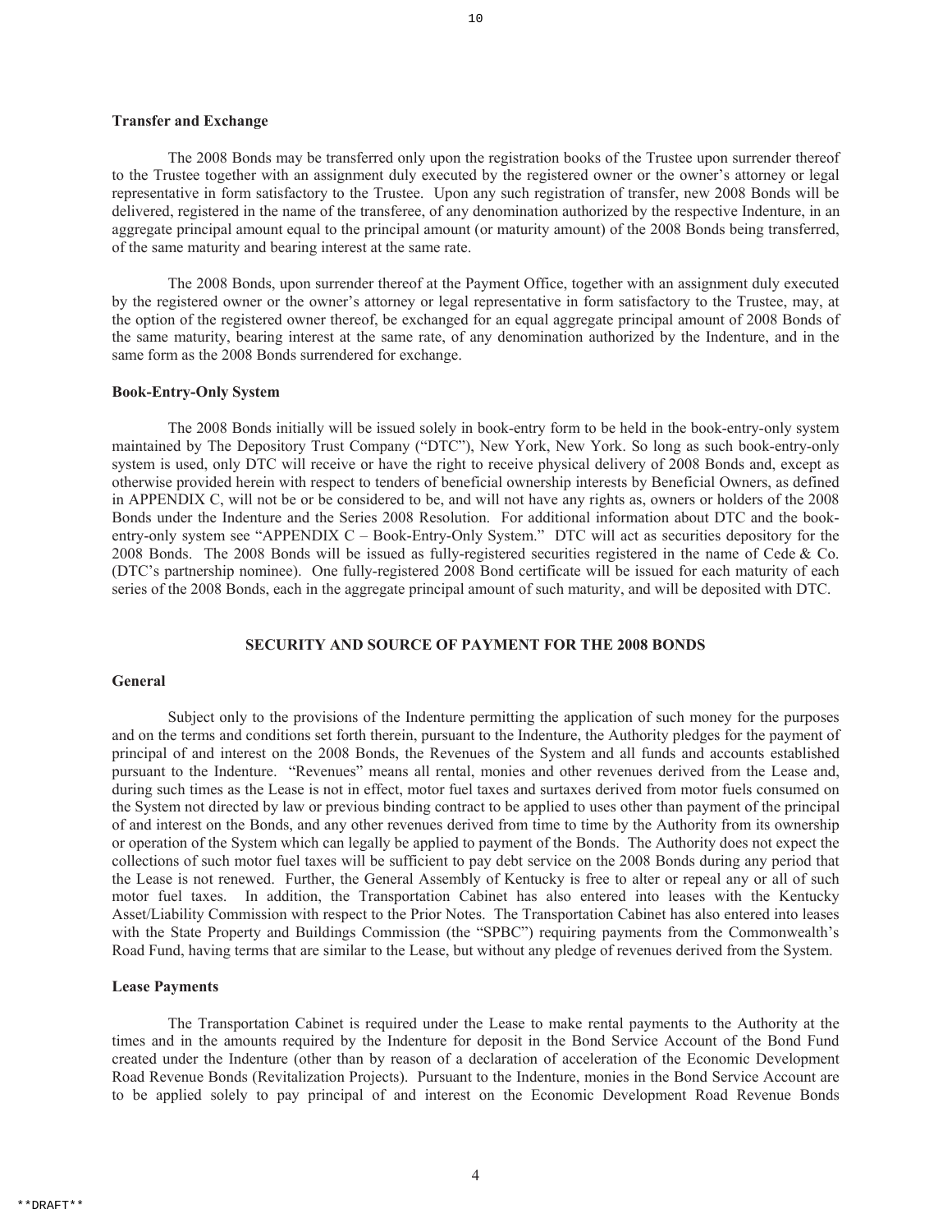**Transfer and Exchange**

The 2008 Bonds may be transferred only upon the registration books of the Trustee upon surrender thereof to the Trustee together with an assignment duly executed by the registered owner or the owner's attorney or legal representative in form satisfactory to the Trustee. Upon any such registration of transfer, new 2008 Bonds will be delivered, registered in the name of the transferee, of any denomination authorized by the respective Indenture, in an aggregate principal amount equal to the principal amount (or maturity amount) of the 2008 Bonds being transferred, of the same maturity and bearing interest at the same rate.

The 2008 Bonds, upon surrender thereof at the Payment Office, together with an assignment duly executed by the registered owner or the owner's attorney or legal representative in form satisfactory to the Trustee, may, at the option of the registered owner thereof, be exchanged for an equal aggregate principal amount of 2008 Bonds of the same maturity, bearing interest at the same rate, of any denomination authorized by the Indenture, and in the same form as the 2008 Bonds surrendered for exchange.

**Book-Entry-Only System**

The 2008 Bonds initially will be issued solely in book-entry form to be held in the book-entry-only system maintained by The Depository Trust Company ("DTC"), New York, New York. So long as such book-entry-only system is used, only DTC will receive or have the right to receive physical delivery of 2008 Bonds and, except as otherwise provided herein with respect to tenders of beneficial ownership interests by Beneficial Owners, as defined in APPENDIX C, will not be or be considered to be, and will not have any rights as, owners or holders of the 2008 Bonds under the Indenture and the Series 2008 Resolution. For additional information about DTC and the book-entry-only system see "APPENDIX C – Book-Entry-Only System." DTC will act as securities depository for the 2008 Bonds. The 2008 Bonds will be issued as fully-registered securities registered in the name of Cede & Co. (DTC's partnership nominee). One fully-registered 2008 Bond certificate will be issued for each maturity of each series of the 2008 Bonds, each in the aggregate principal amount of such maturity, and will be deposited with DTC.

## SECURITY AND SOURCE OF PAYMENT FOR THE 2008 BONDS

**General**

Subject only to the provisions of the Indenture permitting the application of such money for the purposes and on the terms and conditions set forth therein, pursuant to the Indenture, the Authority pledges for the payment of principal of and interest on the 2008 Bonds, the Revenues of the System and all funds and accounts established pursuant to the Indenture. "Revenues" means all rental, monies and other revenues derived from the Lease and, during such times as the Lease is not in effect, motor fuel taxes and surtaxes derived from motor fuels consumed on the System not directed by law or previous binding contract to be applied to uses other than payment of the principal of and interest on the Bonds, and any other revenues derived from time to time by the Authority from its ownership or operation of the System which can legally be applied to payment of the Bonds. The Authority does not expect the collections of such motor fuel taxes will be sufficient to pay debt service on the 2008 Bonds during any period that the Lease is not renewed. Further, the General Assembly of Kentucky is free to alter or repeal any or all of such motor fuel taxes. In addition, the Transportation Cabinet has also entered into leases with the Kentucky Asset/Liability Commission with respect to the Prior Notes. The Transportation Cabinet has also entered into leases with the State Property and Buildings Commission (the "SPBC") requiring payments from the Commonwealth's Road Fund, having terms that are similar to the Lease, but without any pledge of revenues derived from the System.

**Lease Payments**

The Transportation Cabinet is required under the Lease to make rental payments to the Authority at the times and in the amounts required by the Indenture for deposit in the Bond Service Account of the Bond Fund created under the Indenture (other than by reason of a declaration of acceleration of the Economic Development Road Revenue Bonds (Revitalization Projects). Pursuant to the Indenture, monies in the Bond Service Account are to be applied solely to pay principal of and interest on the Economic Development Road Revenue Bonds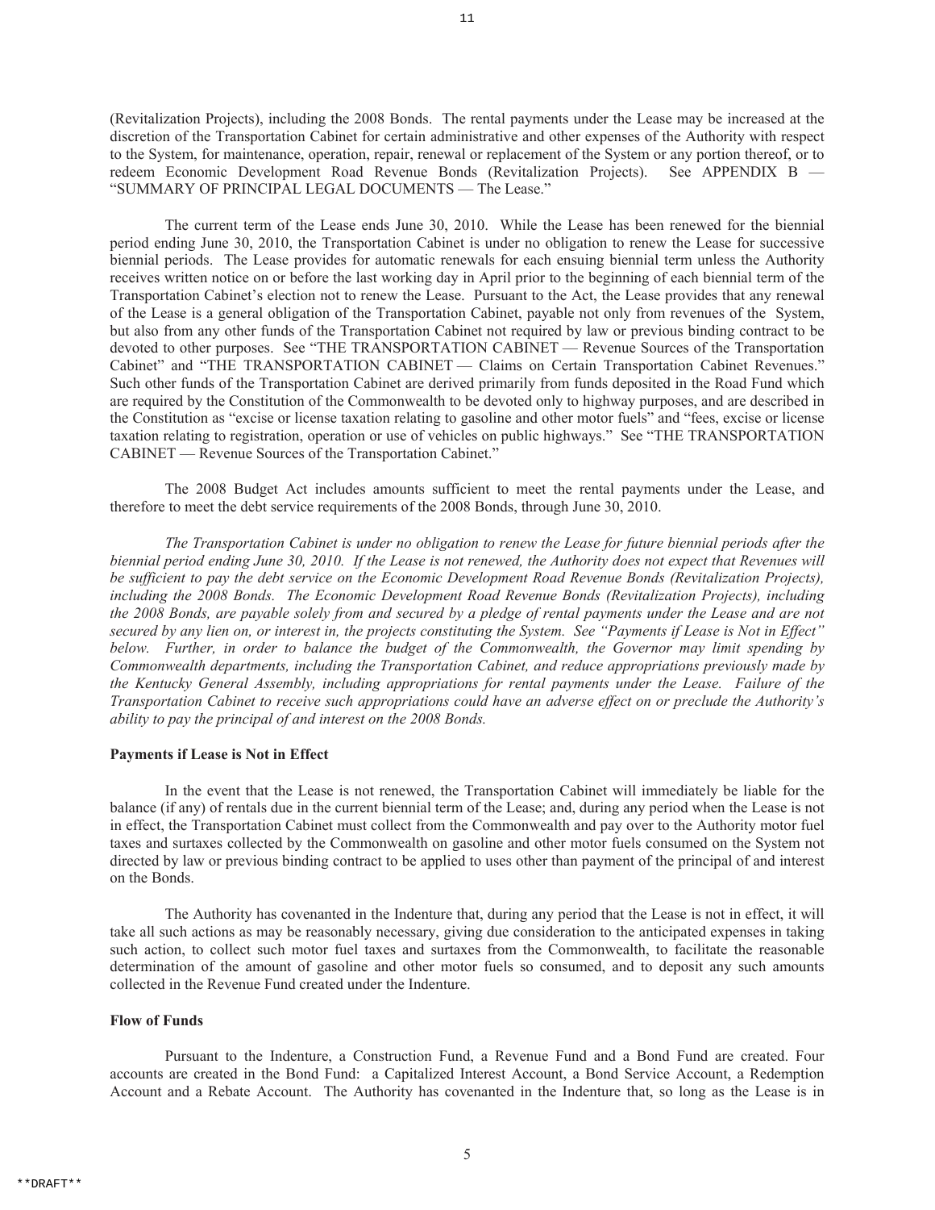(Revitalization Projects), including the 2008 Bonds. The rental payments under the Lease may be increased at the discretion of the Transportation Cabinet for certain administrative and other expenses of the Authority with respect to the System, for maintenance, operation, repair, renewal or replacement of the System or any portion thereof, or to redeem Economic Development Road Revenue Bonds (Revitalization Projects). See APPENDIX B — "SUMMARY OF PRINCIPAL LEGAL DOCUMENTS — The Lease."

The current term of the Lease ends June 30, 2010. While the Lease has been renewed for the biennial period ending June 30, 2010, the Transportation Cabinet is under no obligation to renew the Lease for successive biennial periods. The Lease provides for automatic renewals for each ensuing biennial term unless the Authority receives written notice on or before the last working day in April prior to the beginning of each biennial term of the Transportation Cabinet's election not to renew the Lease. Pursuant to the Act, the Lease provides that any renewal of the Lease is a general obligation of the Transportation Cabinet, payable not only from revenues of the System, but also from any other funds of the Transportation Cabinet not required by law or previous binding contract to be devoted to other purposes. See "THE TRANSPORTATION CABINET — Revenue Sources of the Transportation Cabinet" and "THE TRANSPORTATION CABINET — Claims on Certain Transportation Cabinet Revenues." Such other funds of the Transportation Cabinet are derived primarily from funds deposited in the Road Fund which are required by the Constitution of the Commonwealth to be devoted only to highway purposes, and are described in the Constitution as "excise or license taxation relating to gasoline and other motor fuels" and "fees, excise or license taxation relating to registration, operation or use of vehicles on public highways." See "THE TRANSPORTATION CABINET — Revenue Sources of the Transportation Cabinet."

The 2008 Budget Act includes amounts sufficient to meet the rental payments under the Lease, and therefore to meet the debt service requirements of the 2008 Bonds, through June 30, 2010.

*The Transportation Cabinet is under no obligation to renew the Lease for future biennial periods after the biennial period ending June 30, 2010. If the Lease is not renewed, the Authority does not expect that Revenues will be sufficient to pay the debt service on the Economic Development Road Revenue Bonds (Revitalization Projects), including the 2008 Bonds. The Economic Development Road Revenue Bonds (Revitalization Projects), including the 2008 Bonds, are payable solely from and secured by a pledge of rental payments under the Lease and are not secured by any lien on, or interest in, the projects constituting the System. See "Payments if Lease is Not in Effect" below. Further, in order to balance the budget of the Commonwealth, the Governor may limit spending by Commonwealth departments, including the Transportation Cabinet, and reduce appropriations previously made by the Kentucky General Assembly, including appropriations for rental payments under the Lease. Failure of the Transportation Cabinet to receive such appropriations could have an adverse effect on or preclude the Authority's ability to pay the principal of and interest on the 2008 Bonds.*

**Payments if Lease is Not in Effect**

In the event that the Lease is not renewed, the Transportation Cabinet will immediately be liable for the balance (if any) of rentals due in the current biennial term of the Lease; and, during any period when the Lease is not in effect, the Transportation Cabinet must collect from the Commonwealth and pay over to the Authority motor fuel taxes and surtaxes collected by the Commonwealth on gasoline and other motor fuels consumed on the System not directed by law or previous binding contract to be applied to uses other than payment of the principal of and interest on the Bonds.

The Authority has covenanted in the Indenture that, during any period that the Lease is not in effect, it will take all such actions as may be reasonably necessary, giving due consideration to the anticipated expenses in taking such action, to collect such motor fuel taxes and surtaxes from the Commonwealth, to facilitate the reasonable determination of the amount of gasoline and other motor fuels so consumed, and to deposit any such amounts collected in the Revenue Fund created under the Indenture.

**Flow of Funds**

Pursuant to the Indenture, a Construction Fund, a Revenue Fund and a Bond Fund are created. Four accounts are created in the Bond Fund: a Capitalized Interest Account, a Bond Service Account, a Redemption Account and a Rebate Account. The Authority has covenanted in the Indenture that, so long as the Lease is in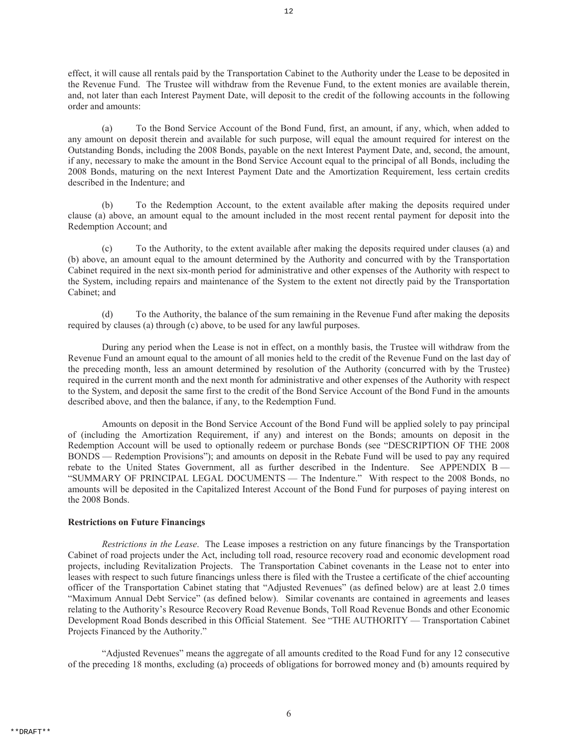effect, it will cause all rentals paid by the Transportation Cabinet to the Authority under the Lease to be deposited in the Revenue Fund. The Trustee will withdraw from the Revenue Fund, to the extent monies are available therein, and, not later than each Interest Payment Date, will deposit to the credit of the following accounts in the following order and amounts:

(a) To the Bond Service Account of the Bond Fund, first, an amount, if any, which, when added to any amount on deposit therein and available for such purpose, will equal the amount required for interest on the Outstanding Bonds, including the 2008 Bonds, payable on the next Interest Payment Date, and, second, the amount, if any, necessary to make the amount in the Bond Service Account equal to the principal of all Bonds, including the 2008 Bonds, maturing on the next Interest Payment Date and the Amortization Requirement, less certain credits described in the Indenture; and

(b) To the Redemption Account, to the extent available after making the deposits required under clause (a) above, an amount equal to the amount included in the most recent rental payment for deposit into the Redemption Account; and

(c) To the Authority, to the extent available after making the deposits required under clauses (a) and (b) above, an amount equal to the amount determined by the Authority and concurred with by the Transportation Cabinet required in the next six-month period for administrative and other expenses of the Authority with respect to the System, including repairs and maintenance of the System to the extent not directly paid by the Transportation Cabinet; and

(d) To the Authority, the balance of the sum remaining in the Revenue Fund after making the deposits required by clauses (a) through (c) above, to be used for any lawful purposes.

During any period when the Lease is not in effect, on a monthly basis, the Trustee will withdraw from the Revenue Fund an amount equal to the amount of all monies held to the credit of the Revenue Fund on the last day of the preceding month, less an amount determined by resolution of the Authority (concurred with by the Trustee) required in the current month and the next month for administrative and other expenses of the Authority with respect to the System, and deposit the same first to the credit of the Bond Service Account of the Bond Fund in the amounts described above, and then the balance, if any, to the Redemption Fund.

Amounts on deposit in the Bond Service Account of the Bond Fund will be applied solely to pay principal of (including the Amortization Requirement, if any) and interest on the Bonds; amounts on deposit in the Redemption Account will be used to optionally redeem or purchase Bonds (see "DESCRIPTION OF THE 2008 BONDS — Redemption Provisions"); and amounts on deposit in the Rebate Fund will be used to pay any required rebate to the United States Government, all as further described in the Indenture. See APPENDIX B — "SUMMARY OF PRINCIPAL LEGAL DOCUMENTS — The Indenture." With respect to the 2008 Bonds, no amounts will be deposited in the Capitalized Interest Account of the Bond Fund for purposes of paying interest on the 2008 Bonds.

**Restrictions on Future Financings**

*Restrictions in the Lease*. The Lease imposes a restriction on any future financings by the Transportation Cabinet of road projects under the Act, including toll road, resource recovery road and economic development road projects, including Revitalization Projects. The Transportation Cabinet covenants in the Lease not to enter into leases with respect to such future financings unless there is filed with the Trustee a certificate of the chief accounting officer of the Transportation Cabinet stating that "Adjusted Revenues" (as defined below) are at least 2.0 times "Maximum Annual Debt Service" (as defined below). Similar covenants are contained in agreements and leases relating to the Authority's Resource Recovery Road Revenue Bonds, Toll Road Revenue Bonds and other Economic Development Road Bonds described in this Official Statement. See "THE AUTHORITY — Transportation Cabinet Projects Financed by the Authority."

"Adjusted Revenues" means the aggregate of all amounts credited to the Road Fund for any 12 consecutive of the preceding 18 months, excluding (a) proceeds of obligations for borrowed money and (b) amounts required by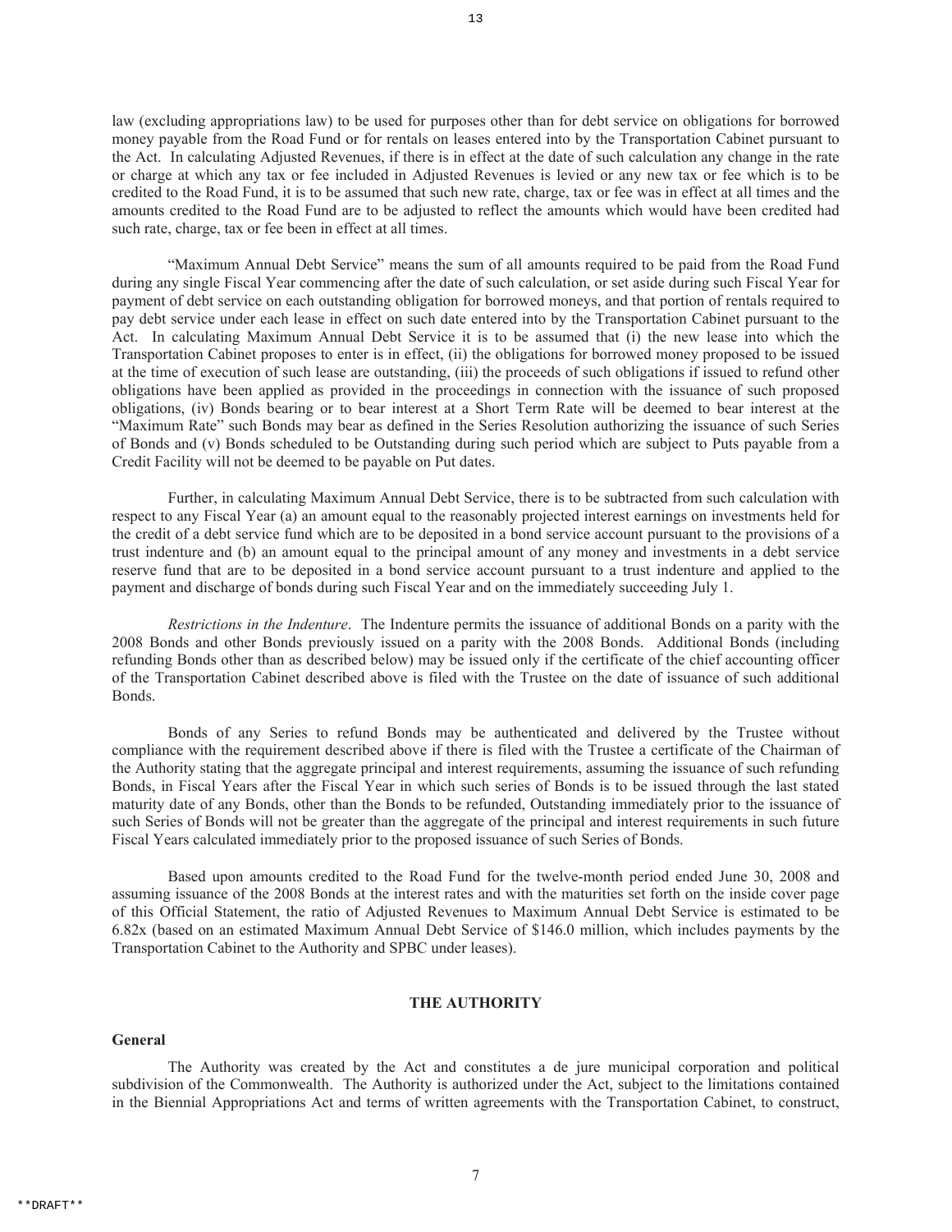law (excluding appropriations law) to be used for purposes other than for debt service on obligations for borrowed money payable from the Road Fund or for rentals on leases entered into by the Transportation Cabinet pursuant to the Act. In calculating Adjusted Revenues, if there is in effect at the date of such calculation any change in the rate or charge at which any tax or fee included in Adjusted Revenues is levied or any new tax or fee which is to be credited to the Road Fund, it is to be assumed that such new rate, charge, tax or fee was in effect at all times and the amounts credited to the Road Fund are to be adjusted to reflect the amounts which would have been credited had such rate, charge, tax or fee been in effect at all times.

"Maximum Annual Debt Service" means the sum of all amounts required to be paid from the Road Fund during any single Fiscal Year commencing after the date of such calculation, or set aside during such Fiscal Year for payment of debt service on each outstanding obligation for borrowed moneys, and that portion of rentals required to pay debt service under each lease in effect on such date entered into by the Transportation Cabinet pursuant to the Act. In calculating Maximum Annual Debt Service it is to be assumed that (i) the new lease into which the Transportation Cabinet proposes to enter is in effect, (ii) the obligations for borrowed money proposed to be issued at the time of execution of such lease are outstanding, (iii) the proceeds of such obligations if issued to refund other obligations have been applied as provided in the proceedings in connection with the issuance of such proposed obligations, (iv) Bonds bearing or to bear interest at a Short Term Rate will be deemed to bear interest at the "Maximum Rate" such Bonds may bear as defined in the Series Resolution authorizing the issuance of such Series of Bonds and (v) Bonds scheduled to be Outstanding during such period which are subject to Puts payable from a Credit Facility will not be deemed to be payable on Put dates.

Further, in calculating Maximum Annual Debt Service, there is to be subtracted from such calculation with respect to any Fiscal Year (a) an amount equal to the reasonably projected interest earnings on investments held for the credit of a debt service fund which are to be deposited in a bond service account pursuant to the provisions of a trust indenture and (b) an amount equal to the principal amount of any money and investments in a debt service reserve fund that are to be deposited in a bond service account pursuant to a trust indenture and applied to the payment and discharge of bonds during such Fiscal Year and on the immediately succeeding July 1.

*Restrictions in the Indenture*. The Indenture permits the issuance of additional Bonds on a parity with the 2008 Bonds and other Bonds previously issued on a parity with the 2008 Bonds. Additional Bonds (including refunding Bonds other than as described below) may be issued only if the certificate of the chief accounting officer of the Transportation Cabinet described above is filed with the Trustee on the date of issuance of such additional Bonds.

Bonds of any Series to refund Bonds may be authenticated and delivered by the Trustee without compliance with the requirement described above if there is filed with the Trustee a certificate of the Chairman of the Authority stating that the aggregate principal and interest requirements, assuming the issuance of such refunding Bonds, in Fiscal Years after the Fiscal Year in which such series of Bonds is to be issued through the last stated maturity date of any Bonds, other than the Bonds to be refunded, Outstanding immediately prior to the issuance of such Series of Bonds will not be greater than the aggregate of the principal and interest requirements in such future Fiscal Years calculated immediately prior to the proposed issuance of such Series of Bonds.

Based upon amounts credited to the Road Fund for the twelve-month period ended June 30, 2008 and assuming issuance of the 2008 Bonds at the interest rates and with the maturities set forth on the inside cover page of this Official Statement, the ratio of Adjusted Revenues to Maximum Annual Debt Service is estimated to be 6.82x (based on an estimated Maximum Annual Debt Service of $146.0 million, which includes payments by the Transportation Cabinet to the Authority and SPBC under leases).

## THE AUTHORITY

### General

The Authority was created by the Act and constitutes a de jure municipal corporation and political subdivision of the Commonwealth. The Authority is authorized under the Act, subject to the limitations contained in the Biennial Appropriations Act and terms of written agreements with the Transportation Cabinet, to construct,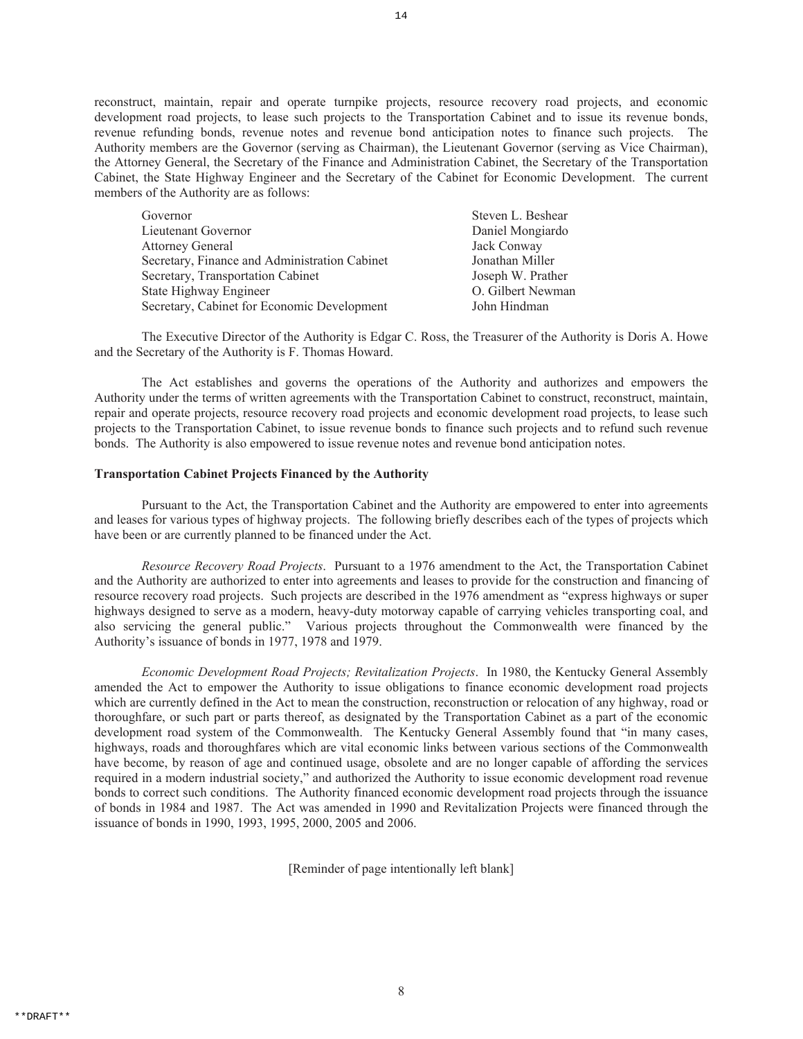reconstruct, maintain, repair and operate turnpike projects, resource recovery road projects, and economic development road projects, to lease such projects to the Transportation Cabinet and to issue its revenue bonds, revenue refunding bonds, revenue notes and revenue bond anticipation notes to finance such projects. The Authority members are the Governor (serving as Chairman), the Lieutenant Governor (serving as Vice Chairman), the Attorney General, the Secretary of the Finance and Administration Cabinet, the Secretary of the Transportation Cabinet, the State Highway Engineer and the Secretary of the Cabinet for Economic Development. The current members of the Authority are as follows:

| | |
|---|---|
| Governor | Steven L. Beshear |
| Lieutenant Governor | Daniel Mongiardo |
| Attorney General | Jack Conway |
| Secretary, Finance and Administration Cabinet | Jonathan Miller |
| Secretary, Transportation Cabinet | Joseph W. Prather |
| State Highway Engineer | O. Gilbert Newman |
| Secretary, Cabinet for Economic Development | John Hindman |

The Executive Director of the Authority is Edgar C. Ross, the Treasurer of the Authority is Doris A. Howe and the Secretary of the Authority is F. Thomas Howard.

The Act establishes and governs the operations of the Authority and authorizes and empowers the Authority under the terms of written agreements with the Transportation Cabinet to construct, reconstruct, maintain, repair and operate projects, resource recovery road projects and economic development road projects, to lease such projects to the Transportation Cabinet, to issue revenue bonds to finance such projects and to refund such revenue bonds. The Authority is also empowered to issue revenue notes and revenue bond anticipation notes.

**Transportation Cabinet Projects Financed by the Authority**

Pursuant to the Act, the Transportation Cabinet and the Authority are empowered to enter into agreements and leases for various types of highway projects. The following briefly describes each of the types of projects which have been or are currently planned to be financed under the Act.

*Resource Recovery Road Projects*. Pursuant to a 1976 amendment to the Act, the Transportation Cabinet and the Authority are authorized to enter into agreements and leases to provide for the construction and financing of resource recovery road projects. Such projects are described in the 1976 amendment as "express highways or super highways designed to serve as a modern, heavy-duty motorway capable of carrying vehicles transporting coal, and also servicing the general public." Various projects throughout the Commonwealth were financed by the Authority's issuance of bonds in 1977, 1978 and 1979.

*Economic Development Road Projects; Revitalization Projects*. In 1980, the Kentucky General Assembly amended the Act to empower the Authority to issue obligations to finance economic development road projects which are currently defined in the Act to mean the construction, reconstruction or relocation of any highway, road or thoroughfare, or such part or parts thereof, as designated by the Transportation Cabinet as a part of the economic development road system of the Commonwealth. The Kentucky General Assembly found that "in many cases, highways, roads and thoroughfares which are vital economic links between various sections of the Commonwealth have become, by reason of age and continued usage, obsolete and are no longer capable of affording the services required in a modern industrial society," and authorized the Authority to issue economic development road revenue bonds to correct such conditions. The Authority financed economic development road projects through the issuance of bonds in 1984 and 1987. The Act was amended in 1990 and Revitalization Projects were financed through the issuance of bonds in 1990, 1993, 1995, 2000, 2005 and 2006.

[Reminder of page intentionally left blank]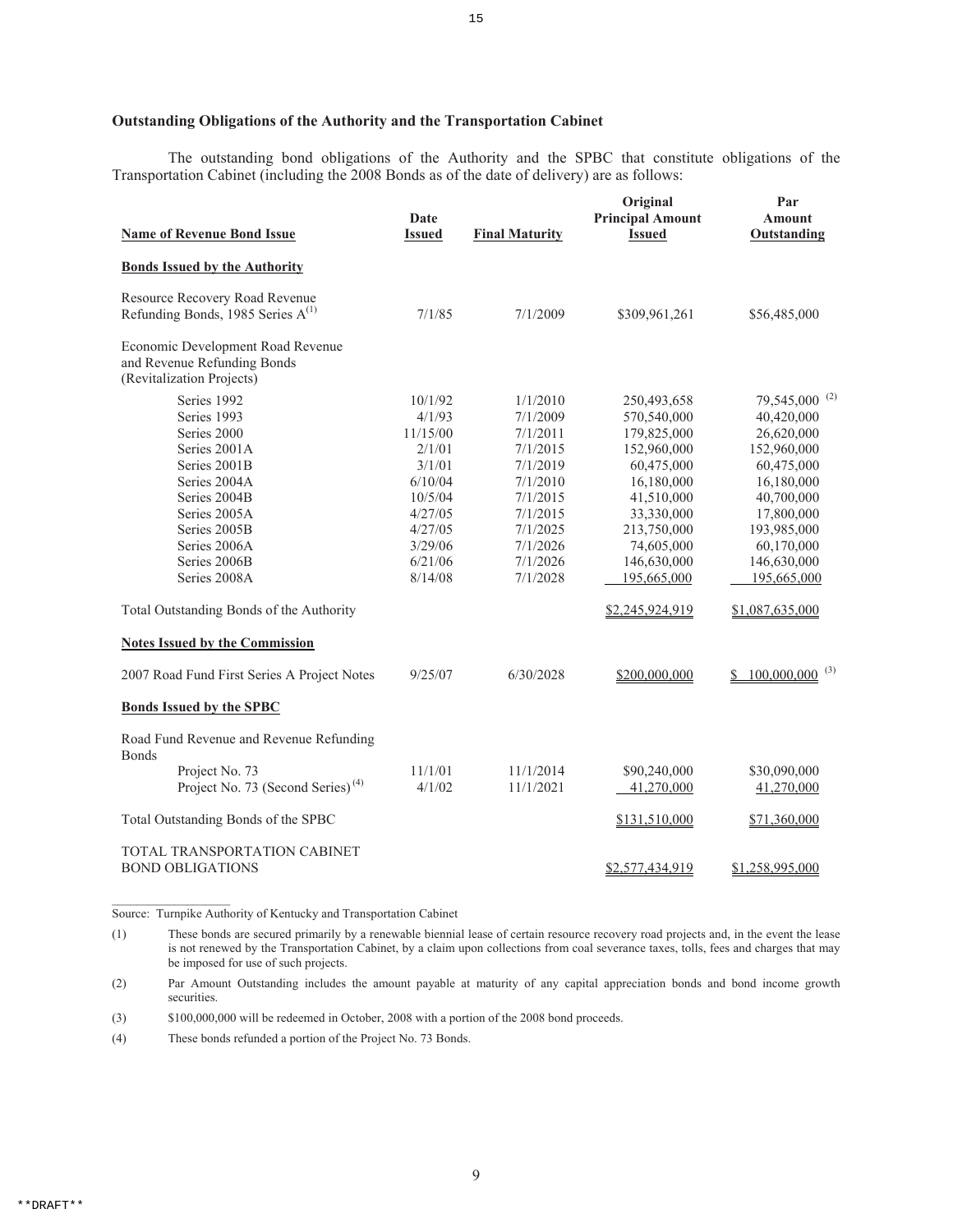### Outstanding Obligations of the Authority and the Transportation Cabinet

The outstanding bond obligations of the Authority and the SPBC that constitute obligations of the Transportation Cabinet (including the 2008 Bonds as of the date of delivery) are as follows:

| Name of Revenue Bond Issue | Date Issued | Final Maturity | Original Principal Amount Issued | Par Amount Outstanding |
|---|---|---|---|---|
| **Bonds Issued by the Authority** | | | | |
| Resource Recovery Road Revenue Refunding Bonds, 1985 Series A[1] | 7/1/85 | 7/1/2009 | $309,961,261 | $56,485,000 |
| Economic Development Road Revenue and Revenue Refunding Bonds (Revitalization Projects) | | | | |
| Series 1992 | 10/1/92 | 1/1/2010 | 250,493,658 | 79,545,000 [2] |
| Series 1993 | 4/1/93 | 7/1/2009 | 570,540,000 | 40,420,000 |
| Series 2000 | 11/15/00 | 7/1/2011 | 179,825,000 | 26,620,000 |
| Series 2001A | 2/1/01 | 7/1/2015 | 152,960,000 | 152,960,000 |
| Series 2001B | 3/1/01 | 7/1/2019 | 60,475,000 | 60,475,000 |
| Series 2004A | 6/10/04 | 7/1/2010 | 16,180,000 | 16,180,000 |
| Series 2004B | 10/5/04 | 7/1/2015 | 41,510,000 | 40,700,000 |
| Series 2005A | 4/27/05 | 7/1/2015 | 33,330,000 | 17,800,000 |
| Series 2005B | 4/27/05 | 7/1/2025 | 213,750,000 | 193,985,000 |
| Series 2006A | 3/29/06 | 7/1/2026 | 74,605,000 | 60,170,000 |
| Series 2006B | 6/21/06 | 7/1/2026 | 146,630,000 | 146,630,000 |
| Series 2008A | 8/14/08 | 7/1/2028 | 195,665,000 | 195,665,000 |
| Total Outstanding Bonds of the Authority | | | $2,245,924,919 | $1,087,635,000 |
| **Notes Issued by the Commission** | | | | |
| 2007 Road Fund First Series A Project Notes | 9/25/07 | 6/30/2028 | $200,000,000 | $ 100,000,000 [3] |
| **Bonds Issued by the SPBC** | | | | |
| Road Fund Revenue and Revenue Refunding Bonds | | | | |
| Project No. 73 | 11/1/01 | 11/1/2014 | $90,240,000 | $30,090,000 |
| Project No. 73 (Second Series)[4] | 4/1/02 | 11/1/2021 | 41,270,000 | 41,270,000 |
| Total Outstanding Bonds of the SPBC | | | $131,510,000 | $71,360,000 |
| TOTAL TRANSPORTATION CABINET BOND OBLIGATIONS | | | $2,577,434,919 | $1,258,995,000 |

Source: Turnpike Authority of Kentucky and Transportation Cabinet

(1) These bonds are secured primarily by a renewable biennial lease of certain resource recovery road projects and, in the event the lease is not renewed by the Transportation Cabinet, by a claim upon collections from coal severance taxes, tolls, fees and charges that may be imposed for use of such projects.

(2) Par Amount Outstanding includes the amount payable at maturity of any capital appreciation bonds and bond income growth securities.

(3) $100,000,000 will be redeemed in October, 2008 with a portion of the 2008 bond proceeds.

(4) These bonds refunded a portion of the Project No. 73 Bonds.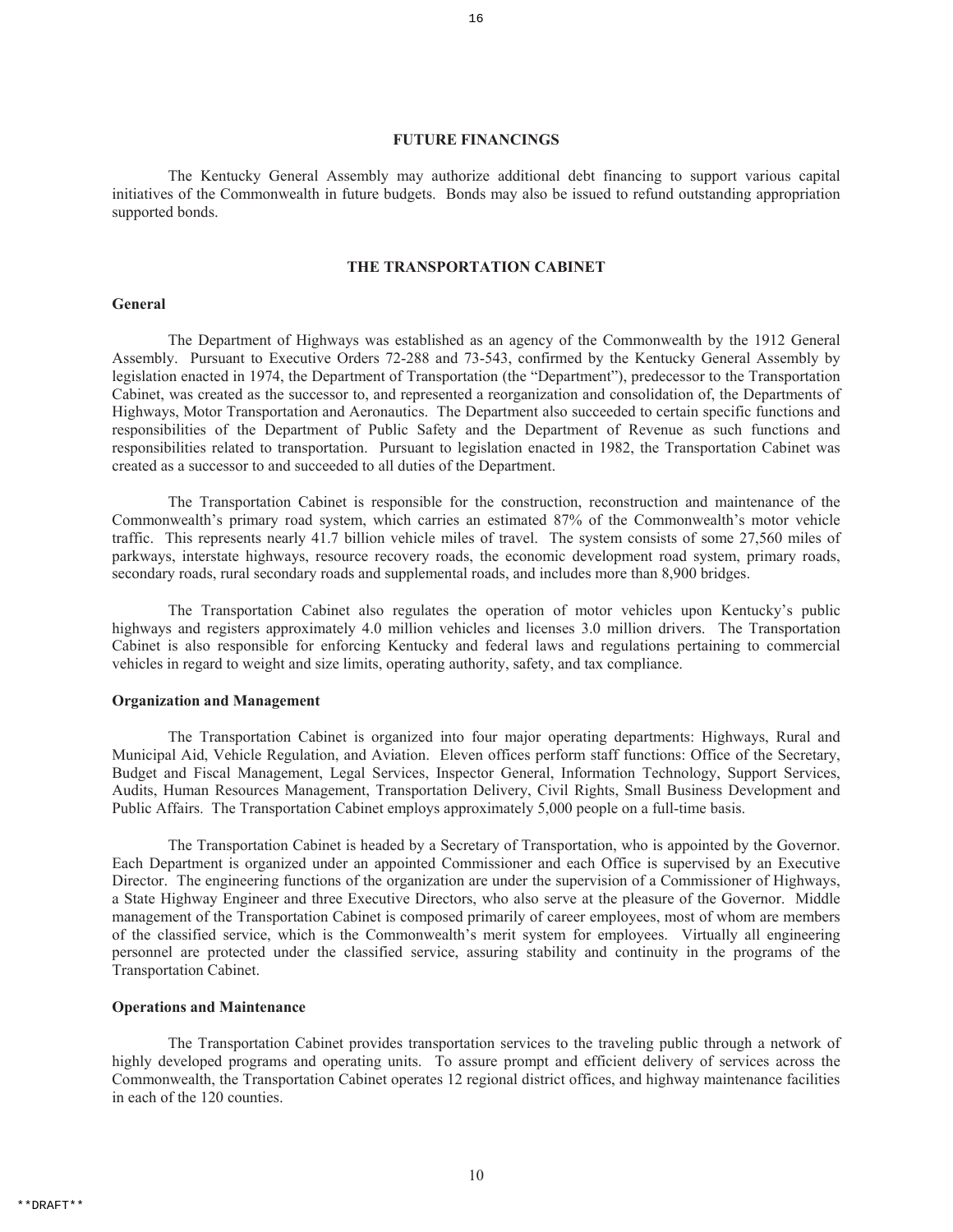## FUTURE FINANCINGS

The Kentucky General Assembly may authorize additional debt financing to support various capital initiatives of the Commonwealth in future budgets. Bonds may also be issued to refund outstanding appropriation supported bonds.

## THE TRANSPORTATION CABINET

### General

The Department of Highways was established as an agency of the Commonwealth by the 1912 General Assembly. Pursuant to Executive Orders 72-288 and 73-543, confirmed by the Kentucky General Assembly by legislation enacted in 1974, the Department of Transportation (the "Department"), predecessor to the Transportation Cabinet, was created as the successor to, and represented a reorganization and consolidation of, the Departments of Highways, Motor Transportation and Aeronautics. The Department also succeeded to certain specific functions and responsibilities of the Department of Public Safety and the Department of Revenue as such functions and responsibilities related to transportation. Pursuant to legislation enacted in 1982, the Transportation Cabinet was created as a successor to and succeeded to all duties of the Department.

The Transportation Cabinet is responsible for the construction, reconstruction and maintenance of the Commonwealth's primary road system, which carries an estimated 87% of the Commonwealth's motor vehicle traffic. This represents nearly 41.7 billion vehicle miles of travel. The system consists of some 27,560 miles of parkways, interstate highways, resource recovery roads, the economic development road system, primary roads, secondary roads, rural secondary roads and supplemental roads, and includes more than 8,900 bridges.

The Transportation Cabinet also regulates the operation of motor vehicles upon Kentucky's public highways and registers approximately 4.0 million vehicles and licenses 3.0 million drivers. The Transportation Cabinet is also responsible for enforcing Kentucky and federal laws and regulations pertaining to commercial vehicles in regard to weight and size limits, operating authority, safety, and tax compliance.

### Organization and Management

The Transportation Cabinet is organized into four major operating departments: Highways, Rural and Municipal Aid, Vehicle Regulation, and Aviation. Eleven offices perform staff functions: Office of the Secretary, Budget and Fiscal Management, Legal Services, Inspector General, Information Technology, Support Services, Audits, Human Resources Management, Transportation Delivery, Civil Rights, Small Business Development and Public Affairs. The Transportation Cabinet employs approximately 5,000 people on a full-time basis.

The Transportation Cabinet is headed by a Secretary of Transportation, who is appointed by the Governor. Each Department is organized under an appointed Commissioner and each Office is supervised by an Executive Director. The engineering functions of the organization are under the supervision of a Commissioner of Highways, a State Highway Engineer and three Executive Directors, who also serve at the pleasure of the Governor. Middle management of the Transportation Cabinet is composed primarily of career employees, most of whom are members of the classified service, which is the Commonwealth's merit system for employees. Virtually all engineering personnel are protected under the classified service, assuring stability and continuity in the programs of the Transportation Cabinet.

### Operations and Maintenance

The Transportation Cabinet provides transportation services to the traveling public through a network of highly developed programs and operating units. To assure prompt and efficient delivery of services across the Commonwealth, the Transportation Cabinet operates 12 regional district offices, and highway maintenance facilities in each of the 120 counties.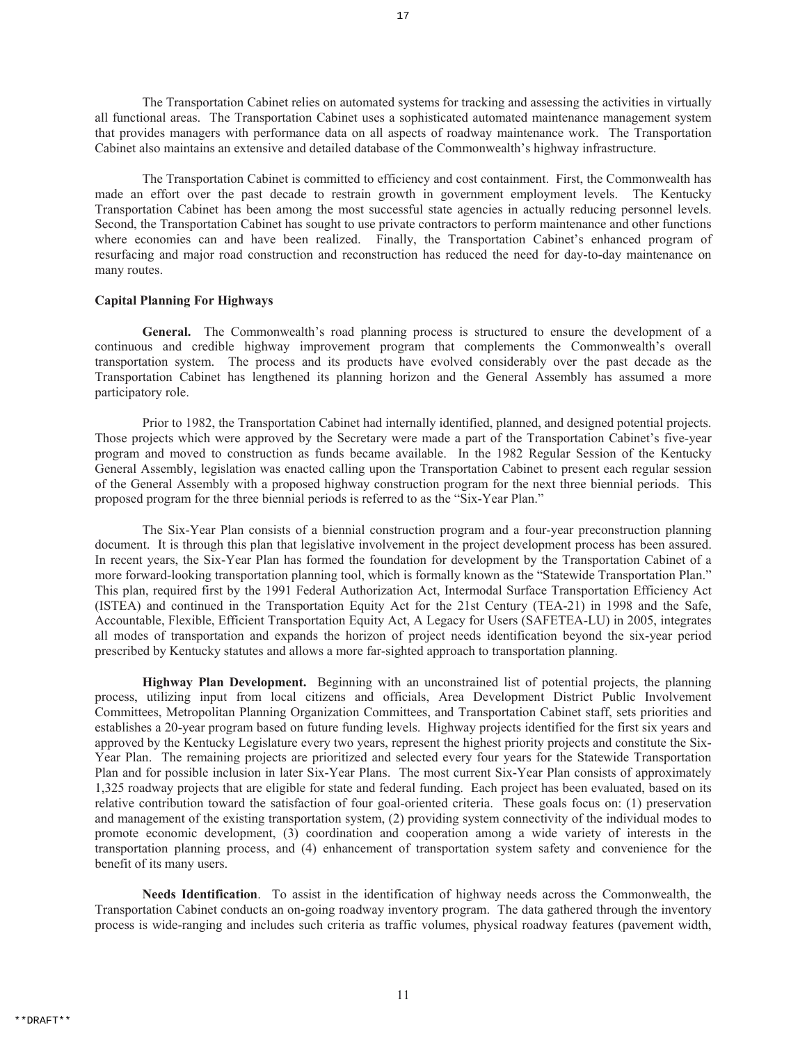The Transportation Cabinet relies on automated systems for tracking and assessing the activities in virtually all functional areas. The Transportation Cabinet uses a sophisticated automated maintenance management system that provides managers with performance data on all aspects of roadway maintenance work. The Transportation Cabinet also maintains an extensive and detailed database of the Commonwealth's highway infrastructure.

The Transportation Cabinet is committed to efficiency and cost containment. First, the Commonwealth has made an effort over the past decade to restrain growth in government employment levels. The Kentucky Transportation Cabinet has been among the most successful state agencies in actually reducing personnel levels. Second, the Transportation Cabinet has sought to use private contractors to perform maintenance and other functions where economies can and have been realized. Finally, the Transportation Cabinet's enhanced program of resurfacing and major road construction and reconstruction has reduced the need for day-to-day maintenance on many routes.

**Capital Planning For Highways**

**General.** The Commonwealth's road planning process is structured to ensure the development of a continuous and credible highway improvement program that complements the Commonwealth's overall transportation system. The process and its products have evolved considerably over the past decade as the Transportation Cabinet has lengthened its planning horizon and the General Assembly has assumed a more participatory role.

Prior to 1982, the Transportation Cabinet had internally identified, planned, and designed potential projects. Those projects which were approved by the Secretary were made a part of the Transportation Cabinet's five-year program and moved to construction as funds became available. In the 1982 Regular Session of the Kentucky General Assembly, legislation was enacted calling upon the Transportation Cabinet to present each regular session of the General Assembly with a proposed highway construction program for the next three biennial periods. This proposed program for the three biennial periods is referred to as the "Six-Year Plan."

The Six-Year Plan consists of a biennial construction program and a four-year preconstruction planning document. It is through this plan that legislative involvement in the project development process has been assured. In recent years, the Six-Year Plan has formed the foundation for development by the Transportation Cabinet of a more forward-looking transportation planning tool, which is formally known as the "Statewide Transportation Plan." This plan, required first by the 1991 Federal Authorization Act, Intermodal Surface Transportation Efficiency Act (ISTEA) and continued in the Transportation Equity Act for the 21st Century (TEA-21) in 1998 and the Safe, Accountable, Flexible, Efficient Transportation Equity Act, A Legacy for Users (SAFETEA-LU) in 2005, integrates all modes of transportation and expands the horizon of project needs identification beyond the six-year period prescribed by Kentucky statutes and allows a more far-sighted approach to transportation planning.

**Highway Plan Development.** Beginning with an unconstrained list of potential projects, the planning process, utilizing input from local citizens and officials, Area Development District Public Involvement Committees, Metropolitan Planning Organization Committees, and Transportation Cabinet staff, sets priorities and establishes a 20-year program based on future funding levels. Highway projects identified for the first six years and approved by the Kentucky Legislature every two years, represent the highest priority projects and constitute the Six-Year Plan. The remaining projects are prioritized and selected every four years for the Statewide Transportation Plan and for possible inclusion in later Six-Year Plans. The most current Six-Year Plan consists of approximately 1,325 roadway projects that are eligible for state and federal funding. Each project has been evaluated, based on its relative contribution toward the satisfaction of four goal-oriented criteria. These goals focus on: (1) preservation and management of the existing transportation system, (2) providing system connectivity of the individual modes to promote economic development, (3) coordination and cooperation among a wide variety of interests in the transportation planning process, and (4) enhancement of transportation system safety and convenience for the benefit of its many users.

**Needs Identification**. To assist in the identification of highway needs across the Commonwealth, the Transportation Cabinet conducts an on-going roadway inventory program. The data gathered through the inventory process is wide-ranging and includes such criteria as traffic volumes, physical roadway features (pavement width,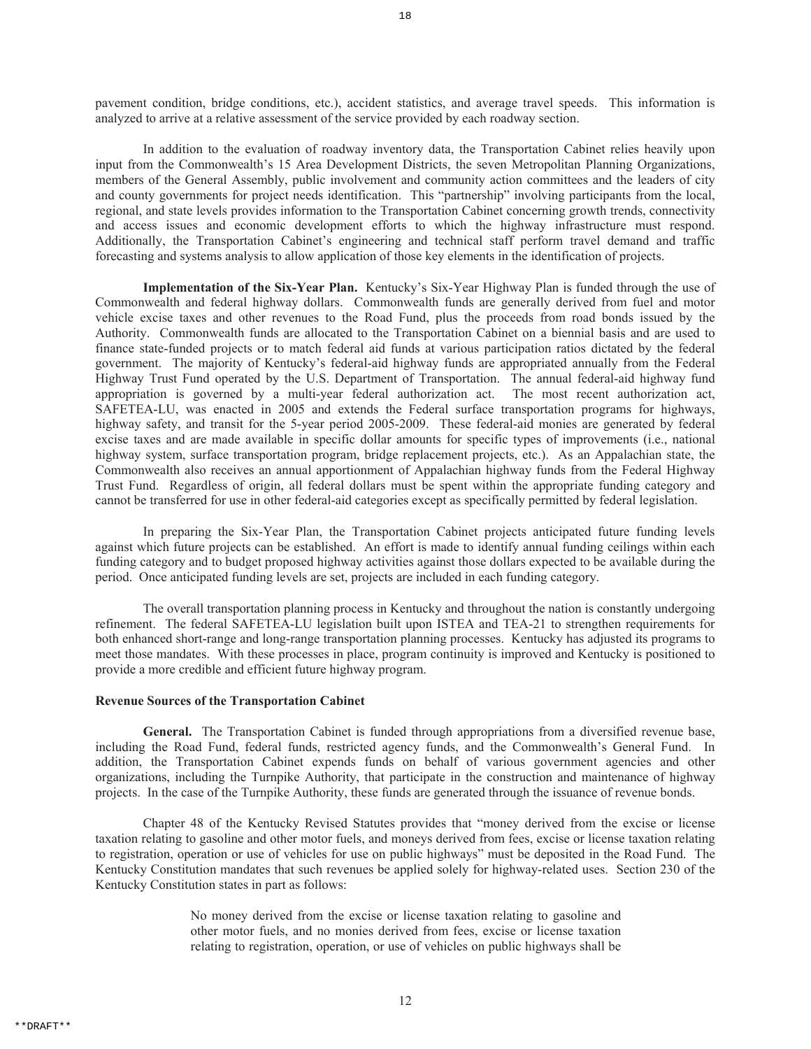pavement condition, bridge conditions, etc.), accident statistics, and average travel speeds. This information is analyzed to arrive at a relative assessment of the service provided by each roadway section.

In addition to the evaluation of roadway inventory data, the Transportation Cabinet relies heavily upon input from the Commonwealth's 15 Area Development Districts, the seven Metropolitan Planning Organizations, members of the General Assembly, public involvement and community action committees and the leaders of city and county governments for project needs identification. This "partnership" involving participants from the local, regional, and state levels provides information to the Transportation Cabinet concerning growth trends, connectivity and access issues and economic development efforts to which the highway infrastructure must respond. Additionally, the Transportation Cabinet's engineering and technical staff perform travel demand and traffic forecasting and systems analysis to allow application of those key elements in the identification of projects.

**Implementation of the Six-Year Plan.** Kentucky's Six-Year Highway Plan is funded through the use of Commonwealth and federal highway dollars. Commonwealth funds are generally derived from fuel and motor vehicle excise taxes and other revenues to the Road Fund, plus the proceeds from road bonds issued by the Authority. Commonwealth funds are allocated to the Transportation Cabinet on a biennial basis and are used to finance state-funded projects or to match federal aid funds at various participation ratios dictated by the federal government. The majority of Kentucky's federal-aid highway funds are appropriated annually from the Federal Highway Trust Fund operated by the U.S. Department of Transportation. The annual federal-aid highway fund appropriation is governed by a multi-year federal authorization act. The most recent authorization act, SAFETEA-LU, was enacted in 2005 and extends the Federal surface transportation programs for highways, highway safety, and transit for the 5-year period 2005-2009. These federal-aid monies are generated by federal excise taxes and are made available in specific dollar amounts for specific types of improvements (i.e., national highway system, surface transportation program, bridge replacement projects, etc.). As an Appalachian state, the Commonwealth also receives an annual apportionment of Appalachian highway funds from the Federal Highway Trust Fund. Regardless of origin, all federal dollars must be spent within the appropriate funding category and cannot be transferred for use in other federal-aid categories except as specifically permitted by federal legislation.

In preparing the Six-Year Plan, the Transportation Cabinet projects anticipated future funding levels against which future projects can be established. An effort is made to identify annual funding ceilings within each funding category and to budget proposed highway activities against those dollars expected to be available during the period. Once anticipated funding levels are set, projects are included in each funding category.

The overall transportation planning process in Kentucky and throughout the nation is constantly undergoing refinement. The federal SAFETEA-LU legislation built upon ISTEA and TEA-21 to strengthen requirements for both enhanced short-range and long-range transportation planning processes. Kentucky has adjusted its programs to meet those mandates. With these processes in place, program continuity is improved and Kentucky is positioned to provide a more credible and efficient future highway program.

### Revenue Sources of the Transportation Cabinet

**General.** The Transportation Cabinet is funded through appropriations from a diversified revenue base, including the Road Fund, federal funds, restricted agency funds, and the Commonwealth's General Fund. In addition, the Transportation Cabinet expends funds on behalf of various government agencies and other organizations, including the Turnpike Authority, that participate in the construction and maintenance of highway projects. In the case of the Turnpike Authority, these funds are generated through the issuance of revenue bonds.

Chapter 48 of the Kentucky Revised Statutes provides that "money derived from the excise or license taxation relating to gasoline and other motor fuels, and moneys derived from fees, excise or license taxation relating to registration, operation or use of vehicles for use on public highways" must be deposited in the Road Fund. The Kentucky Constitution mandates that such revenues be applied solely for highway-related uses. Section 230 of the Kentucky Constitution states in part as follows:

> No money derived from the excise or license taxation relating to gasoline and other motor fuels, and no monies derived from fees, excise or license taxation relating to registration, operation, or use of vehicles on public highways shall be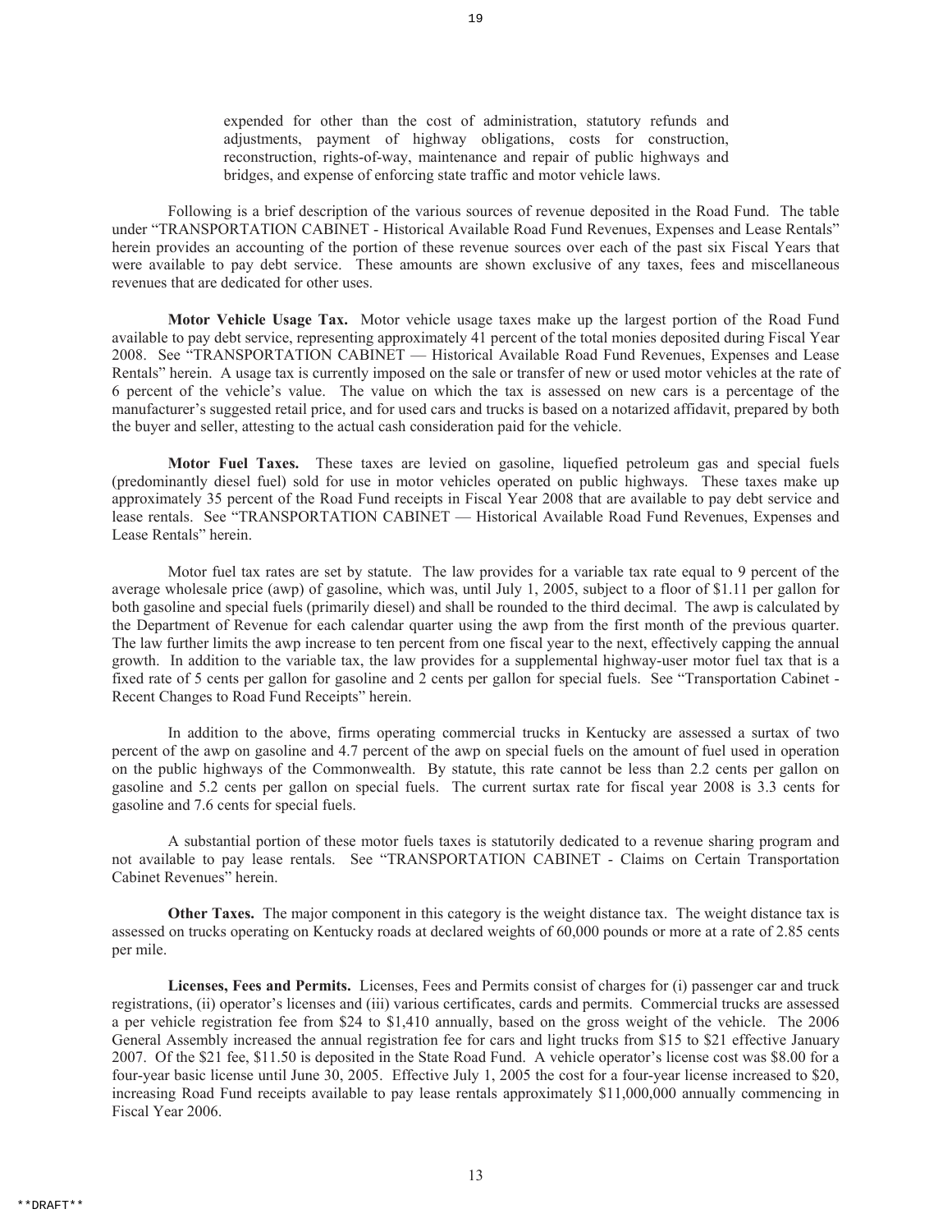expended for other than the cost of administration, statutory refunds and adjustments, payment of highway obligations, costs for construction, reconstruction, rights-of-way, maintenance and repair of public highways and bridges, and expense of enforcing state traffic and motor vehicle laws.

Following is a brief description of the various sources of revenue deposited in the Road Fund. The table under "TRANSPORTATION CABINET - Historical Available Road Fund Revenues, Expenses and Lease Rentals" herein provides an accounting of the portion of these revenue sources over each of the past six Fiscal Years that were available to pay debt service. These amounts are shown exclusive of any taxes, fees and miscellaneous revenues that are dedicated for other uses.

**Motor Vehicle Usage Tax.** Motor vehicle usage taxes make up the largest portion of the Road Fund available to pay debt service, representing approximately 41 percent of the total monies deposited during Fiscal Year 2008. See "TRANSPORTATION CABINET — Historical Available Road Fund Revenues, Expenses and Lease Rentals" herein. A usage tax is currently imposed on the sale or transfer of new or used motor vehicles at the rate of 6 percent of the vehicle's value. The value on which the tax is assessed on new cars is a percentage of the manufacturer's suggested retail price, and for used cars and trucks is based on a notarized affidavit, prepared by both the buyer and seller, attesting to the actual cash consideration paid for the vehicle.

**Motor Fuel Taxes.** These taxes are levied on gasoline, liquefied petroleum gas and special fuels (predominantly diesel fuel) sold for use in motor vehicles operated on public highways. These taxes make up approximately 35 percent of the Road Fund receipts in Fiscal Year 2008 that are available to pay debt service and lease rentals. See "TRANSPORTATION CABINET — Historical Available Road Fund Revenues, Expenses and Lease Rentals" herein.

Motor fuel tax rates are set by statute. The law provides for a variable tax rate equal to 9 percent of the average wholesale price (awp) of gasoline, which was, until July 1, 2005, subject to a floor of $1.11 per gallon for both gasoline and special fuels (primarily diesel) and shall be rounded to the third decimal. The awp is calculated by the Department of Revenue for each calendar quarter using the awp from the first month of the previous quarter. The law further limits the awp increase to ten percent from one fiscal year to the next, effectively capping the annual growth. In addition to the variable tax, the law provides for a supplemental highway-user motor fuel tax that is a fixed rate of 5 cents per gallon for gasoline and 2 cents per gallon for special fuels. See "Transportation Cabinet - Recent Changes to Road Fund Receipts" herein.

In addition to the above, firms operating commercial trucks in Kentucky are assessed a surtax of two percent of the awp on gasoline and 4.7 percent of the awp on special fuels on the amount of fuel used in operation on the public highways of the Commonwealth. By statute, this rate cannot be less than 2.2 cents per gallon on gasoline and 5.2 cents per gallon on special fuels. The current surtax rate for fiscal year 2008 is 3.3 cents for gasoline and 7.6 cents for special fuels.

A substantial portion of these motor fuels taxes is statutorily dedicated to a revenue sharing program and not available to pay lease rentals. See "TRANSPORTATION CABINET - Claims on Certain Transportation Cabinet Revenues" herein.

**Other Taxes.** The major component in this category is the weight distance tax. The weight distance tax is assessed on trucks operating on Kentucky roads at declared weights of 60,000 pounds or more at a rate of 2.85 cents per mile.

**Licenses, Fees and Permits.** Licenses, Fees and Permits consist of charges for (i) passenger car and truck registrations, (ii) operator's licenses and (iii) various certificates, cards and permits. Commercial trucks are assessed a per vehicle registration fee from $24 to $1,410 annually, based on the gross weight of the vehicle. The 2006 General Assembly increased the annual registration fee for cars and light trucks from $15 to $21 effective January 2007. Of the $21 fee, $11.50 is deposited in the State Road Fund. A vehicle operator's license cost was $8.00 for a four-year basic license until June 30, 2005. Effective July 1, 2005 the cost for a four-year license increased to $20, increasing Road Fund receipts available to pay lease rentals approximately $11,000,000 annually commencing in Fiscal Year 2006.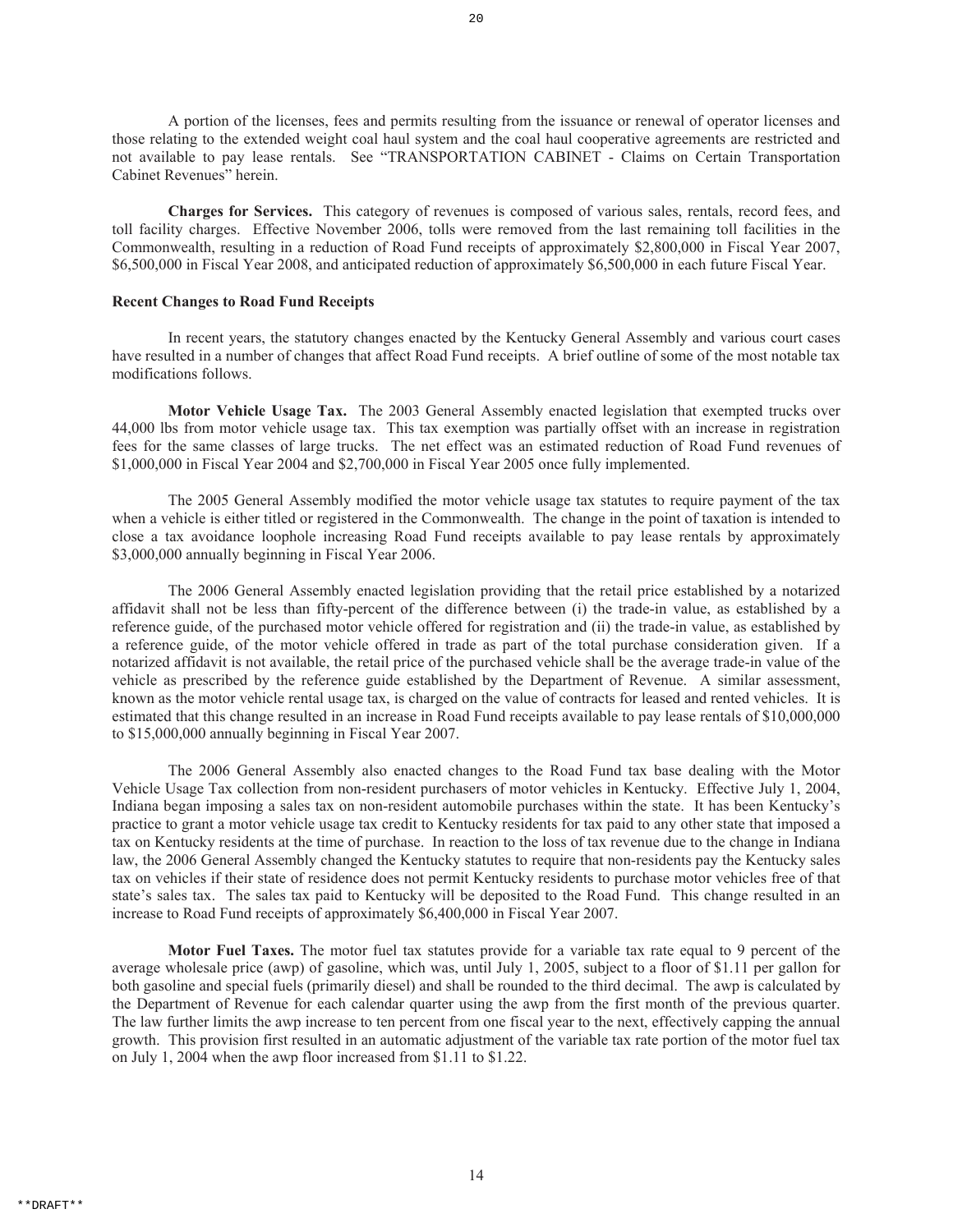A portion of the licenses, fees and permits resulting from the issuance or renewal of operator licenses and those relating to the extended weight coal haul system and the coal haul cooperative agreements are restricted and not available to pay lease rentals. See "TRANSPORTATION CABINET - Claims on Certain Transportation Cabinet Revenues" herein.

**Charges for Services.** This category of revenues is composed of various sales, rentals, record fees, and toll facility charges. Effective November 2006, tolls were removed from the last remaining toll facilities in the Commonwealth, resulting in a reduction of Road Fund receipts of approximately $2,800,000 in Fiscal Year 2007, $6,500,000 in Fiscal Year 2008, and anticipated reduction of approximately $6,500,000 in each future Fiscal Year.

**Recent Changes to Road Fund Receipts**

In recent years, the statutory changes enacted by the Kentucky General Assembly and various court cases have resulted in a number of changes that affect Road Fund receipts. A brief outline of some of the most notable tax modifications follows.

**Motor Vehicle Usage Tax.** The 2003 General Assembly enacted legislation that exempted trucks over 44,000 lbs from motor vehicle usage tax. This tax exemption was partially offset with an increase in registration fees for the same classes of large trucks. The net effect was an estimated reduction of Road Fund revenues of $1,000,000 in Fiscal Year 2004 and $2,700,000 in Fiscal Year 2005 once fully implemented.

The 2005 General Assembly modified the motor vehicle usage tax statutes to require payment of the tax when a vehicle is either titled or registered in the Commonwealth. The change in the point of taxation is intended to close a tax avoidance loophole increasing Road Fund receipts available to pay lease rentals by approximately $3,000,000 annually beginning in Fiscal Year 2006.

The 2006 General Assembly enacted legislation providing that the retail price established by a notarized affidavit shall not be less than fifty-percent of the difference between (i) the trade-in value, as established by a reference guide, of the purchased motor vehicle offered for registration and (ii) the trade-in value, as established by a reference guide, of the motor vehicle offered in trade as part of the total purchase consideration given. If a notarized affidavit is not available, the retail price of the purchased vehicle shall be the average trade-in value of the vehicle as prescribed by the reference guide established by the Department of Revenue. A similar assessment, known as the motor vehicle rental usage tax, is charged on the value of contracts for leased and rented vehicles. It is estimated that this change resulted in an increase in Road Fund receipts available to pay lease rentals of $10,000,000 to $15,000,000 annually beginning in Fiscal Year 2007.

The 2006 General Assembly also enacted changes to the Road Fund tax base dealing with the Motor Vehicle Usage Tax collection from non-resident purchasers of motor vehicles in Kentucky. Effective July 1, 2004, Indiana began imposing a sales tax on non-resident automobile purchases within the state. It has been Kentucky's practice to grant a motor vehicle usage tax credit to Kentucky residents for tax paid to any other state that imposed a tax on Kentucky residents at the time of purchase. In reaction to the loss of tax revenue due to the change in Indiana law, the 2006 General Assembly changed the Kentucky statutes to require that non-residents pay the Kentucky sales tax on vehicles if their state of residence does not permit Kentucky residents to purchase motor vehicles free of that state's sales tax. The sales tax paid to Kentucky will be deposited to the Road Fund. This change resulted in an increase to Road Fund receipts of approximately $6,400,000 in Fiscal Year 2007.

**Motor Fuel Taxes.** The motor fuel tax statutes provide for a variable tax rate equal to 9 percent of the average wholesale price (awp) of gasoline, which was, until July 1, 2005, subject to a floor of $1.11 per gallon for both gasoline and special fuels (primarily diesel) and shall be rounded to the third decimal. The awp is calculated by the Department of Revenue for each calendar quarter using the awp from the first month of the previous quarter. The law further limits the awp increase to ten percent from one fiscal year to the next, effectively capping the annual growth. This provision first resulted in an automatic adjustment of the variable tax rate portion of the motor fuel tax on July 1, 2004 when the awp floor increased from $1.11 to $1.22.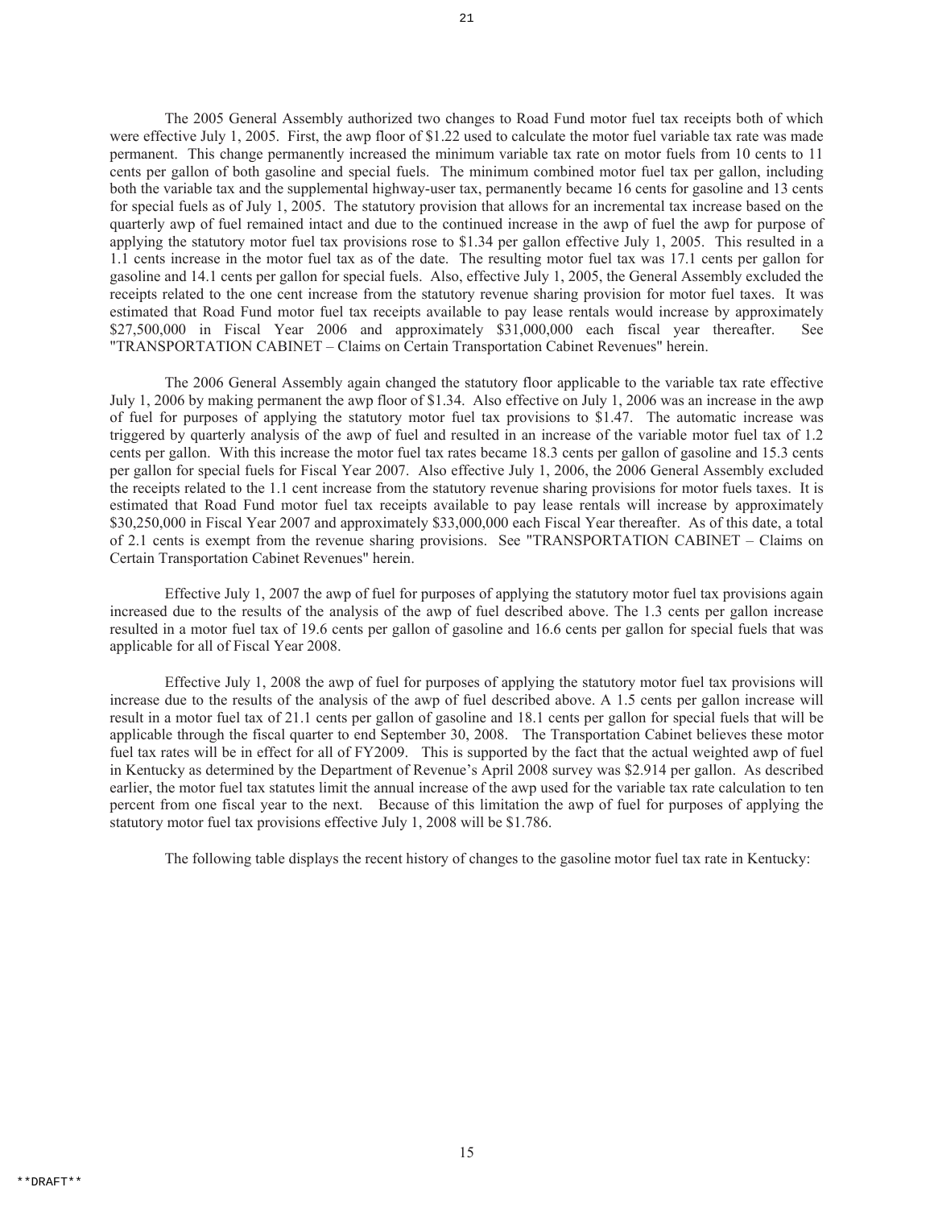The 2005 General Assembly authorized two changes to Road Fund motor fuel tax receipts both of which were effective July 1, 2005. First, the awp floor of $1.22 used to calculate the motor fuel variable tax rate was made permanent. This change permanently increased the minimum variable tax rate on motor fuels from 10 cents to 11 cents per gallon of both gasoline and special fuels. The minimum combined motor fuel tax per gallon, including both the variable tax and the supplemental highway-user tax, permanently became 16 cents for gasoline and 13 cents for special fuels as of July 1, 2005. The statutory provision that allows for an incremental tax increase based on the quarterly awp of fuel remained intact and due to the continued increase in the awp of fuel the awp for purpose of applying the statutory motor fuel tax provisions rose to $1.34 per gallon effective July 1, 2005. This resulted in a 1.1 cents increase in the motor fuel tax as of the date. The resulting motor fuel tax was 17.1 cents per gallon for gasoline and 14.1 cents per gallon for special fuels. Also, effective July 1, 2005, the General Assembly excluded the receipts related to the one cent increase from the statutory revenue sharing provision for motor fuel taxes. It was estimated that Road Fund motor fuel tax receipts available to pay lease rentals would increase by approximately $27,500,000 in Fiscal Year 2006 and approximately $31,000,000 each fiscal year thereafter. See "TRANSPORTATION CABINET – Claims on Certain Transportation Cabinet Revenues" herein.

The 2006 General Assembly again changed the statutory floor applicable to the variable tax rate effective July 1, 2006 by making permanent the awp floor of $1.34. Also effective on July 1, 2006 was an increase in the awp of fuel for purposes of applying the statutory motor fuel tax provisions to $1.47. The automatic increase was triggered by quarterly analysis of the awp of fuel and resulted in an increase of the variable motor fuel tax of 1.2 cents per gallon. With this increase the motor fuel tax rates became 18.3 cents per gallon of gasoline and 15.3 cents per gallon for special fuels for Fiscal Year 2007. Also effective July 1, 2006, the 2006 General Assembly excluded the receipts related to the 1.1 cent increase from the statutory revenue sharing provisions for motor fuels taxes. It is estimated that Road Fund motor fuel tax receipts available to pay lease rentals will increase by approximately $30,250,000 in Fiscal Year 2007 and approximately $33,000,000 each Fiscal Year thereafter. As of this date, a total of 2.1 cents is exempt from the revenue sharing provisions. See "TRANSPORTATION CABINET – Claims on Certain Transportation Cabinet Revenues" herein.

Effective July 1, 2007 the awp of fuel for purposes of applying the statutory motor fuel tax provisions again increased due to the results of the analysis of the awp of fuel described above. The 1.3 cents per gallon increase resulted in a motor fuel tax of 19.6 cents per gallon of gasoline and 16.6 cents per gallon for special fuels that was applicable for all of Fiscal Year 2008.

Effective July 1, 2008 the awp of fuel for purposes of applying the statutory motor fuel tax provisions will increase due to the results of the analysis of the awp of fuel described above. A 1.5 cents per gallon increase will result in a motor fuel tax of 21.1 cents per gallon of gasoline and 18.1 cents per gallon for special fuels that will be applicable through the fiscal quarter to end September 30, 2008. The Transportation Cabinet believes these motor fuel tax rates will be in effect for all of FY2009. This is supported by the fact that the actual weighted awp of fuel in Kentucky as determined by the Department of Revenue's April 2008 survey was $2.914 per gallon. As described earlier, the motor fuel tax statutes limit the annual increase of the awp used for the variable tax rate calculation to ten percent from one fiscal year to the next. Because of this limitation the awp of fuel for purposes of applying the statutory motor fuel tax provisions effective July 1, 2008 will be $1.786.

The following table displays the recent history of changes to the gasoline motor fuel tax rate in Kentucky: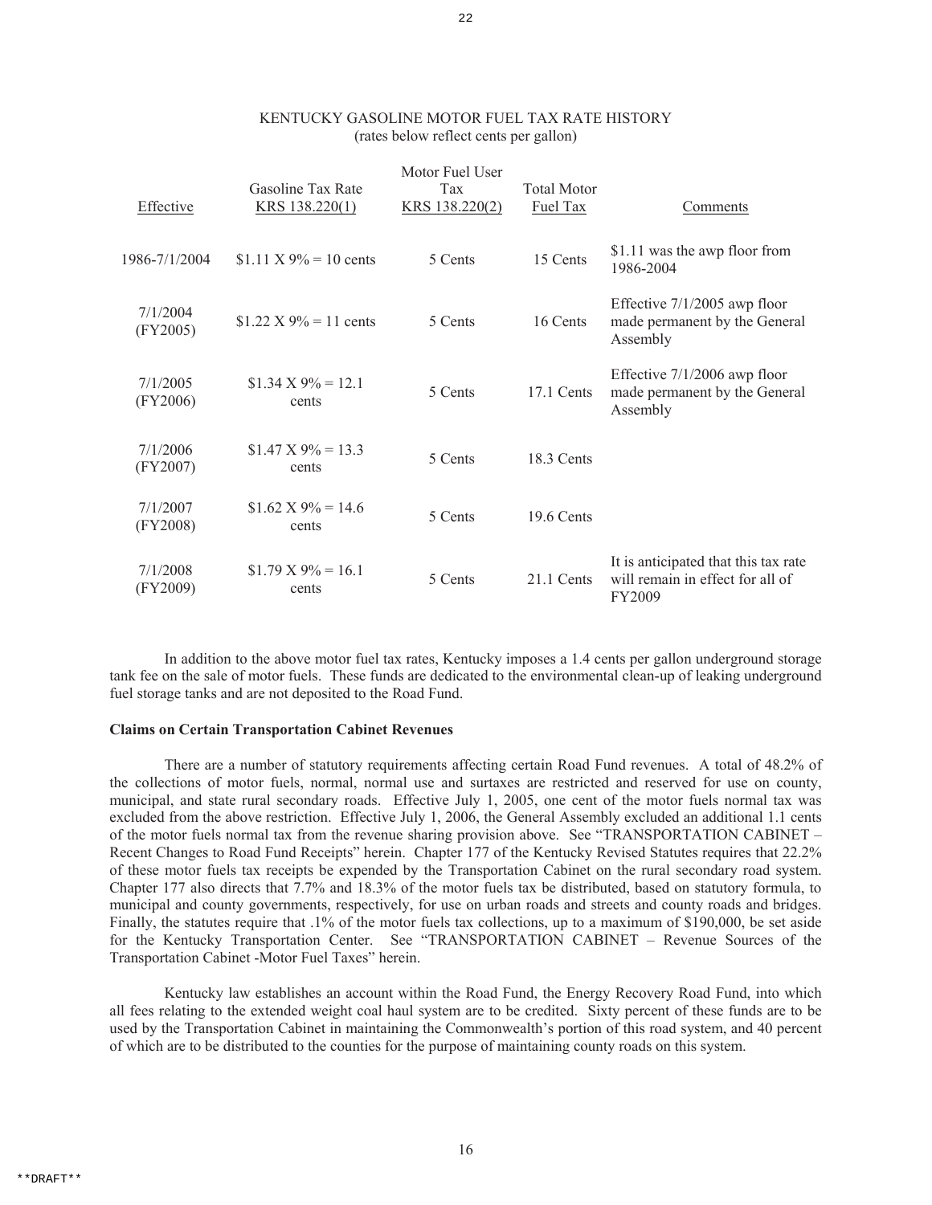KENTUCKY GASOLINE MOTOR FUEL TAX RATE HISTORY
(rates below reflect cents per gallon)

| Effective | Gasoline Tax Rate KRS 138.220(1) | Motor Fuel User Tax KRS 138.220(2) | Total Motor Fuel Tax | Comments |
|---|---|---|---|---|
| 1986-7/1/2004 | \$1.11 X 9% = 10 cents | 5 Cents | 15 Cents | \$1.11 was the awp floor from 1986-2004 |
| 7/1/2004 (FY2005) | \$1.22 X 9% = 11 cents | 5 Cents | 16 Cents | Effective 7/1/2005 awp floor made permanent by the General Assembly |
| 7/1/2005 (FY2006) | \$1.34 X 9% = 12.1 cents | 5 Cents | 17.1 Cents | Effective 7/1/2006 awp floor made permanent by the General Assembly |
| 7/1/2006 (FY2007) | \$1.47 X 9% = 13.3 cents | 5 Cents | 18.3 Cents | |
| 7/1/2007 (FY2008) | \$1.62 X 9% = 14.6 cents | 5 Cents | 19.6 Cents | |
| 7/1/2008 (FY2009) | \$1.79 X 9% = 16.1 cents | 5 Cents | 21.1 Cents | It is anticipated that this tax rate will remain in effect for all of FY2009 |

In addition to the above motor fuel tax rates, Kentucky imposes a 1.4 cents per gallon underground storage tank fee on the sale of motor fuels. These funds are dedicated to the environmental clean-up of leaking underground fuel storage tanks and are not deposited to the Road Fund.

**Claims on Certain Transportation Cabinet Revenues**

There are a number of statutory requirements affecting certain Road Fund revenues. A total of 48.2% of the collections of motor fuels, normal, normal use and surtaxes are restricted and reserved for use on county, municipal, and state rural secondary roads. Effective July 1, 2005, one cent of the motor fuels normal tax was excluded from the above restriction. Effective July 1, 2006, the General Assembly excluded an additional 1.1 cents of the motor fuels normal tax from the revenue sharing provision above. See "TRANSPORTATION CABINET – Recent Changes to Road Fund Receipts" herein. Chapter 177 of the Kentucky Revised Statutes requires that 22.2% of these motor fuels tax receipts be expended by the Transportation Cabinet on the rural secondary road system. Chapter 177 also directs that 7.7% and 18.3% of the motor fuels tax be distributed, based on statutory formula, to municipal and county governments, respectively, for use on urban roads and streets and county roads and bridges. Finally, the statutes require that .1% of the motor fuels tax collections, up to a maximum of \$190,000, be set aside for the Kentucky Transportation Center. See "TRANSPORTATION CABINET – Revenue Sources of the Transportation Cabinet -Motor Fuel Taxes" herein.

Kentucky law establishes an account within the Road Fund, the Energy Recovery Road Fund, into which all fees relating to the extended weight coal haul system are to be credited. Sixty percent of these funds are to be used by the Transportation Cabinet in maintaining the Commonwealth's portion of this road system, and 40 percent of which are to be distributed to the counties for the purpose of maintaining county roads on this system.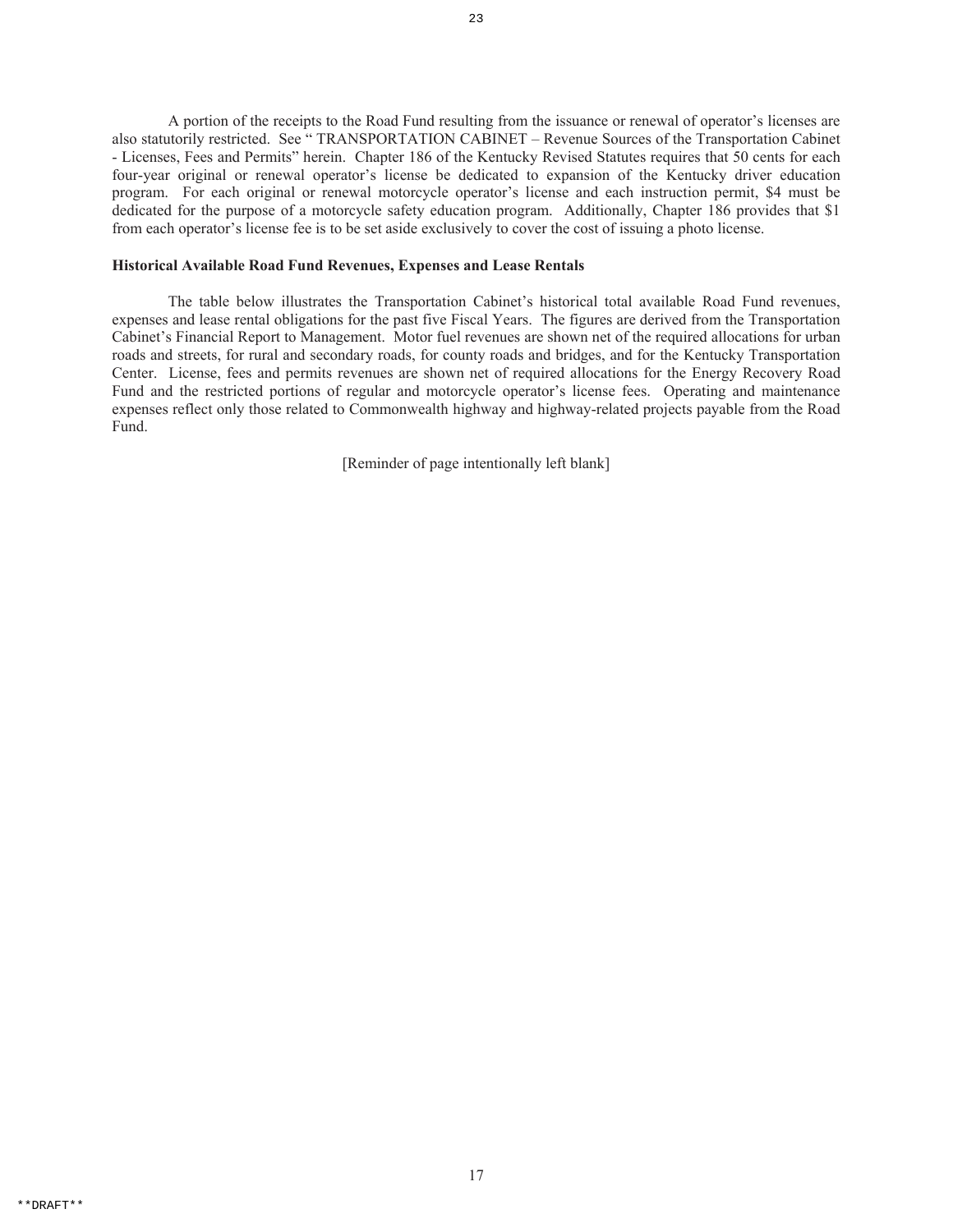A portion of the receipts to the Road Fund resulting from the issuance or renewal of operator's licenses are also statutorily restricted. See " TRANSPORTATION CABINET – Revenue Sources of the Transportation Cabinet - Licenses, Fees and Permits" herein. Chapter 186 of the Kentucky Revised Statutes requires that 50 cents for each four-year original or renewal operator's license be dedicated to expansion of the Kentucky driver education program. For each original or renewal motorcycle operator's license and each instruction permit, $4 must be dedicated for the purpose of a motorcycle safety education program. Additionally, Chapter 186 provides that $1 from each operator's license fee is to be set aside exclusively to cover the cost of issuing a photo license.

**Historical Available Road Fund Revenues, Expenses and Lease Rentals**

The table below illustrates the Transportation Cabinet's historical total available Road Fund revenues, expenses and lease rental obligations for the past five Fiscal Years. The figures are derived from the Transportation Cabinet's Financial Report to Management. Motor fuel revenues are shown net of the required allocations for urban roads and streets, for rural and secondary roads, for county roads and bridges, and for the Kentucky Transportation Center. License, fees and permits revenues are shown net of required allocations for the Energy Recovery Road Fund and the restricted portions of regular and motorcycle operator's license fees. Operating and maintenance expenses reflect only those related to Commonwealth highway and highway-related projects payable from the Road Fund.

[Reminder of page intentionally left blank]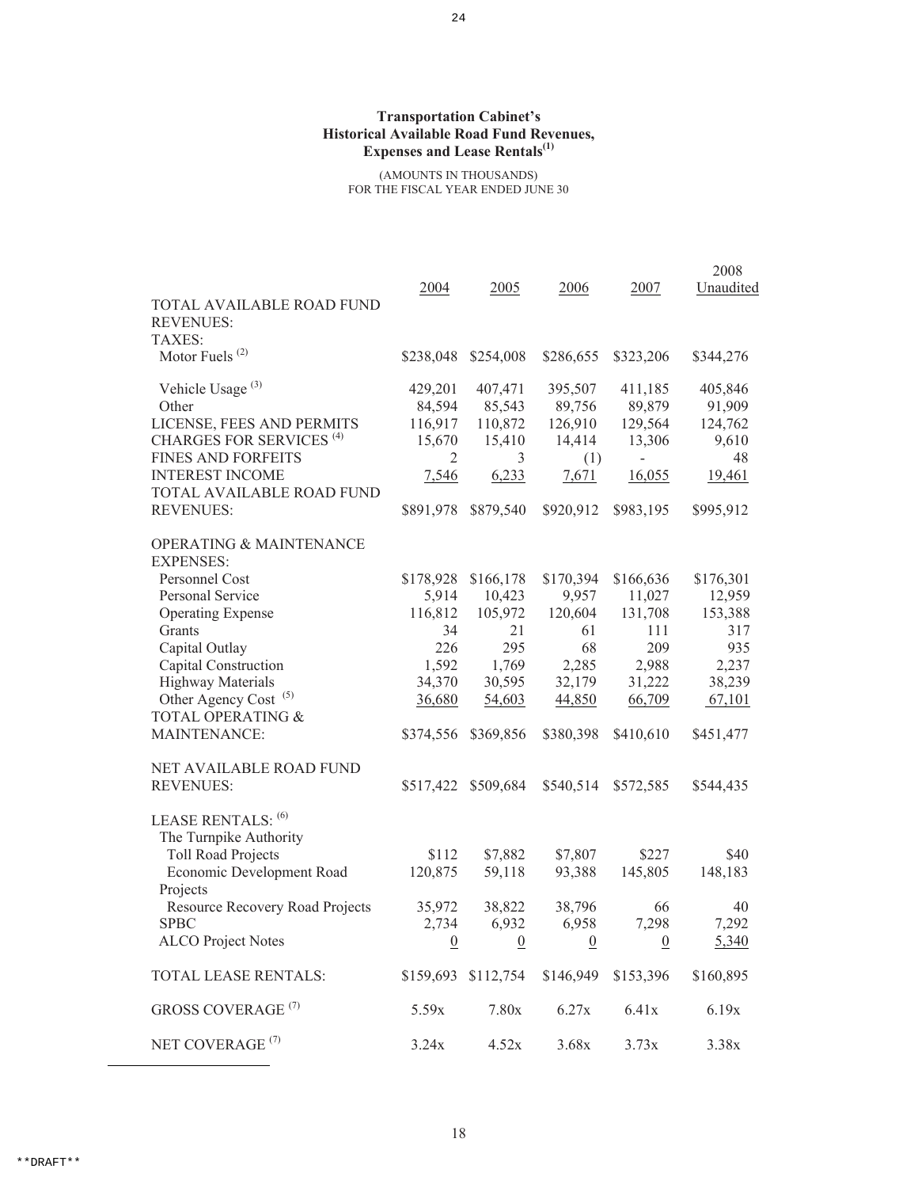**Transportation Cabinet's**
**Historical Available Road Fund Revenues,**
**Expenses and Lease Rentals[(1)]**

(AMOUNTS IN THOUSANDS)
FOR THE FISCAL YEAR ENDED JUNE 30

| | 2004 | 2005 | 2006 | 2007 | 2008 Unaudited |
|---|---|---|---|---|---|
| TOTAL AVAILABLE ROAD FUND REVENUES: | | | | | |
| TAXES: | | | | | |
| Motor Fuels [(2)] | $238,048 | $254,008 | $286,655 | $323,206 | $344,276 |
| Vehicle Usage [(3)] | 429,201 | 407,471 | 395,507 | 411,185 | 405,846 |
| Other | 84,594 | 85,543 | 89,756 | 89,879 | 91,909 |
| LICENSE, FEES AND PERMITS | 116,917 | 110,872 | 126,910 | 129,564 | 124,762 |
| CHARGES FOR SERVICES [(4)] | 15,670 | 15,410 | 14,414 | 13,306 | 9,610 |
| FINES AND FORFEITS | 2 | 3 | (1) | - | 48 |
| INTEREST INCOME | 7,546 | 6,233 | 7,671 | 16,055 | 19,461 |
| TOTAL AVAILABLE ROAD FUND REVENUES: | $891,978 | $879,540 | $920,912 | $983,195 | $995,912 |
| OPERATING & MAINTENANCE EXPENSES: | | | | | |
| Personnel Cost | $178,928 | $166,178 | $170,394 | $166,636 | $176,301 |
| Personal Service | 5,914 | 10,423 | 9,957 | 11,027 | 12,959 |
| Operating Expense | 116,812 | 105,972 | 120,604 | 131,708 | 153,388 |
| Grants | 34 | 21 | 61 | 111 | 317 |
| Capital Outlay | 226 | 295 | 68 | 209 | 935 |
| Capital Construction | 1,592 | 1,769 | 2,285 | 2,988 | 2,237 |
| Highway Materials | 34,370 | 30,595 | 32,179 | 31,222 | 38,239 |
| Other Agency Cost [(5)] | 36,680 | 54,603 | 44,850 | 66,709 | 67,101 |
| TOTAL OPERATING & MAINTENANCE: | $374,556 | $369,856 | $380,398 | $410,610 | $451,477 |
| NET AVAILABLE ROAD FUND REVENUES: | $517,422 | $509,684 | $540,514 | $572,585 | $544,435 |
| LEASE RENTALS: [(6)] | | | | | |
| The Turnpike Authority | | | | | |
| Toll Road Projects | $112 | $7,882 | $7,807 | $227 | $40 |
| Economic Development Road Projects | 120,875 | 59,118 | 93,388 | 145,805 | 148,183 |
| Resource Recovery Road Projects | 35,972 | 38,822 | 38,796 | 66 | 40 |
| SPBC | 2,734 | 6,932 | 6,958 | 7,298 | 7,292 |
| ALCO Project Notes | 0 | 0 | 0 | 0 | 5,340 |
| TOTAL LEASE RENTALS: | $159,693 | $112,754 | $146,949 | $153,396 | $160,895 |
| GROSS COVERAGE [(7)] | 5.59x | 7.80x | 6.27x | 6.41x | 6.19x |
| NET COVERAGE [(7)] | 3.24x | 4.52x | 3.68x | 3.73x | 3.38x |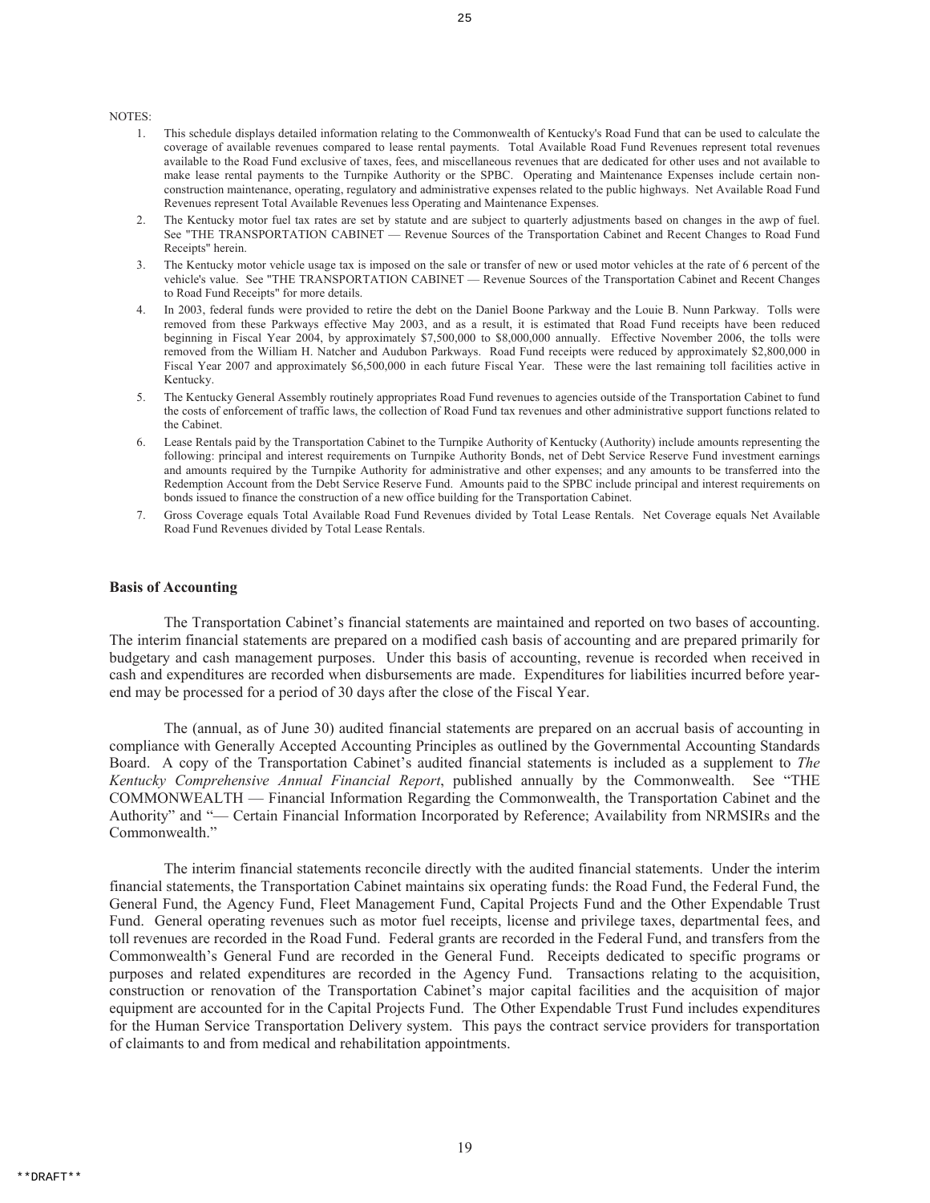NOTES:

1. This schedule displays detailed information relating to the Commonwealth of Kentucky's Road Fund that can be used to calculate the coverage of available revenues compared to lease rental payments. Total Available Road Fund Revenues represent total revenues available to the Road Fund exclusive of taxes, fees, and miscellaneous revenues that are dedicated for other uses and not available to make lease rental payments to the Turnpike Authority or the SPBC. Operating and Maintenance Expenses include certain non-construction maintenance, operating, regulatory and administrative expenses related to the public highways. Net Available Road Fund Revenues represent Total Available Revenues less Operating and Maintenance Expenses.
2. The Kentucky motor fuel tax rates are set by statute and are subject to quarterly adjustments based on changes in the awp of fuel. See "THE TRANSPORTATION CABINET — Revenue Sources of the Transportation Cabinet and Recent Changes to Road Fund Receipts" herein.
3. The Kentucky motor vehicle usage tax is imposed on the sale or transfer of new or used motor vehicles at the rate of 6 percent of the vehicle's value. See "THE TRANSPORTATION CABINET — Revenue Sources of the Transportation Cabinet and Recent Changes to Road Fund Receipts" for more details.
4. In 2003, federal funds were provided to retire the debt on the Daniel Boone Parkway and the Louie B. Nunn Parkway. Tolls were removed from these Parkways effective May 2003, and as a result, it is estimated that Road Fund receipts have been reduced beginning in Fiscal Year 2004, by approximately $7,500,000 to $8,000,000 annually. Effective November 2006, the tolls were removed from the William H. Natcher and Audubon Parkways. Road Fund receipts were reduced by approximately $2,800,000 in Fiscal Year 2007 and approximately $6,500,000 in each future Fiscal Year. These were the last remaining toll facilities active in Kentucky.
5. The Kentucky General Assembly routinely appropriates Road Fund revenues to agencies outside of the Transportation Cabinet to fund the costs of enforcement of traffic laws, the collection of Road Fund tax revenues and other administrative support functions related to the Cabinet.
6. Lease Rentals paid by the Transportation Cabinet to the Turnpike Authority of Kentucky (Authority) include amounts representing the following: principal and interest requirements on Turnpike Authority Bonds, net of Debt Service Reserve Fund investment earnings and amounts required by the Turnpike Authority for administrative and other expenses; and any amounts to be transferred into the Redemption Account from the Debt Service Reserve Fund. Amounts paid to the SPBC include principal and interest requirements on bonds issued to finance the construction of a new office building for the Transportation Cabinet.
7. Gross Coverage equals Total Available Road Fund Revenues divided by Total Lease Rentals. Net Coverage equals Net Available Road Fund Revenues divided by Total Lease Rentals.

**Basis of Accounting**

The Transportation Cabinet's financial statements are maintained and reported on two bases of accounting. The interim financial statements are prepared on a modified cash basis of accounting and are prepared primarily for budgetary and cash management purposes. Under this basis of accounting, revenue is recorded when received in cash and expenditures are recorded when disbursements are made. Expenditures for liabilities incurred before year-end may be processed for a period of 30 days after the close of the Fiscal Year.

The (annual, as of June 30) audited financial statements are prepared on an accrual basis of accounting in compliance with Generally Accepted Accounting Principles as outlined by the Governmental Accounting Standards Board. A copy of the Transportation Cabinet's audited financial statements is included as a supplement to *The Kentucky Comprehensive Annual Financial Report*, published annually by the Commonwealth. See "THE COMMONWEALTH — Financial Information Regarding the Commonwealth, the Transportation Cabinet and the Authority" and "— Certain Financial Information Incorporated by Reference; Availability from NRMSIRs and the Commonwealth."

The interim financial statements reconcile directly with the audited financial statements. Under the interim financial statements, the Transportation Cabinet maintains six operating funds: the Road Fund, the Federal Fund, the General Fund, the Agency Fund, Fleet Management Fund, Capital Projects Fund and the Other Expendable Trust Fund. General operating revenues such as motor fuel receipts, license and privilege taxes, departmental fees, and toll revenues are recorded in the Road Fund. Federal grants are recorded in the Federal Fund, and transfers from the Commonwealth's General Fund are recorded in the General Fund. Receipts dedicated to specific programs or purposes and related expenditures are recorded in the Agency Fund. Transactions relating to the acquisition, construction or renovation of the Transportation Cabinet's major capital facilities and the acquisition of major equipment are accounted for in the Capital Projects Fund. The Other Expendable Trust Fund includes expenditures for the Human Service Transportation Delivery system. This pays the contract service providers for transportation of claimants to and from medical and rehabilitation appointments.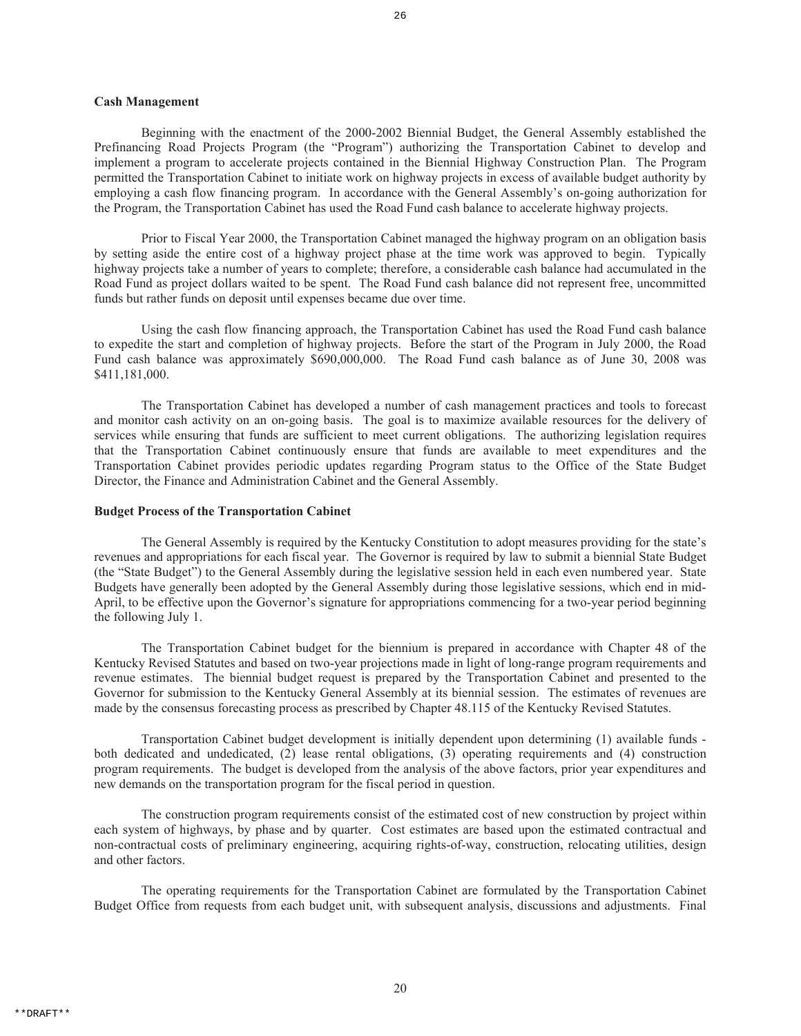**Cash Management**

Beginning with the enactment of the 2000-2002 Biennial Budget, the General Assembly established the Prefinancing Road Projects Program (the "Program") authorizing the Transportation Cabinet to develop and implement a program to accelerate projects contained in the Biennial Highway Construction Plan. The Program permitted the Transportation Cabinet to initiate work on highway projects in excess of available budget authority by employing a cash flow financing program. In accordance with the General Assembly's on-going authorization for the Program, the Transportation Cabinet has used the Road Fund cash balance to accelerate highway projects.

Prior to Fiscal Year 2000, the Transportation Cabinet managed the highway program on an obligation basis by setting aside the entire cost of a highway project phase at the time work was approved to begin. Typically highway projects take a number of years to complete; therefore, a considerable cash balance had accumulated in the Road Fund as project dollars waited to be spent. The Road Fund cash balance did not represent free, uncommitted funds but rather funds on deposit until expenses became due over time.

Using the cash flow financing approach, the Transportation Cabinet has used the Road Fund cash balance to expedite the start and completion of highway projects. Before the start of the Program in July 2000, the Road Fund cash balance was approximately $690,000,000. The Road Fund cash balance as of June 30, 2008 was $411,181,000.

The Transportation Cabinet has developed a number of cash management practices and tools to forecast and monitor cash activity on an on-going basis. The goal is to maximize available resources for the delivery of services while ensuring that funds are sufficient to meet current obligations. The authorizing legislation requires that the Transportation Cabinet continuously ensure that funds are available to meet expenditures and the Transportation Cabinet provides periodic updates regarding Program status to the Office of the State Budget Director, the Finance and Administration Cabinet and the General Assembly.

**Budget Process of the Transportation Cabinet**

The General Assembly is required by the Kentucky Constitution to adopt measures providing for the state's revenues and appropriations for each fiscal year. The Governor is required by law to submit a biennial State Budget (the "State Budget") to the General Assembly during the legislative session held in each even numbered year. State Budgets have generally been adopted by the General Assembly during those legislative sessions, which end in mid-April, to be effective upon the Governor's signature for appropriations commencing for a two-year period beginning the following July 1.

The Transportation Cabinet budget for the biennium is prepared in accordance with Chapter 48 of the Kentucky Revised Statutes and based on two-year projections made in light of long-range program requirements and revenue estimates. The biennial budget request is prepared by the Transportation Cabinet and presented to the Governor for submission to the Kentucky General Assembly at its biennial session. The estimates of revenues are made by the consensus forecasting process as prescribed by Chapter 48.115 of the Kentucky Revised Statutes.

Transportation Cabinet budget development is initially dependent upon determining (1) available funds - both dedicated and undedicated, (2) lease rental obligations, (3) operating requirements and (4) construction program requirements. The budget is developed from the analysis of the above factors, prior year expenditures and new demands on the transportation program for the fiscal period in question.

The construction program requirements consist of the estimated cost of new construction by project within each system of highways, by phase and by quarter. Cost estimates are based upon the estimated contractual and non-contractual costs of preliminary engineering, acquiring rights-of-way, construction, relocating utilities, design and other factors.

The operating requirements for the Transportation Cabinet are formulated by the Transportation Cabinet Budget Office from requests from each budget unit, with subsequent analysis, discussions and adjustments. Final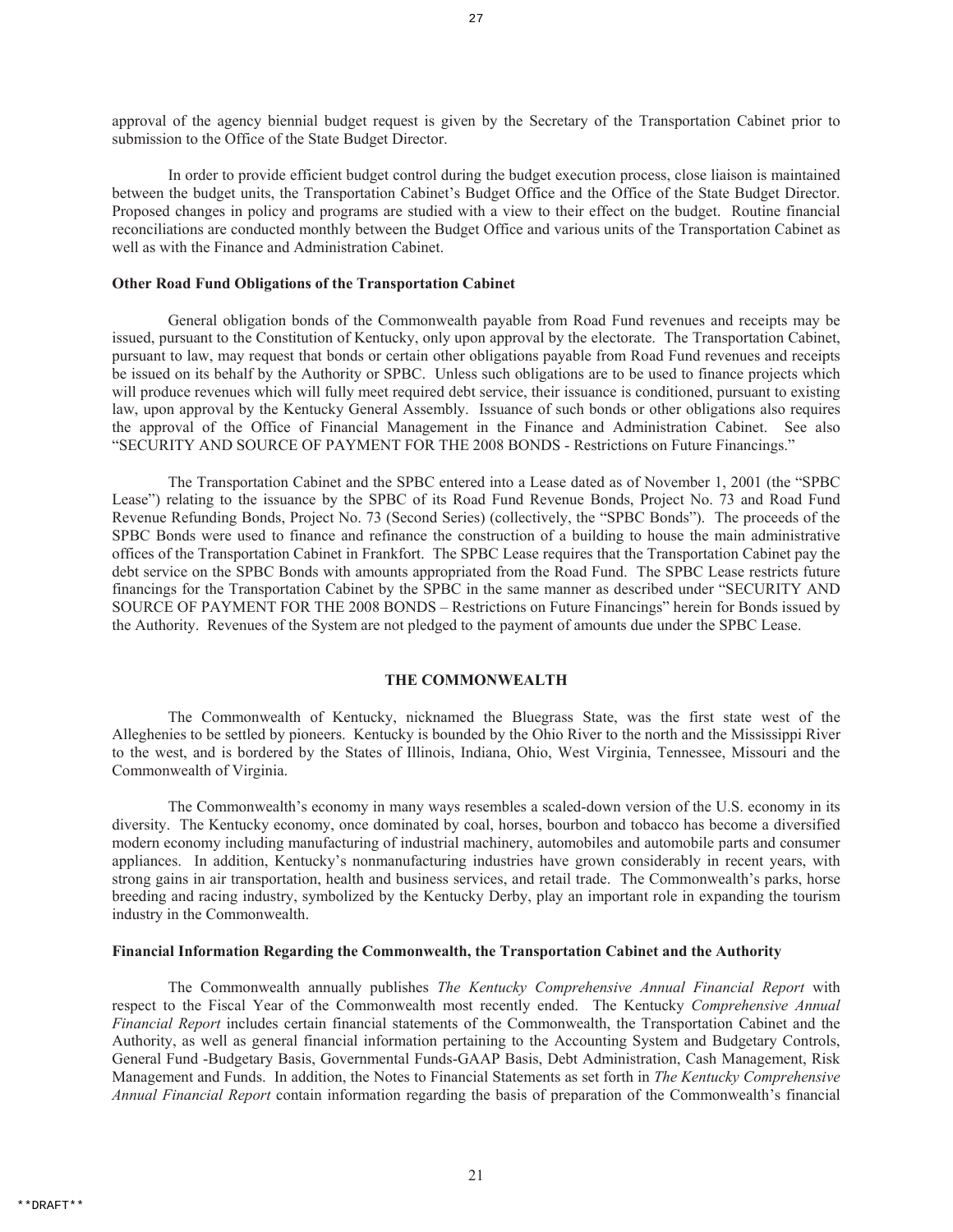approval of the agency biennial budget request is given by the Secretary of the Transportation Cabinet prior to submission to the Office of the State Budget Director.

In order to provide efficient budget control during the budget execution process, close liaison is maintained between the budget units, the Transportation Cabinet's Budget Office and the Office of the State Budget Director. Proposed changes in policy and programs are studied with a view to their effect on the budget. Routine financial reconciliations are conducted monthly between the Budget Office and various units of the Transportation Cabinet as well as with the Finance and Administration Cabinet.

**Other Road Fund Obligations of the Transportation Cabinet**

General obligation bonds of the Commonwealth payable from Road Fund revenues and receipts may be issued, pursuant to the Constitution of Kentucky, only upon approval by the electorate. The Transportation Cabinet, pursuant to law, may request that bonds or certain other obligations payable from Road Fund revenues and receipts be issued on its behalf by the Authority or SPBC. Unless such obligations are to be used to finance projects which will produce revenues which will fully meet required debt service, their issuance is conditioned, pursuant to existing law, upon approval by the Kentucky General Assembly. Issuance of such bonds or other obligations also requires the approval of the Office of Financial Management in the Finance and Administration Cabinet. See also "SECURITY AND SOURCE OF PAYMENT FOR THE 2008 BONDS - Restrictions on Future Financings."

The Transportation Cabinet and the SPBC entered into a Lease dated as of November 1, 2001 (the "SPBC Lease") relating to the issuance by the SPBC of its Road Fund Revenue Bonds, Project No. 73 and Road Fund Revenue Refunding Bonds, Project No. 73 (Second Series) (collectively, the "SPBC Bonds"). The proceeds of the SPBC Bonds were used to finance and refinance the construction of a building to house the main administrative offices of the Transportation Cabinet in Frankfort. The SPBC Lease requires that the Transportation Cabinet pay the debt service on the SPBC Bonds with amounts appropriated from the Road Fund. The SPBC Lease restricts future financings for the Transportation Cabinet by the SPBC in the same manner as described under "SECURITY AND SOURCE OF PAYMENT FOR THE 2008 BONDS – Restrictions on Future Financings" herein for Bonds issued by the Authority. Revenues of the System are not pledged to the payment of amounts due under the SPBC Lease.

## THE COMMONWEALTH

The Commonwealth of Kentucky, nicknamed the Bluegrass State, was the first state west of the Alleghenies to be settled by pioneers. Kentucky is bounded by the Ohio River to the north and the Mississippi River to the west, and is bordered by the States of Illinois, Indiana, Ohio, West Virginia, Tennessee, Missouri and the Commonwealth of Virginia.

The Commonwealth's economy in many ways resembles a scaled-down version of the U.S. economy in its diversity. The Kentucky economy, once dominated by coal, horses, bourbon and tobacco has become a diversified modern economy including manufacturing of industrial machinery, automobiles and automobile parts and consumer appliances. In addition, Kentucky's nonmanufacturing industries have grown considerably in recent years, with strong gains in air transportation, health and business services, and retail trade. The Commonwealth's parks, horse breeding and racing industry, symbolized by the Kentucky Derby, play an important role in expanding the tourism industry in the Commonwealth.

**Financial Information Regarding the Commonwealth, the Transportation Cabinet and the Authority**

The Commonwealth annually publishes *The Kentucky Comprehensive Annual Financial Report* with respect to the Fiscal Year of the Commonwealth most recently ended. The Kentucky *Comprehensive Annual Financial Report* includes certain financial statements of the Commonwealth, the Transportation Cabinet and the Authority, as well as general financial information pertaining to the Accounting System and Budgetary Controls, General Fund -Budgetary Basis, Governmental Funds-GAAP Basis, Debt Administration, Cash Management, Risk Management and Funds. In addition, the Notes to Financial Statements as set forth in *The Kentucky Comprehensive Annual Financial Report* contain information regarding the basis of preparation of the Commonwealth's financial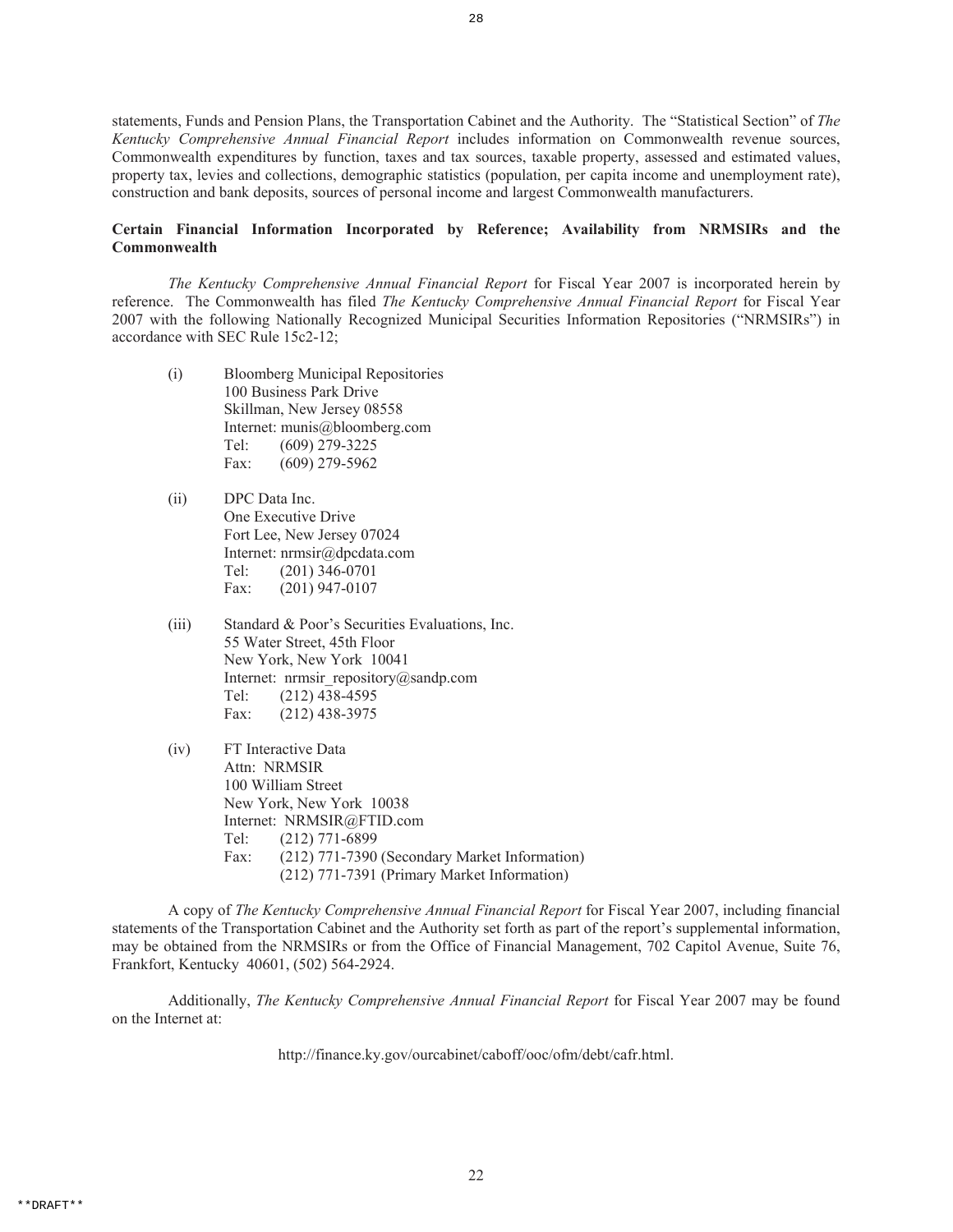statements, Funds and Pension Plans, the Transportation Cabinet and the Authority. The "Statistical Section" of *The Kentucky Comprehensive Annual Financial Report* includes information on Commonwealth revenue sources, Commonwealth expenditures by function, taxes and tax sources, taxable property, assessed and estimated values, property tax, levies and collections, demographic statistics (population, per capita income and unemployment rate), construction and bank deposits, sources of personal income and largest Commonwealth manufacturers.

**Certain Financial Information Incorporated by Reference; Availability from NRMSIRs and the Commonwealth**

*The Kentucky Comprehensive Annual Financial Report* for Fiscal Year 2007 is incorporated herein by reference. The Commonwealth has filed *The Kentucky Comprehensive Annual Financial Report* for Fiscal Year 2007 with the following Nationally Recognized Municipal Securities Information Repositories ("NRMSIRs") in accordance with SEC Rule 15c2-12;

(i) Bloomberg Municipal Repositories
100 Business Park Drive
Skillman, New Jersey 08558
Internet: munis@bloomberg.com
Tel: (609) 279-3225
Fax: (609) 279-5962

(ii) DPC Data Inc.
One Executive Drive
Fort Lee, New Jersey 07024
Internet: nrmsir@dpcdata.com
Tel: (201) 346-0701
Fax: (201) 947-0107

(iii) Standard & Poor's Securities Evaluations, Inc.
55 Water Street, 45th Floor
New York, New York 10041
Internet: nrmsir_repository@sandp.com
Tel: (212) 438-4595
Fax: (212) 438-3975

(iv) FT Interactive Data
Attn: NRMSIR
100 William Street
New York, New York 10038
Internet: NRMSIR@FTID.com
Tel: (212) 771-6899
Fax: (212) 771-7390 (Secondary Market Information)
(212) 771-7391 (Primary Market Information)

A copy of *The Kentucky Comprehensive Annual Financial Report* for Fiscal Year 2007, including financial statements of the Transportation Cabinet and the Authority set forth as part of the report's supplemental information, may be obtained from the NRMSIRs or from the Office of Financial Management, 702 Capitol Avenue, Suite 76, Frankfort, Kentucky 40601, (502) 564-2924.

Additionally, *The Kentucky Comprehensive Annual Financial Report* for Fiscal Year 2007 may be found on the Internet at:

http://finance.ky.gov/ourcabinet/caboff/ooc/ofm/debt/cafr.html.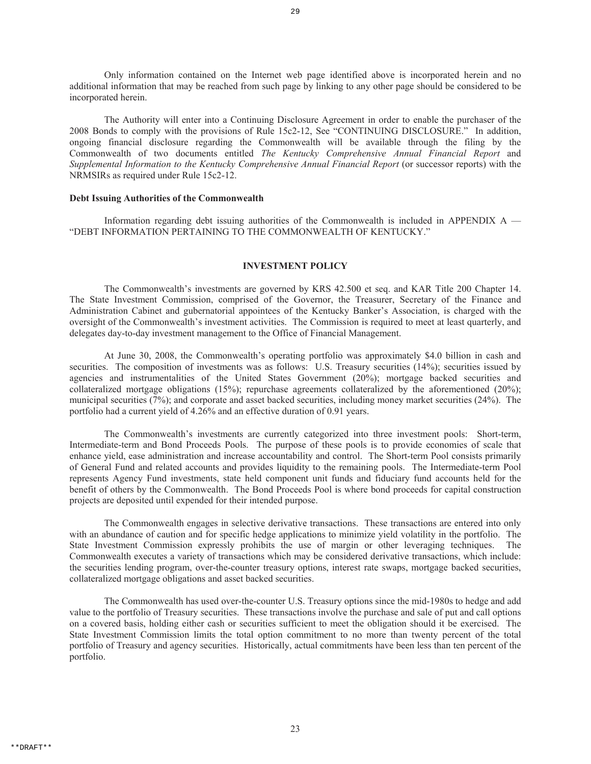Only information contained on the Internet web page identified above is incorporated herein and no additional information that may be reached from such page by linking to any other page should be considered to be incorporated herein.

The Authority will enter into a Continuing Disclosure Agreement in order to enable the purchaser of the 2008 Bonds to comply with the provisions of Rule 15c2-12, See "CONTINUING DISCLOSURE." In addition, ongoing financial disclosure regarding the Commonwealth will be available through the filing by the Commonwealth of two documents entitled *The Kentucky Comprehensive Annual Financial Report* and *Supplemental Information to the Kentucky Comprehensive Annual Financial Report* (or successor reports) with the NRMSIRs as required under Rule 15c2-12.

**Debt Issuing Authorities of the Commonwealth**

Information regarding debt issuing authorities of the Commonwealth is included in APPENDIX A — "DEBT INFORMATION PERTAINING TO THE COMMONWEALTH OF KENTUCKY."

## INVESTMENT POLICY

The Commonwealth's investments are governed by KRS 42.500 et seq. and KAR Title 200 Chapter 14. The State Investment Commission, comprised of the Governor, the Treasurer, Secretary of the Finance and Administration Cabinet and gubernatorial appointees of the Kentucky Banker's Association, is charged with the oversight of the Commonwealth's investment activities. The Commission is required to meet at least quarterly, and delegates day-to-day investment management to the Office of Financial Management.

At June 30, 2008, the Commonwealth's operating portfolio was approximately $4.0 billion in cash and securities. The composition of investments was as follows: U.S. Treasury securities (14%); securities issued by agencies and instrumentalities of the United States Government (20%); mortgage backed securities and collateralized mortgage obligations (15%); repurchase agreements collateralized by the aforementioned (20%); municipal securities (7%); and corporate and asset backed securities, including money market securities (24%). The portfolio had a current yield of 4.26% and an effective duration of 0.91 years.

The Commonwealth's investments are currently categorized into three investment pools: Short-term, Intermediate-term and Bond Proceeds Pools. The purpose of these pools is to provide economies of scale that enhance yield, ease administration and increase accountability and control. The Short-term Pool consists primarily of General Fund and related accounts and provides liquidity to the remaining pools. The Intermediate-term Pool represents Agency Fund investments, state held component unit funds and fiduciary fund accounts held for the benefit of others by the Commonwealth. The Bond Proceeds Pool is where bond proceeds for capital construction projects are deposited until expended for their intended purpose.

The Commonwealth engages in selective derivative transactions. These transactions are entered into only with an abundance of caution and for specific hedge applications to minimize yield volatility in the portfolio. The State Investment Commission expressly prohibits the use of margin or other leveraging techniques. The Commonwealth executes a variety of transactions which may be considered derivative transactions, which include: the securities lending program, over-the-counter treasury options, interest rate swaps, mortgage backed securities, collateralized mortgage obligations and asset backed securities.

The Commonwealth has used over-the-counter U.S. Treasury options since the mid-1980s to hedge and add value to the portfolio of Treasury securities. These transactions involve the purchase and sale of put and call options on a covered basis, holding either cash or securities sufficient to meet the obligation should it be exercised. The State Investment Commission limits the total option commitment to no more than twenty percent of the total portfolio of Treasury and agency securities. Historically, actual commitments have been less than ten percent of the portfolio.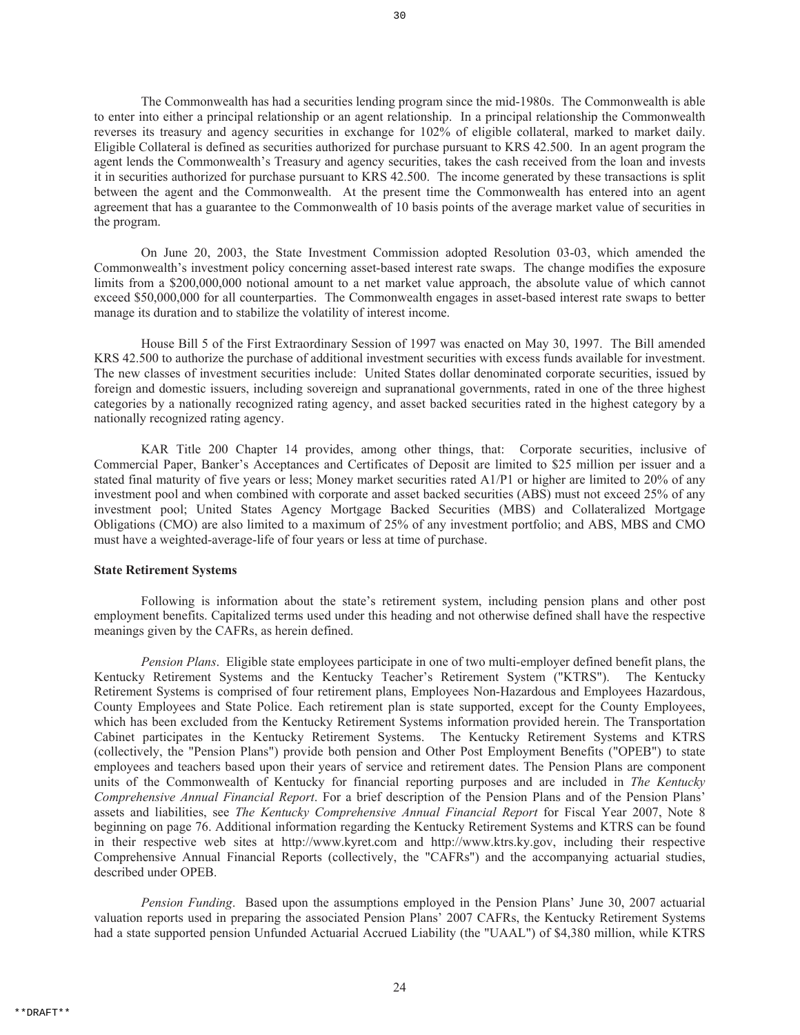The Commonwealth has had a securities lending program since the mid-1980s. The Commonwealth is able to enter into either a principal relationship or an agent relationship. In a principal relationship the Commonwealth reverses its treasury and agency securities in exchange for 102% of eligible collateral, marked to market daily. Eligible Collateral is defined as securities authorized for purchase pursuant to KRS 42.500. In an agent program the agent lends the Commonwealth's Treasury and agency securities, takes the cash received from the loan and invests it in securities authorized for purchase pursuant to KRS 42.500. The income generated by these transactions is split between the agent and the Commonwealth. At the present time the Commonwealth has entered into an agent agreement that has a guarantee to the Commonwealth of 10 basis points of the average market value of securities in the program.

On June 20, 2003, the State Investment Commission adopted Resolution 03-03, which amended the Commonwealth's investment policy concerning asset-based interest rate swaps. The change modifies the exposure limits from a $200,000,000 notional amount to a net market value approach, the absolute value of which cannot exceed $50,000,000 for all counterparties. The Commonwealth engages in asset-based interest rate swaps to better manage its duration and to stabilize the volatility of interest income.

House Bill 5 of the First Extraordinary Session of 1997 was enacted on May 30, 1997. The Bill amended KRS 42.500 to authorize the purchase of additional investment securities with excess funds available for investment. The new classes of investment securities include: United States dollar denominated corporate securities, issued by foreign and domestic issuers, including sovereign and supranational governments, rated in one of the three highest categories by a nationally recognized rating agency, and asset backed securities rated in the highest category by a nationally recognized rating agency.

KAR Title 200 Chapter 14 provides, among other things, that: Corporate securities, inclusive of Commercial Paper, Banker's Acceptances and Certificates of Deposit are limited to $25 million per issuer and a stated final maturity of five years or less; Money market securities rated A1/P1 or higher are limited to 20% of any investment pool and when combined with corporate and asset backed securities (ABS) must not exceed 25% of any investment pool; United States Agency Mortgage Backed Securities (MBS) and Collateralized Mortgage Obligations (CMO) are also limited to a maximum of 25% of any investment portfolio; and ABS, MBS and CMO must have a weighted-average-life of four years or less at time of purchase.

**State Retirement Systems**

Following is information about the state's retirement system, including pension plans and other post employment benefits. Capitalized terms used under this heading and not otherwise defined shall have the respective meanings given by the CAFRs, as herein defined.

*Pension Plans*. Eligible state employees participate in one of two multi-employer defined benefit plans, the Kentucky Retirement Systems and the Kentucky Teacher's Retirement System ("KTRS"). The Kentucky Retirement Systems is comprised of four retirement plans, Employees Non-Hazardous and Employees Hazardous, County Employees and State Police. Each retirement plan is state supported, except for the County Employees, which has been excluded from the Kentucky Retirement Systems information provided herein. The Transportation Cabinet participates in the Kentucky Retirement Systems. The Kentucky Retirement Systems and KTRS (collectively, the "Pension Plans") provide both pension and Other Post Employment Benefits ("OPEB") to state employees and teachers based upon their years of service and retirement dates. The Pension Plans are component units of the Commonwealth of Kentucky for financial reporting purposes and are included in *The Kentucky Comprehensive Annual Financial Report*. For a brief description of the Pension Plans and of the Pension Plans' assets and liabilities, see *The Kentucky Comprehensive Annual Financial Report* for Fiscal Year 2007, Note 8 beginning on page 76. Additional information regarding the Kentucky Retirement Systems and KTRS can be found in their respective web sites at http://www.kyret.com and http://www.ktrs.ky.gov, including their respective Comprehensive Annual Financial Reports (collectively, the "CAFRs") and the accompanying actuarial studies, described under OPEB.

*Pension Funding*. Based upon the assumptions employed in the Pension Plans' June 30, 2007 actuarial valuation reports used in preparing the associated Pension Plans' 2007 CAFRs, the Kentucky Retirement Systems had a state supported pension Unfunded Actuarial Accrued Liability (the "UAAL") of $4,380 million, while KTRS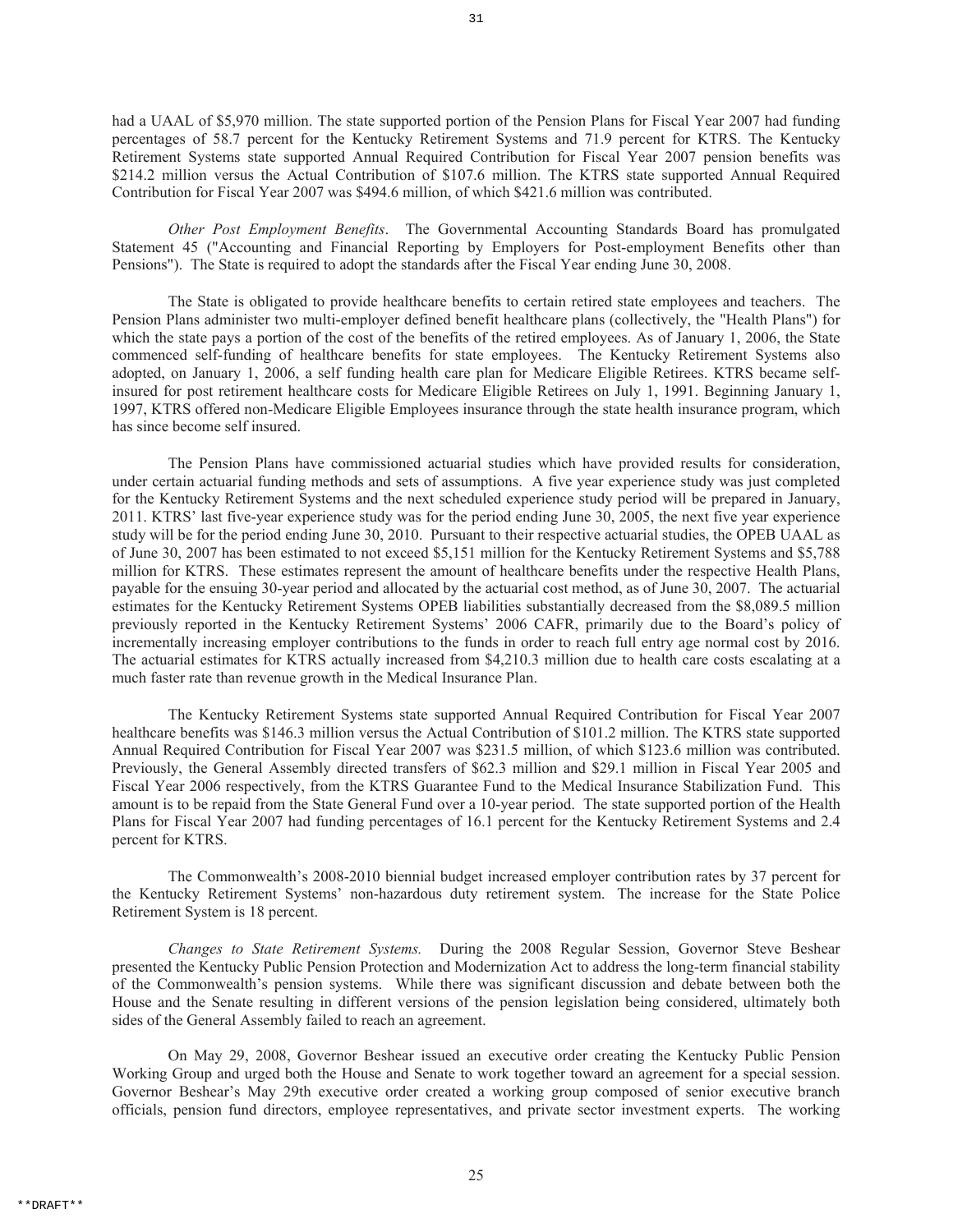had a UAAL of $5,970 million. The state supported portion of the Pension Plans for Fiscal Year 2007 had funding percentages of 58.7 percent for the Kentucky Retirement Systems and 71.9 percent for KTRS. The Kentucky Retirement Systems state supported Annual Required Contribution for Fiscal Year 2007 pension benefits was $214.2 million versus the Actual Contribution of $107.6 million. The KTRS state supported Annual Required Contribution for Fiscal Year 2007 was $494.6 million, of which $421.6 million was contributed.

*Other Post Employment Benefits*. The Governmental Accounting Standards Board has promulgated Statement 45 ("Accounting and Financial Reporting by Employers for Post-employment Benefits other than Pensions"). The State is required to adopt the standards after the Fiscal Year ending June 30, 2008.

The State is obligated to provide healthcare benefits to certain retired state employees and teachers. The Pension Plans administer two multi-employer defined benefit healthcare plans (collectively, the "Health Plans") for which the state pays a portion of the cost of the benefits of the retired employees. As of January 1, 2006, the State commenced self-funding of healthcare benefits for state employees. The Kentucky Retirement Systems also adopted, on January 1, 2006, a self funding health care plan for Medicare Eligible Retirees. KTRS became self-insured for post retirement healthcare costs for Medicare Eligible Retirees on July 1, 1991. Beginning January 1, 1997, KTRS offered non-Medicare Eligible Employees insurance through the state health insurance program, which has since become self insured.

The Pension Plans have commissioned actuarial studies which have provided results for consideration, under certain actuarial funding methods and sets of assumptions. A five year experience study was just completed for the Kentucky Retirement Systems and the next scheduled experience study period will be prepared in January, 2011. KTRS' last five-year experience study was for the period ending June 30, 2005, the next five year experience study will be for the period ending June 30, 2010. Pursuant to their respective actuarial studies, the OPEB UAAL as of June 30, 2007 has been estimated to not exceed $5,151 million for the Kentucky Retirement Systems and $5,788 million for KTRS. These estimates represent the amount of healthcare benefits under the respective Health Plans, payable for the ensuing 30-year period and allocated by the actuarial cost method, as of June 30, 2007. The actuarial estimates for the Kentucky Retirement Systems OPEB liabilities substantially decreased from the $8,089.5 million previously reported in the Kentucky Retirement Systems' 2006 CAFR, primarily due to the Board's policy of incrementally increasing employer contributions to the funds in order to reach full entry age normal cost by 2016. The actuarial estimates for KTRS actually increased from $4,210.3 million due to health care costs escalating at a much faster rate than revenue growth in the Medical Insurance Plan.

The Kentucky Retirement Systems state supported Annual Required Contribution for Fiscal Year 2007 healthcare benefits was $146.3 million versus the Actual Contribution of $101.2 million. The KTRS state supported Annual Required Contribution for Fiscal Year 2007 was $231.5 million, of which $123.6 million was contributed. Previously, the General Assembly directed transfers of $62.3 million and $29.1 million in Fiscal Year 2005 and Fiscal Year 2006 respectively, from the KTRS Guarantee Fund to the Medical Insurance Stabilization Fund. This amount is to be repaid from the State General Fund over a 10-year period. The state supported portion of the Health Plans for Fiscal Year 2007 had funding percentages of 16.1 percent for the Kentucky Retirement Systems and 2.4 percent for KTRS.

The Commonwealth's 2008-2010 biennial budget increased employer contribution rates by 37 percent for the Kentucky Retirement Systems' non-hazardous duty retirement system. The increase for the State Police Retirement System is 18 percent.

*Changes to State Retirement Systems.* During the 2008 Regular Session, Governor Steve Beshear presented the Kentucky Public Pension Protection and Modernization Act to address the long-term financial stability of the Commonwealth's pension systems. While there was significant discussion and debate between both the House and the Senate resulting in different versions of the pension legislation being considered, ultimately both sides of the General Assembly failed to reach an agreement.

On May 29, 2008, Governor Beshear issued an executive order creating the Kentucky Public Pension Working Group and urged both the House and Senate to work together toward an agreement for a special session. Governor Beshear's May 29th executive order created a working group composed of senior executive branch officials, pension fund directors, employee representatives, and private sector investment experts. The working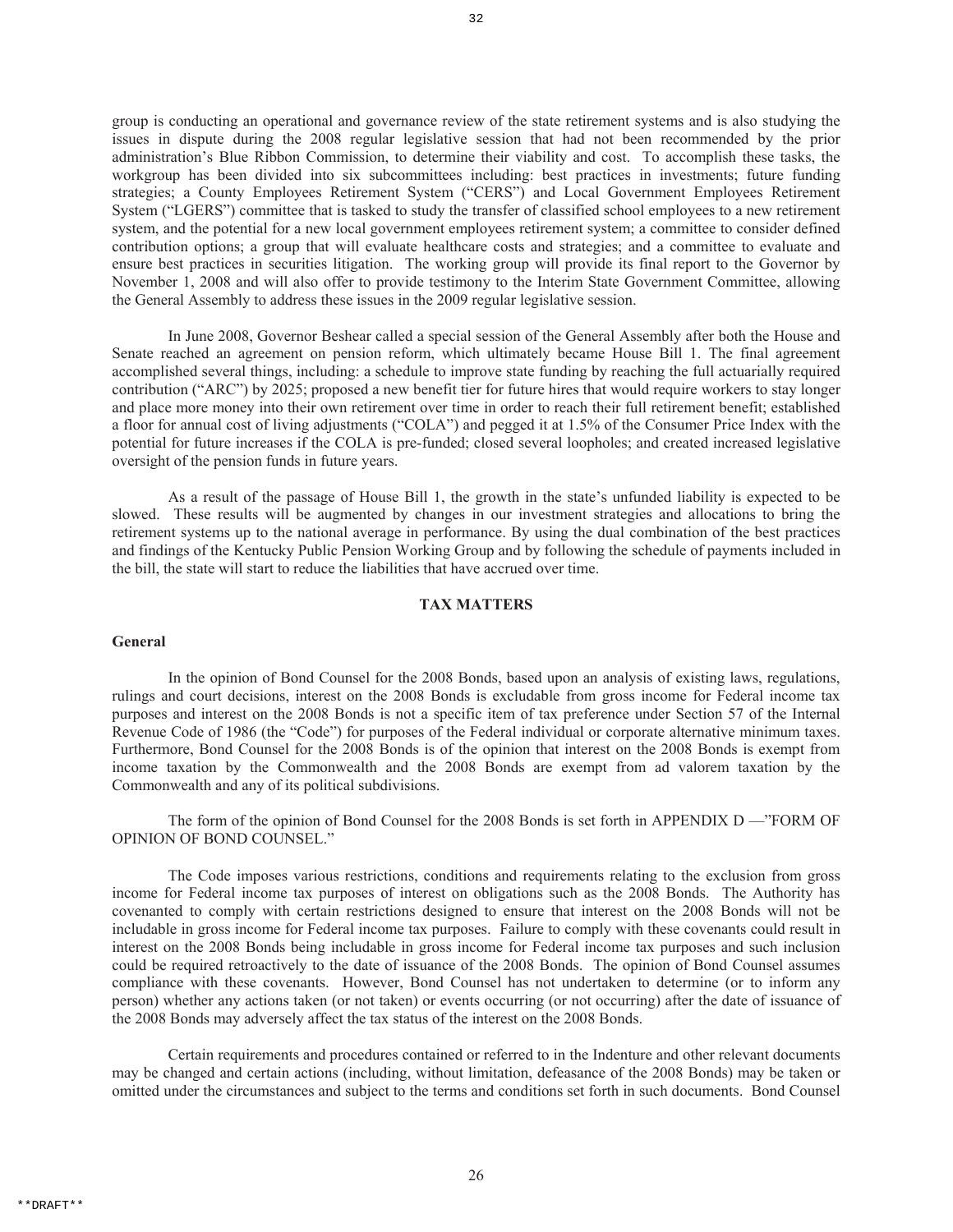group is conducting an operational and governance review of the state retirement systems and is also studying the issues in dispute during the 2008 regular legislative session that had not been recommended by the prior administration's Blue Ribbon Commission, to determine their viability and cost. To accomplish these tasks, the workgroup has been divided into six subcommittees including: best practices in investments; future funding strategies; a County Employees Retirement System ("CERS") and Local Government Employees Retirement System ("LGERS") committee that is tasked to study the transfer of classified school employees to a new retirement system, and the potential for a new local government employees retirement system; a committee to consider defined contribution options; a group that will evaluate healthcare costs and strategies; and a committee to evaluate and ensure best practices in securities litigation. The working group will provide its final report to the Governor by November 1, 2008 and will also offer to provide testimony to the Interim State Government Committee, allowing the General Assembly to address these issues in the 2009 regular legislative session.

In June 2008, Governor Beshear called a special session of the General Assembly after both the House and Senate reached an agreement on pension reform, which ultimately became House Bill 1. The final agreement accomplished several things, including: a schedule to improve state funding by reaching the full actuarially required contribution ("ARC") by 2025; proposed a new benefit tier for future hires that would require workers to stay longer and place more money into their own retirement over time in order to reach their full retirement benefit; established a floor for annual cost of living adjustments ("COLA") and pegged it at 1.5% of the Consumer Price Index with the potential for future increases if the COLA is pre-funded; closed several loopholes; and created increased legislative oversight of the pension funds in future years.

As a result of the passage of House Bill 1, the growth in the state's unfunded liability is expected to be slowed. These results will be augmented by changes in our investment strategies and allocations to bring the retirement systems up to the national average in performance. By using the dual combination of the best practices and findings of the Kentucky Public Pension Working Group and by following the schedule of payments included in the bill, the state will start to reduce the liabilities that have accrued over time.

## TAX MATTERS

### General

In the opinion of Bond Counsel for the 2008 Bonds, based upon an analysis of existing laws, regulations, rulings and court decisions, interest on the 2008 Bonds is excludable from gross income for Federal income tax purposes and interest on the 2008 Bonds is not a specific item of tax preference under Section 57 of the Internal Revenue Code of 1986 (the "Code") for purposes of the Federal individual or corporate alternative minimum taxes. Furthermore, Bond Counsel for the 2008 Bonds is of the opinion that interest on the 2008 Bonds is exempt from income taxation by the Commonwealth and the 2008 Bonds are exempt from ad valorem taxation by the Commonwealth and any of its political subdivisions.

The form of the opinion of Bond Counsel for the 2008 Bonds is set forth in APPENDIX D —"FORM OF OPINION OF BOND COUNSEL."

The Code imposes various restrictions, conditions and requirements relating to the exclusion from gross income for Federal income tax purposes of interest on obligations such as the 2008 Bonds. The Authority has covenanted to comply with certain restrictions designed to ensure that interest on the 2008 Bonds will not be includable in gross income for Federal income tax purposes. Failure to comply with these covenants could result in interest on the 2008 Bonds being includable in gross income for Federal income tax purposes and such inclusion could be required retroactively to the date of issuance of the 2008 Bonds. The opinion of Bond Counsel assumes compliance with these covenants. However, Bond Counsel has not undertaken to determine (or to inform any person) whether any actions taken (or not taken) or events occurring (or not occurring) after the date of issuance of the 2008 Bonds may adversely affect the tax status of the interest on the 2008 Bonds.

Certain requirements and procedures contained or referred to in the Indenture and other relevant documents may be changed and certain actions (including, without limitation, defeasance of the 2008 Bonds) may be taken or omitted under the circumstances and subject to the terms and conditions set forth in such documents. Bond Counsel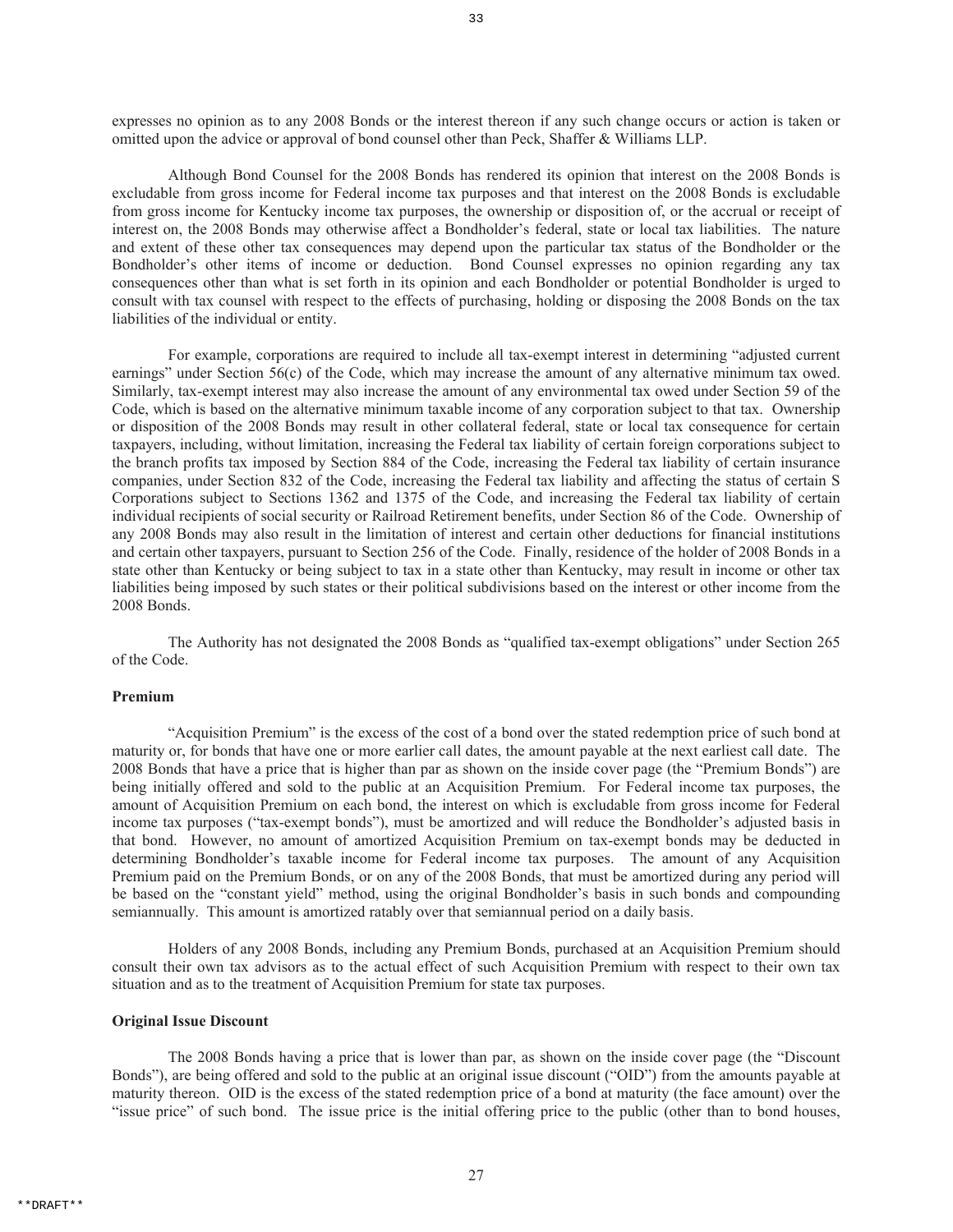expresses no opinion as to any 2008 Bonds or the interest thereon if any such change occurs or action is taken or omitted upon the advice or approval of bond counsel other than Peck, Shaffer & Williams LLP.

Although Bond Counsel for the 2008 Bonds has rendered its opinion that interest on the 2008 Bonds is excludable from gross income for Federal income tax purposes and that interest on the 2008 Bonds is excludable from gross income for Kentucky income tax purposes, the ownership or disposition of, or the accrual or receipt of interest on, the 2008 Bonds may otherwise affect a Bondholder's federal, state or local tax liabilities. The nature and extent of these other tax consequences may depend upon the particular tax status of the Bondholder or the Bondholder's other items of income or deduction. Bond Counsel expresses no opinion regarding any tax consequences other than what is set forth in its opinion and each Bondholder or potential Bondholder is urged to consult with tax counsel with respect to the effects of purchasing, holding or disposing the 2008 Bonds on the tax liabilities of the individual or entity.

For example, corporations are required to include all tax-exempt interest in determining "adjusted current earnings" under Section 56(c) of the Code, which may increase the amount of any alternative minimum tax owed. Similarly, tax-exempt interest may also increase the amount of any environmental tax owed under Section 59 of the Code, which is based on the alternative minimum taxable income of any corporation subject to that tax. Ownership or disposition of the 2008 Bonds may result in other collateral federal, state or local tax consequence for certain taxpayers, including, without limitation, increasing the Federal tax liability of certain foreign corporations subject to the branch profits tax imposed by Section 884 of the Code, increasing the Federal tax liability of certain insurance companies, under Section 832 of the Code, increasing the Federal tax liability and affecting the status of certain S Corporations subject to Sections 1362 and 1375 of the Code, and increasing the Federal tax liability of certain individual recipients of social security or Railroad Retirement benefits, under Section 86 of the Code. Ownership of any 2008 Bonds may also result in the limitation of interest and certain other deductions for financial institutions and certain other taxpayers, pursuant to Section 256 of the Code. Finally, residence of the holder of 2008 Bonds in a state other than Kentucky or being subject to tax in a state other than Kentucky, may result in income or other tax liabilities being imposed by such states or their political subdivisions based on the interest or other income from the 2008 Bonds.

The Authority has not designated the 2008 Bonds as "qualified tax-exempt obligations" under Section 265 of the Code.

**Premium**

"Acquisition Premium" is the excess of the cost of a bond over the stated redemption price of such bond at maturity or, for bonds that have one or more earlier call dates, the amount payable at the next earliest call date. The 2008 Bonds that have a price that is higher than par as shown on the inside cover page (the "Premium Bonds") are being initially offered and sold to the public at an Acquisition Premium. For Federal income tax purposes, the amount of Acquisition Premium on each bond, the interest on which is excludable from gross income for Federal income tax purposes ("tax-exempt bonds"), must be amortized and will reduce the Bondholder's adjusted basis in that bond. However, no amount of amortized Acquisition Premium on tax-exempt bonds may be deducted in determining Bondholder's taxable income for Federal income tax purposes. The amount of any Acquisition Premium paid on the Premium Bonds, or on any of the 2008 Bonds, that must be amortized during any period will be based on the "constant yield" method, using the original Bondholder's basis in such bonds and compounding semiannually. This amount is amortized ratably over that semiannual period on a daily basis.

Holders of any 2008 Bonds, including any Premium Bonds, purchased at an Acquisition Premium should consult their own tax advisors as to the actual effect of such Acquisition Premium with respect to their own tax situation and as to the treatment of Acquisition Premium for state tax purposes.

**Original Issue Discount**

The 2008 Bonds having a price that is lower than par, as shown on the inside cover page (the "Discount Bonds"), are being offered and sold to the public at an original issue discount ("OID") from the amounts payable at maturity thereon. OID is the excess of the stated redemption price of a bond at maturity (the face amount) over the "issue price" of such bond. The issue price is the initial offering price to the public (other than to bond houses,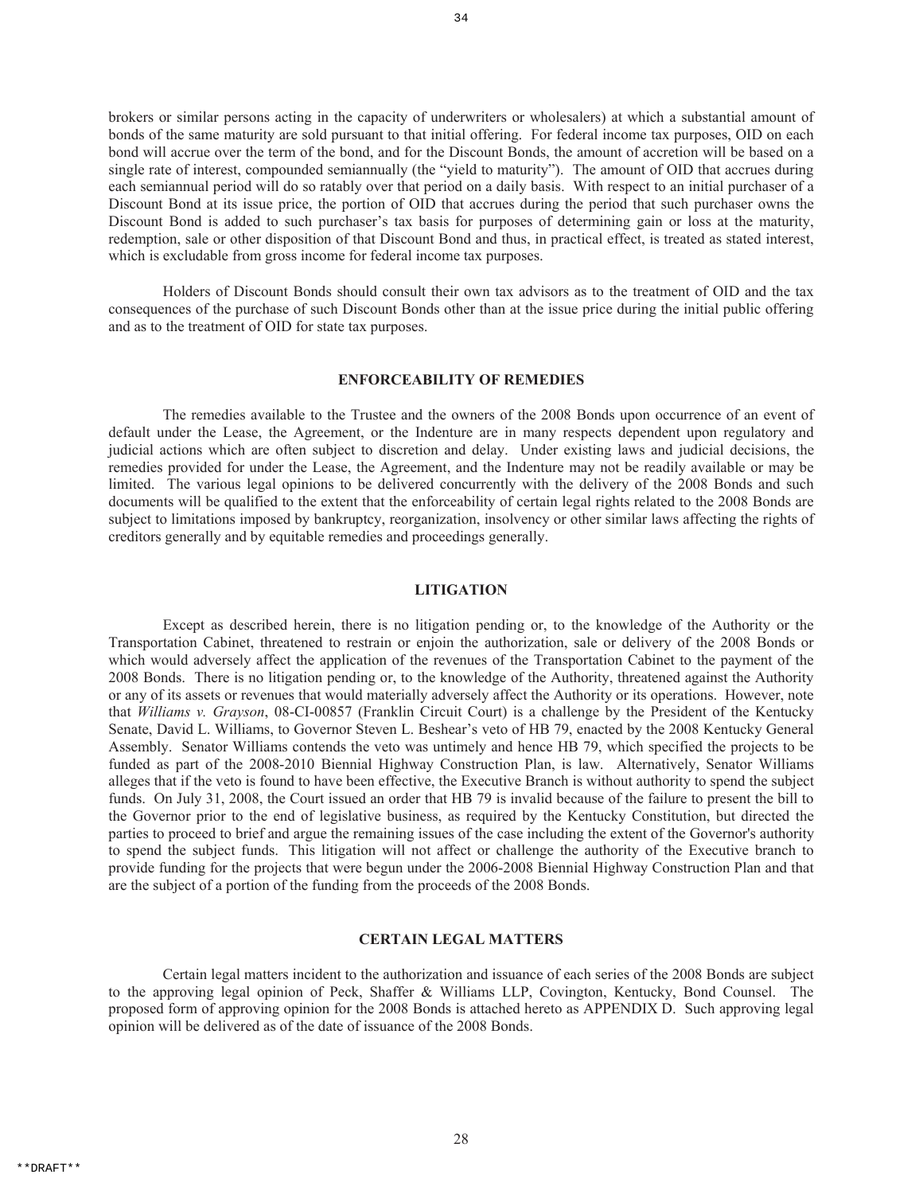brokers or similar persons acting in the capacity of underwriters or wholesalers) at which a substantial amount of bonds of the same maturity are sold pursuant to that initial offering. For federal income tax purposes, OID on each bond will accrue over the term of the bond, and for the Discount Bonds, the amount of accretion will be based on a single rate of interest, compounded semiannually (the "yield to maturity"). The amount of OID that accrues during each semiannual period will do so ratably over that period on a daily basis. With respect to an initial purchaser of a Discount Bond at its issue price, the portion of OID that accrues during the period that such purchaser owns the Discount Bond is added to such purchaser's tax basis for purposes of determining gain or loss at the maturity, redemption, sale or other disposition of that Discount Bond and thus, in practical effect, is treated as stated interest, which is excludable from gross income for federal income tax purposes.

Holders of Discount Bonds should consult their own tax advisors as to the treatment of OID and the tax consequences of the purchase of such Discount Bonds other than at the issue price during the initial public offering and as to the treatment of OID for state tax purposes.

## ENFORCEABILITY OF REMEDIES

The remedies available to the Trustee and the owners of the 2008 Bonds upon occurrence of an event of default under the Lease, the Agreement, or the Indenture are in many respects dependent upon regulatory and judicial actions which are often subject to discretion and delay. Under existing laws and judicial decisions, the remedies provided for under the Lease, the Agreement, and the Indenture may not be readily available or may be limited. The various legal opinions to be delivered concurrently with the delivery of the 2008 Bonds and such documents will be qualified to the extent that the enforceability of certain legal rights related to the 2008 Bonds are subject to limitations imposed by bankruptcy, reorganization, insolvency or other similar laws affecting the rights of creditors generally and by equitable remedies and proceedings generally.

## LITIGATION

Except as described herein, there is no litigation pending or, to the knowledge of the Authority or the Transportation Cabinet, threatened to restrain or enjoin the authorization, sale or delivery of the 2008 Bonds or which would adversely affect the application of the revenues of the Transportation Cabinet to the payment of the 2008 Bonds. There is no litigation pending or, to the knowledge of the Authority, threatened against the Authority or any of its assets or revenues that would materially adversely affect the Authority or its operations. However, note that *Williams v. Grayson*, 08-CI-00857 (Franklin Circuit Court) is a challenge by the President of the Kentucky Senate, David L. Williams, to Governor Steven L. Beshear's veto of HB 79, enacted by the 2008 Kentucky General Assembly. Senator Williams contends the veto was untimely and hence HB 79, which specified the projects to be funded as part of the 2008-2010 Biennial Highway Construction Plan, is law. Alternatively, Senator Williams alleges that if the veto is found to have been effective, the Executive Branch is without authority to spend the subject funds. On July 31, 2008, the Court issued an order that HB 79 is invalid because of the failure to present the bill to the Governor prior to the end of legislative business, as required by the Kentucky Constitution, but directed the parties to proceed to brief and argue the remaining issues of the case including the extent of the Governor's authority to spend the subject funds. This litigation will not affect or challenge the authority of the Executive branch to provide funding for the projects that were begun under the 2006-2008 Biennial Highway Construction Plan and that are the subject of a portion of the funding from the proceeds of the 2008 Bonds.

## CERTAIN LEGAL MATTERS

Certain legal matters incident to the authorization and issuance of each series of the 2008 Bonds are subject to the approving legal opinion of Peck, Shaffer & Williams LLP, Covington, Kentucky, Bond Counsel. The proposed form of approving opinion for the 2008 Bonds is attached hereto as APPENDIX D. Such approving legal opinion will be delivered as of the date of issuance of the 2008 Bonds.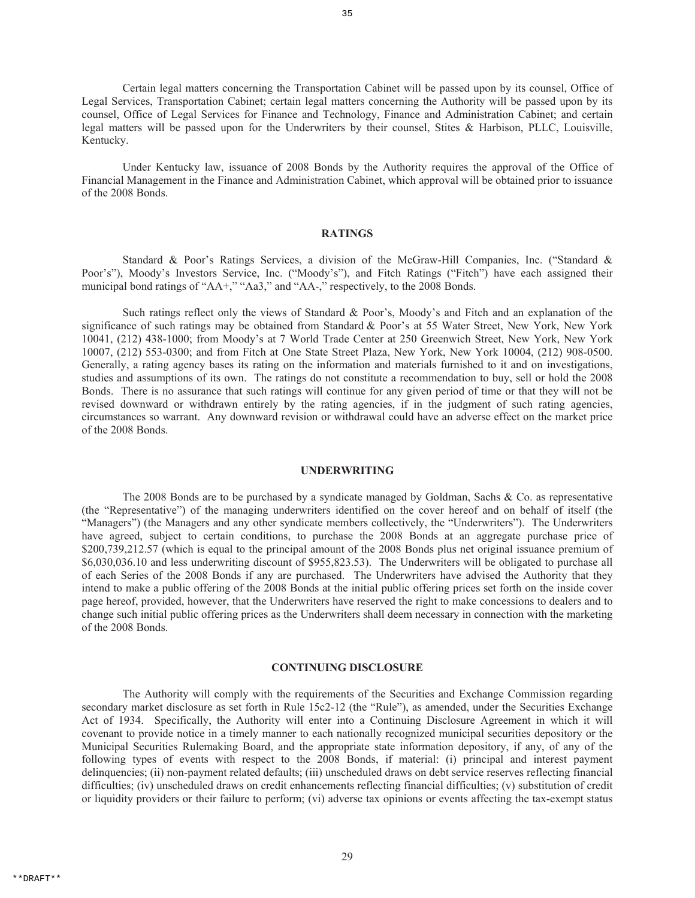Certain legal matters concerning the Transportation Cabinet will be passed upon by its counsel, Office of Legal Services, Transportation Cabinet; certain legal matters concerning the Authority will be passed upon by its counsel, Office of Legal Services for Finance and Technology, Finance and Administration Cabinet; and certain legal matters will be passed upon for the Underwriters by their counsel, Stites & Harbison, PLLC, Louisville, Kentucky.

Under Kentucky law, issuance of 2008 Bonds by the Authority requires the approval of the Office of Financial Management in the Finance and Administration Cabinet, which approval will be obtained prior to issuance of the 2008 Bonds.

## RATINGS

Standard & Poor's Ratings Services, a division of the McGraw-Hill Companies, Inc. ("Standard & Poor's"), Moody's Investors Service, Inc. ("Moody's"), and Fitch Ratings ("Fitch") have each assigned their municipal bond ratings of "AA+," "Aa3," and "AA-," respectively, to the 2008 Bonds.

Such ratings reflect only the views of Standard & Poor's, Moody's and Fitch and an explanation of the significance of such ratings may be obtained from Standard & Poor's at 55 Water Street, New York, New York 10041, (212) 438-1000; from Moody's at 7 World Trade Center at 250 Greenwich Street, New York, New York 10007, (212) 553-0300; and from Fitch at One State Street Plaza, New York, New York 10004, (212) 908-0500. Generally, a rating agency bases its rating on the information and materials furnished to it and on investigations, studies and assumptions of its own. The ratings do not constitute a recommendation to buy, sell or hold the 2008 Bonds. There is no assurance that such ratings will continue for any given period of time or that they will not be revised downward or withdrawn entirely by the rating agencies, if in the judgment of such rating agencies, circumstances so warrant. Any downward revision or withdrawal could have an adverse effect on the market price of the 2008 Bonds.

## UNDERWRITING

The 2008 Bonds are to be purchased by a syndicate managed by Goldman, Sachs & Co. as representative (the "Representative") of the managing underwriters identified on the cover hereof and on behalf of itself (the "Managers") (the Managers and any other syndicate members collectively, the "Underwriters"). The Underwriters have agreed, subject to certain conditions, to purchase the 2008 Bonds at an aggregate purchase price of $200,739,212.57 (which is equal to the principal amount of the 2008 Bonds plus net original issuance premium of $6,030,036.10 and less underwriting discount of $955,823.53). The Underwriters will be obligated to purchase all of each Series of the 2008 Bonds if any are purchased. The Underwriters have advised the Authority that they intend to make a public offering of the 2008 Bonds at the initial public offering prices set forth on the inside cover page hereof, provided, however, that the Underwriters have reserved the right to make concessions to dealers and to change such initial public offering prices as the Underwriters shall deem necessary in connection with the marketing of the 2008 Bonds.

## CONTINUING DISCLOSURE

The Authority will comply with the requirements of the Securities and Exchange Commission regarding secondary market disclosure as set forth in Rule 15c2-12 (the "Rule"), as amended, under the Securities Exchange Act of 1934. Specifically, the Authority will enter into a Continuing Disclosure Agreement in which it will covenant to provide notice in a timely manner to each nationally recognized municipal securities depository or the Municipal Securities Rulemaking Board, and the appropriate state information depository, if any, of any of the following types of events with respect to the 2008 Bonds, if material: (i) principal and interest payment delinquencies; (ii) non-payment related defaults; (iii) unscheduled draws on debt service reserves reflecting financial difficulties; (iv) unscheduled draws on credit enhancements reflecting financial difficulties; (v) substitution of credit or liquidity providers or their failure to perform; (vi) adverse tax opinions or events affecting the tax-exempt status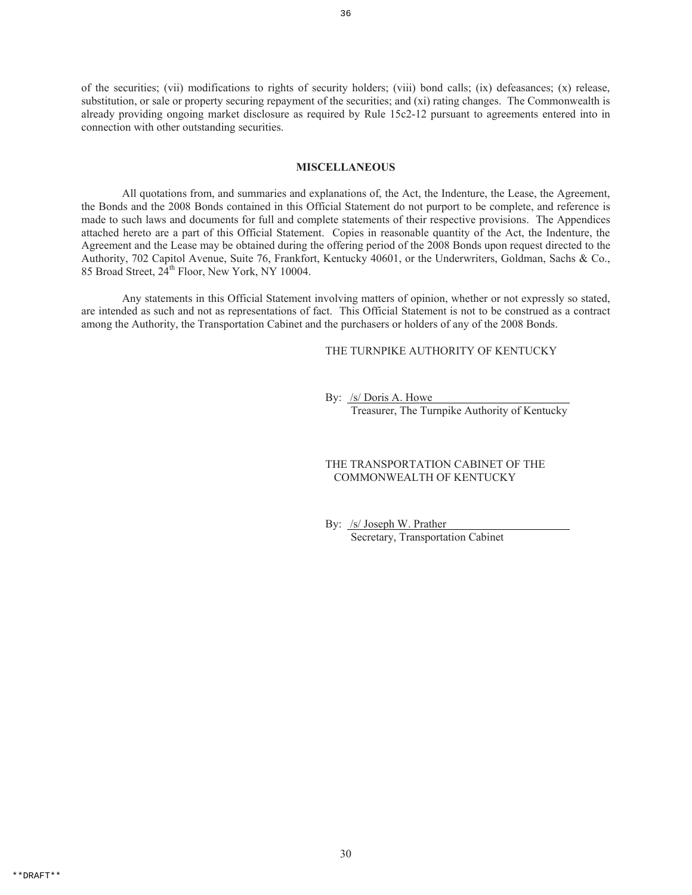of the securities; (vii) modifications to rights of security holders; (viii) bond calls; (ix) defeasances; (x) release, substitution, or sale or property securing repayment of the securities; and (xi) rating changes. The Commonwealth is already providing ongoing market disclosure as required by Rule 15c2-12 pursuant to agreements entered into in connection with other outstanding securities.

## MISCELLANEOUS

All quotations from, and summaries and explanations of, the Act, the Indenture, the Lease, the Agreement, the Bonds and the 2008 Bonds contained in this Official Statement do not purport to be complete, and reference is made to such laws and documents for full and complete statements of their respective provisions. The Appendices attached hereto are a part of this Official Statement. Copies in reasonable quantity of the Act, the Indenture, the Agreement and the Lease may be obtained during the offering period of the 2008 Bonds upon request directed to the Authority, 702 Capitol Avenue, Suite 76, Frankfort, Kentucky 40601, or the Underwriters, Goldman, Sachs & Co., 85 Broad Street, 24th Floor, New York, NY 10004.

Any statements in this Official Statement involving matters of opinion, whether or not expressly so stated, are intended as such and not as representations of fact. This Official Statement is not to be construed as a contract among the Authority, the Transportation Cabinet and the purchasers or holders of any of the 2008 Bonds.

THE TURNPIKE AUTHORITY OF KENTUCKY

By: /s/ Doris A. Howe
Treasurer, The Turnpike Authority of Kentucky

THE TRANSPORTATION CABINET OF THE COMMONWEALTH OF KENTUCKY

By: /s/ Joseph W. Prather
Secretary, Transportation Cabinet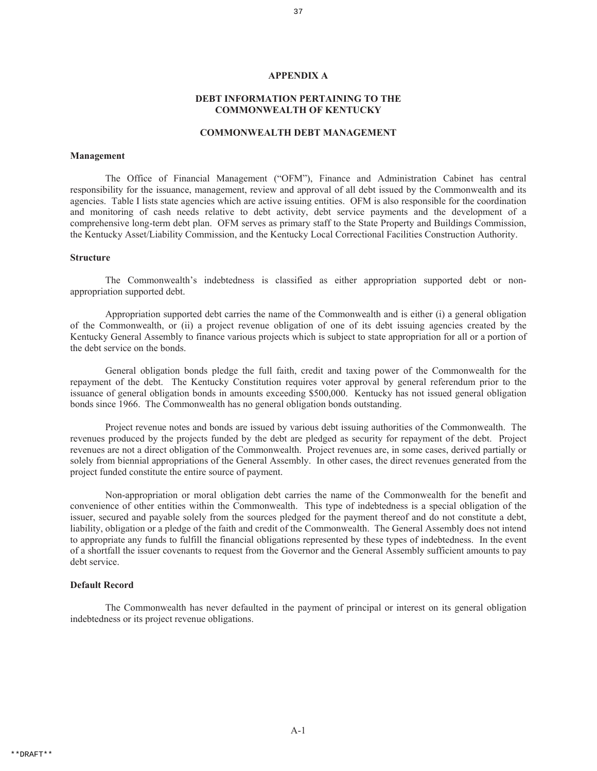# APPENDIX A

## DEBT INFORMATION PERTAINING TO THE COMMONWEALTH OF KENTUCKY

## COMMONWEALTH DEBT MANAGEMENT

### Management

The Office of Financial Management ("OFM"), Finance and Administration Cabinet has central responsibility for the issuance, management, review and approval of all debt issued by the Commonwealth and its agencies. Table I lists state agencies which are active issuing entities. OFM is also responsible for the coordination and monitoring of cash needs relative to debt activity, debt service payments and the development of a comprehensive long-term debt plan. OFM serves as primary staff to the State Property and Buildings Commission, the Kentucky Asset/Liability Commission, and the Kentucky Local Correctional Facilities Construction Authority.

### Structure

The Commonwealth's indebtedness is classified as either appropriation supported debt or non-appropriation supported debt.

Appropriation supported debt carries the name of the Commonwealth and is either (i) a general obligation of the Commonwealth, or (ii) a project revenue obligation of one of its debt issuing agencies created by the Kentucky General Assembly to finance various projects which is subject to state appropriation for all or a portion of the debt service on the bonds.

General obligation bonds pledge the full faith, credit and taxing power of the Commonwealth for the repayment of the debt. The Kentucky Constitution requires voter approval by general referendum prior to the issuance of general obligation bonds in amounts exceeding $500,000. Kentucky has not issued general obligation bonds since 1966. The Commonwealth has no general obligation bonds outstanding.

Project revenue notes and bonds are issued by various debt issuing authorities of the Commonwealth. The revenues produced by the projects funded by the debt are pledged as security for repayment of the debt. Project revenues are not a direct obligation of the Commonwealth. Project revenues are, in some cases, derived partially or solely from biennial appropriations of the General Assembly. In other cases, the direct revenues generated from the project funded constitute the entire source of payment.

Non-appropriation or moral obligation debt carries the name of the Commonwealth for the benefit and convenience of other entities within the Commonwealth. This type of indebtedness is a special obligation of the issuer, secured and payable solely from the sources pledged for the payment thereof and do not constitute a debt, liability, obligation or a pledge of the faith and credit of the Commonwealth. The General Assembly does not intend to appropriate any funds to fulfill the financial obligations represented by these types of indebtedness. In the event of a shortfall the issuer covenants to request from the Governor and the General Assembly sufficient amounts to pay debt service.

### Default Record

The Commonwealth has never defaulted in the payment of principal or interest on its general obligation indebtedness or its project revenue obligations.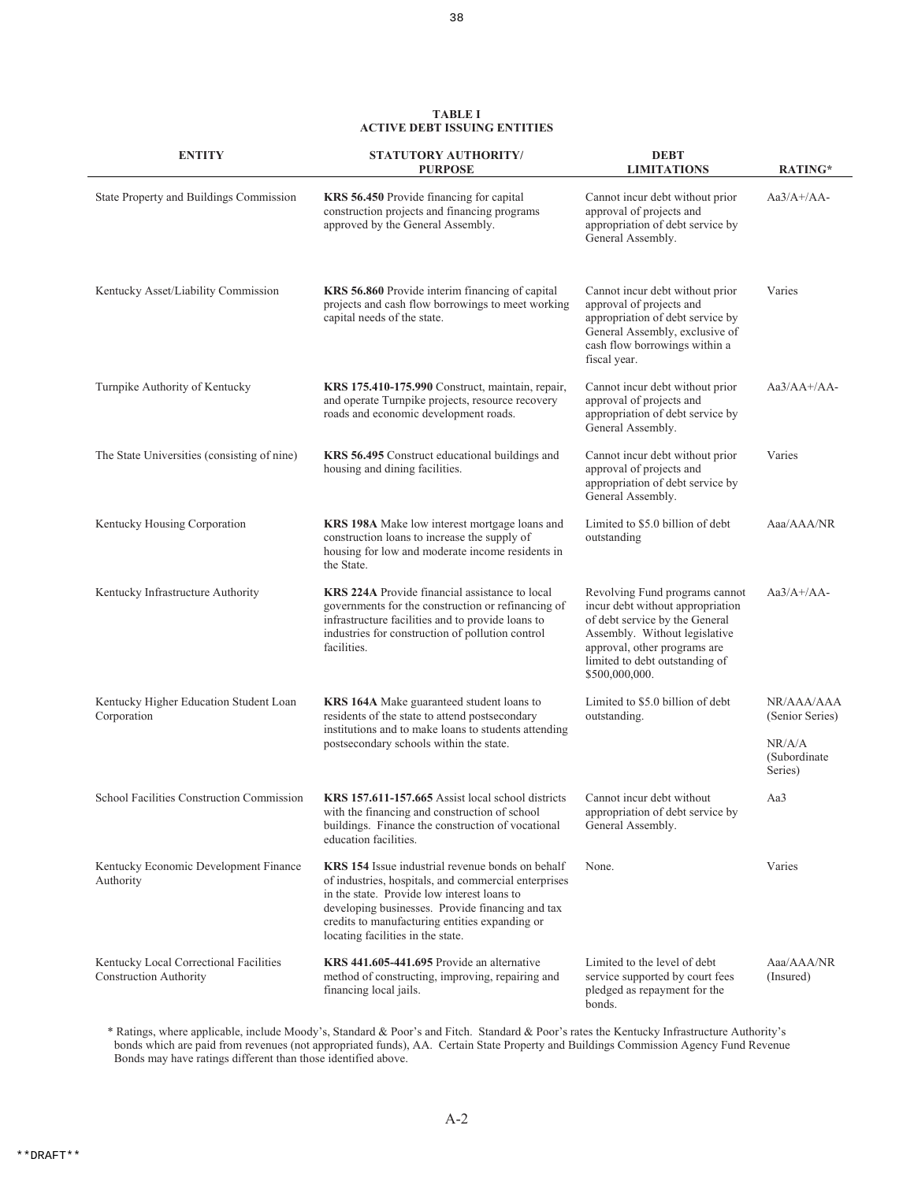**TABLE I**
**ACTIVE DEBT ISSUING ENTITIES**

| ENTITY | STATUTORY AUTHORITY/ PURPOSE | DEBT LIMITATIONS | RATING* |
|---|---|---|---|
| State Property and Buildings Commission | **KRS 56.450** Provide financing for capital construction projects and financing programs approved by the General Assembly. | Cannot incur debt without prior approval of projects and appropriation of debt service by General Assembly. | Aa3/A+/AA- |
| Kentucky Asset/Liability Commission | **KRS 56.860** Provide interim financing of capital projects and cash flow borrowings to meet working capital needs of the state. | Cannot incur debt without prior approval of projects and appropriation of debt service by General Assembly, exclusive of cash flow borrowings within a fiscal year. | Varies |
| Turnpike Authority of Kentucky | **KRS 175.410-175.990** Construct, maintain, repair, and operate Turnpike projects, resource recovery roads and economic development roads. | Cannot incur debt without prior approval of projects and appropriation of debt service by General Assembly. | Aa3/AA+/AA- |
| The State Universities (consisting of nine) | **KRS 56.495** Construct educational buildings and housing and dining facilities. | Cannot incur debt without prior approval of projects and appropriation of debt service by General Assembly. | Varies |
| Kentucky Housing Corporation | **KRS 198A** Make low interest mortgage loans and construction loans to increase the supply of housing for low and moderate income residents in the State. | Limited to $5.0 billion of debt outstanding | Aaa/AAA/NR |
| Kentucky Infrastructure Authority | **KRS 224A** Provide financial assistance to local governments for the construction or refinancing of infrastructure facilities and to provide loans to industries for construction of pollution control facilities. | Revolving Fund programs cannot incur debt without appropriation of debt service by the General Assembly. Without legislative approval, other programs are limited to debt outstanding of $500,000,000. | Aa3/A+/AA- |
| Kentucky Higher Education Student Loan Corporation | **KRS 164A** Make guaranteed student loans to residents of the state to attend postsecondary institutions and to make loans to students attending postsecondary schools within the state. | Limited to $5.0 billion of debt outstanding. | NR/AAA/AAA (Senior Series) NR/A/A (Subordinate Series) |
| School Facilities Construction Commission | **KRS 157.611-157.665** Assist local school districts with the financing and construction of school buildings. Finance the construction of vocational education facilities. | Cannot incur debt without appropriation of debt service by General Assembly. | Aa3 |
| Kentucky Economic Development Finance Authority | **KRS 154** Issue industrial revenue bonds on behalf of industries, hospitals, and commercial enterprises in the state. Provide low interest loans to developing businesses. Provide financing and tax credits to manufacturing entities expanding or locating facilities in the state. | None. | Varies |
| Kentucky Local Correctional Facilities Construction Authority | **KRS 441.605-441.695** Provide an alternative method of constructing, improving, repairing and financing local jails. | Limited to the level of debt service supported by court fees pledged as repayment for the bonds. | Aaa/AAA/NR (Insured) |

\* Ratings, where applicable, include Moody's, Standard & Poor's and Fitch. Standard & Poor's rates the Kentucky Infrastructure Authority's bonds which are paid from revenues (not appropriated funds), AA. Certain State Property and Buildings Commission Agency Fund Revenue Bonds may have ratings different than those identified above.

A-2

**DRAFT**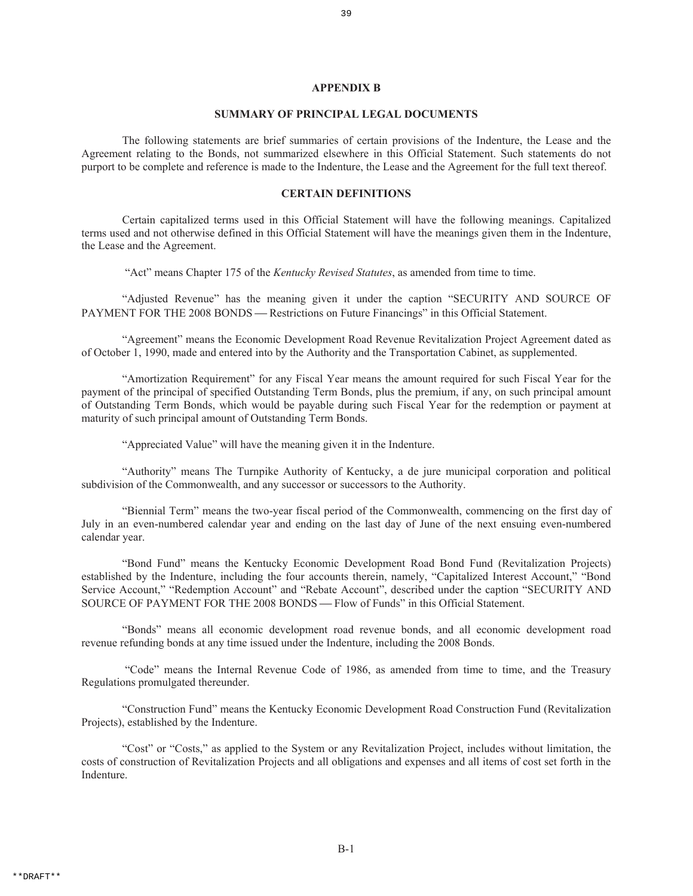# APPENDIX B

## SUMMARY OF PRINCIPAL LEGAL DOCUMENTS

The following statements are brief summaries of certain provisions of the Indenture, the Lease and the Agreement relating to the Bonds, not summarized elsewhere in this Official Statement. Such statements do not purport to be complete and reference is made to the Indenture, the Lease and the Agreement for the full text thereof.

## CERTAIN DEFINITIONS

Certain capitalized terms used in this Official Statement will have the following meanings. Capitalized terms used and not otherwise defined in this Official Statement will have the meanings given them in the Indenture, the Lease and the Agreement.

"Act" means Chapter 175 of the *Kentucky Revised Statutes*, as amended from time to time.

"Adjusted Revenue" has the meaning given it under the caption "SECURITY AND SOURCE OF PAYMENT FOR THE 2008 BONDS — Restrictions on Future Financings" in this Official Statement.

"Agreement" means the Economic Development Road Revenue Revitalization Project Agreement dated as of October 1, 1990, made and entered into by the Authority and the Transportation Cabinet, as supplemented.

"Amortization Requirement" for any Fiscal Year means the amount required for such Fiscal Year for the payment of the principal of specified Outstanding Term Bonds, plus the premium, if any, on such principal amount of Outstanding Term Bonds, which would be payable during such Fiscal Year for the redemption or payment at maturity of such principal amount of Outstanding Term Bonds.

"Appreciated Value" will have the meaning given it in the Indenture.

"Authority" means The Turnpike Authority of Kentucky, a de jure municipal corporation and political subdivision of the Commonwealth, and any successor or successors to the Authority.

"Biennial Term" means the two-year fiscal period of the Commonwealth, commencing on the first day of July in an even-numbered calendar year and ending on the last day of June of the next ensuing even-numbered calendar year.

"Bond Fund" means the Kentucky Economic Development Road Bond Fund (Revitalization Projects) established by the Indenture, including the four accounts therein, namely, "Capitalized Interest Account," "Bond Service Account," "Redemption Account" and "Rebate Account", described under the caption "SECURITY AND SOURCE OF PAYMENT FOR THE 2008 BONDS — Flow of Funds" in this Official Statement.

"Bonds" means all economic development road revenue bonds, and all economic development road revenue refunding bonds at any time issued under the Indenture, including the 2008 Bonds.

"Code" means the Internal Revenue Code of 1986, as amended from time to time, and the Treasury Regulations promulgated thereunder.

"Construction Fund" means the Kentucky Economic Development Road Construction Fund (Revitalization Projects), established by the Indenture.

"Cost" or "Costs," as applied to the System or any Revitalization Project, includes without limitation, the costs of construction of Revitalization Projects and all obligations and expenses and all items of cost set forth in the Indenture.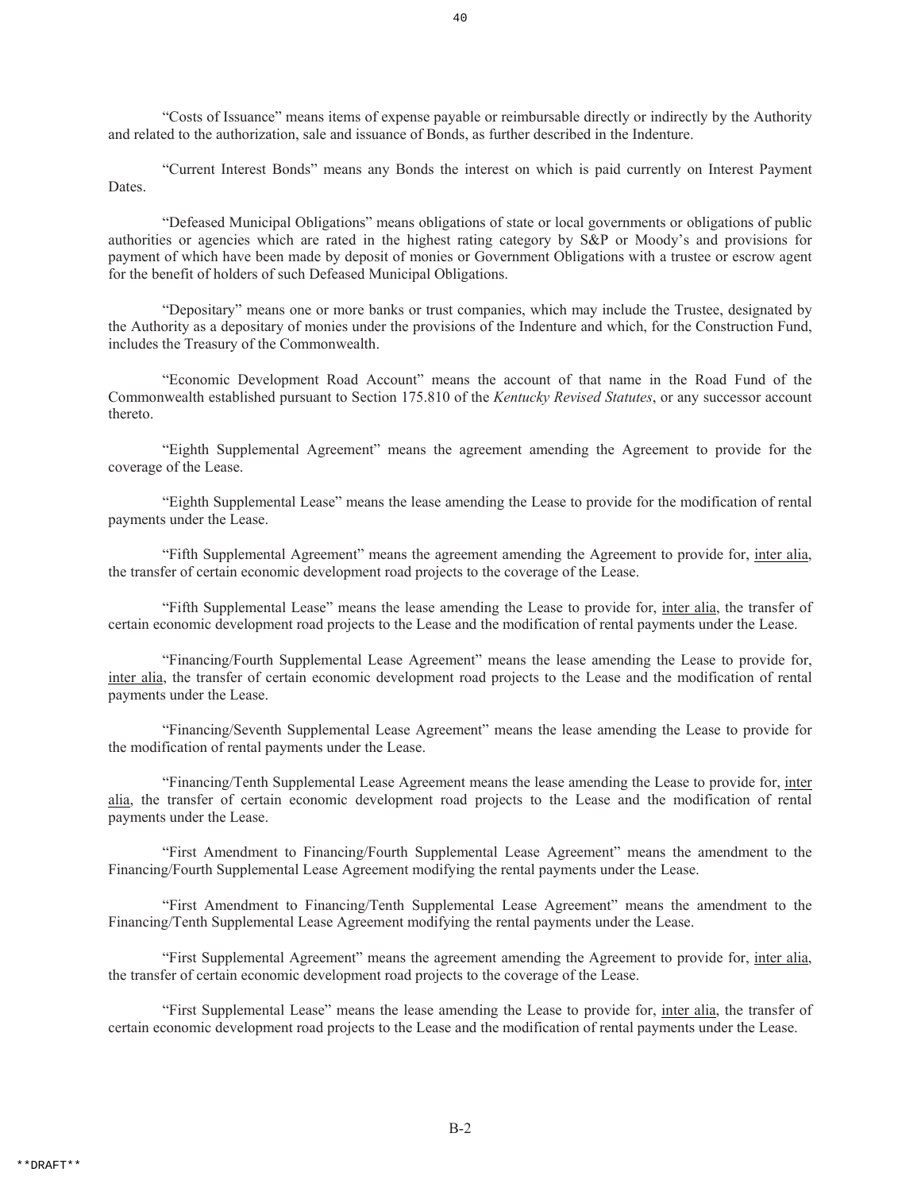"Costs of Issuance" means items of expense payable or reimbursable directly or indirectly by the Authority and related to the authorization, sale and issuance of Bonds, as further described in the Indenture.

"Current Interest Bonds" means any Bonds the interest on which is paid currently on Interest Payment Dates.

"Defeased Municipal Obligations" means obligations of state or local governments or obligations of public authorities or agencies which are rated in the highest rating category by S&P or Moody's and provisions for payment of which have been made by deposit of monies or Government Obligations with a trustee or escrow agent for the benefit of holders of such Defeased Municipal Obligations.

"Depositary" means one or more banks or trust companies, which may include the Trustee, designated by the Authority as a depositary of monies under the provisions of the Indenture and which, for the Construction Fund, includes the Treasury of the Commonwealth.

"Economic Development Road Account" means the account of that name in the Road Fund of the Commonwealth established pursuant to Section 175.810 of the *Kentucky Revised Statutes*, or any successor account thereto.

"Eighth Supplemental Agreement" means the agreement amending the Agreement to provide for the coverage of the Lease.

"Eighth Supplemental Lease" means the lease amending the Lease to provide for the modification of rental payments under the Lease.

"Fifth Supplemental Agreement" means the agreement amending the Agreement to provide for, inter alia, the transfer of certain economic development road projects to the coverage of the Lease.

"Fifth Supplemental Lease" means the lease amending the Lease to provide for, inter alia, the transfer of certain economic development road projects to the Lease and the modification of rental payments under the Lease.

"Financing/Fourth Supplemental Lease Agreement" means the lease amending the Lease to provide for, inter alia, the transfer of certain economic development road projects to the Lease and the modification of rental payments under the Lease.

"Financing/Seventh Supplemental Lease Agreement" means the lease amending the Lease to provide for the modification of rental payments under the Lease.

"Financing/Tenth Supplemental Lease Agreement means the lease amending the Lease to provide for, inter alia, the transfer of certain economic development road projects to the Lease and the modification of rental payments under the Lease.

"First Amendment to Financing/Fourth Supplemental Lease Agreement" means the amendment to the Financing/Fourth Supplemental Lease Agreement modifying the rental payments under the Lease.

"First Amendment to Financing/Tenth Supplemental Lease Agreement" means the amendment to the Financing/Tenth Supplemental Lease Agreement modifying the rental payments under the Lease.

"First Supplemental Agreement" means the agreement amending the Agreement to provide for, inter alia, the transfer of certain economic development road projects to the coverage of the Lease.

"First Supplemental Lease" means the lease amending the Lease to provide for, inter alia, the transfer of certain economic development road projects to the Lease and the modification of rental payments under the Lease.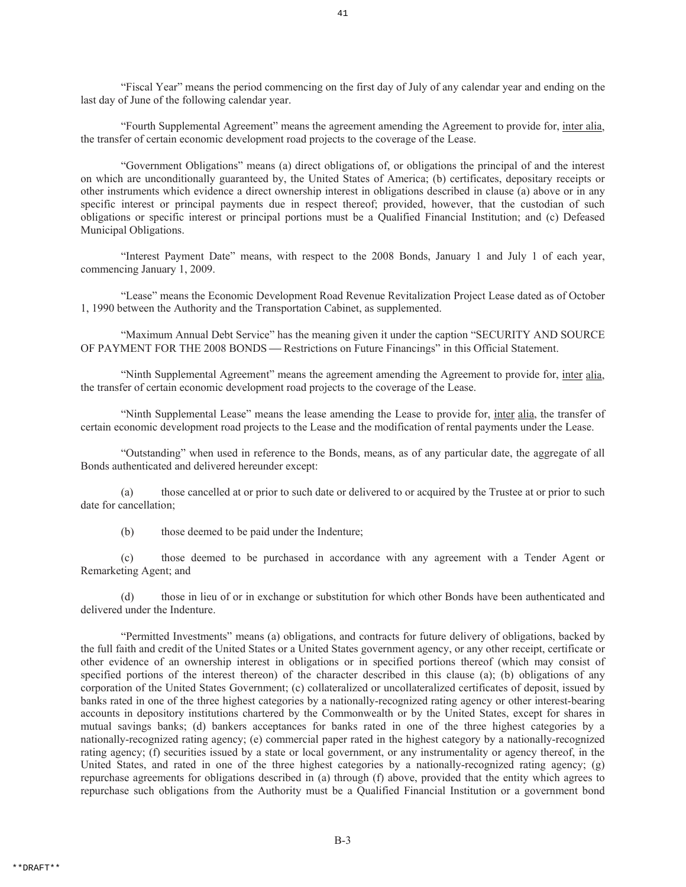"Fiscal Year" means the period commencing on the first day of July of any calendar year and ending on the last day of June of the following calendar year.

"Fourth Supplemental Agreement" means the agreement amending the Agreement to provide for, inter alia, the transfer of certain economic development road projects to the coverage of the Lease.

"Government Obligations" means (a) direct obligations of, or obligations the principal of and the interest on which are unconditionally guaranteed by, the United States of America; (b) certificates, depositary receipts or other instruments which evidence a direct ownership interest in obligations described in clause (a) above or in any specific interest or principal payments due in respect thereof; provided, however, that the custodian of such obligations or specific interest or principal portions must be a Qualified Financial Institution; and (c) Defeased Municipal Obligations.

"Interest Payment Date" means, with respect to the 2008 Bonds, January 1 and July 1 of each year, commencing January 1, 2009.

"Lease" means the Economic Development Road Revenue Revitalization Project Lease dated as of October 1, 1990 between the Authority and the Transportation Cabinet, as supplemented.

"Maximum Annual Debt Service" has the meaning given it under the caption "SECURITY AND SOURCE OF PAYMENT FOR THE 2008 BONDS — Restrictions on Future Financings" in this Official Statement.

"Ninth Supplemental Agreement" means the agreement amending the Agreement to provide for, inter alia, the transfer of certain economic development road projects to the coverage of the Lease.

"Ninth Supplemental Lease" means the lease amending the Lease to provide for, inter alia, the transfer of certain economic development road projects to the Lease and the modification of rental payments under the Lease.

"Outstanding" when used in reference to the Bonds, means, as of any particular date, the aggregate of all Bonds authenticated and delivered hereunder except:

(a) those cancelled at or prior to such date or delivered to or acquired by the Trustee at or prior to such date for cancellation;

(b) those deemed to be paid under the Indenture;

(c) those deemed to be purchased in accordance with any agreement with a Tender Agent or Remarketing Agent; and

(d) those in lieu of or in exchange or substitution for which other Bonds have been authenticated and delivered under the Indenture.

"Permitted Investments" means (a) obligations, and contracts for future delivery of obligations, backed by the full faith and credit of the United States or a United States government agency, or any other receipt, certificate or other evidence of an ownership interest in obligations or in specified portions thereof (which may consist of specified portions of the interest thereon) of the character described in this clause (a); (b) obligations of any corporation of the United States Government; (c) collateralized or uncollateralized certificates of deposit, issued by banks rated in one of the three highest categories by a nationally-recognized rating agency or other interest-bearing accounts in depository institutions chartered by the Commonwealth or by the United States, except for shares in mutual savings banks; (d) bankers acceptances for banks rated in one of the three highest categories by a nationally-recognized rating agency; (e) commercial paper rated in the highest category by a nationally-recognized rating agency; (f) securities issued by a state or local government, or any instrumentality or agency thereof, in the United States, and rated in one of the three highest categories by a nationally-recognized rating agency; (g) repurchase agreements for obligations described in (a) through (f) above, provided that the entity which agrees to repurchase such obligations from the Authority must be a Qualified Financial Institution or a government bond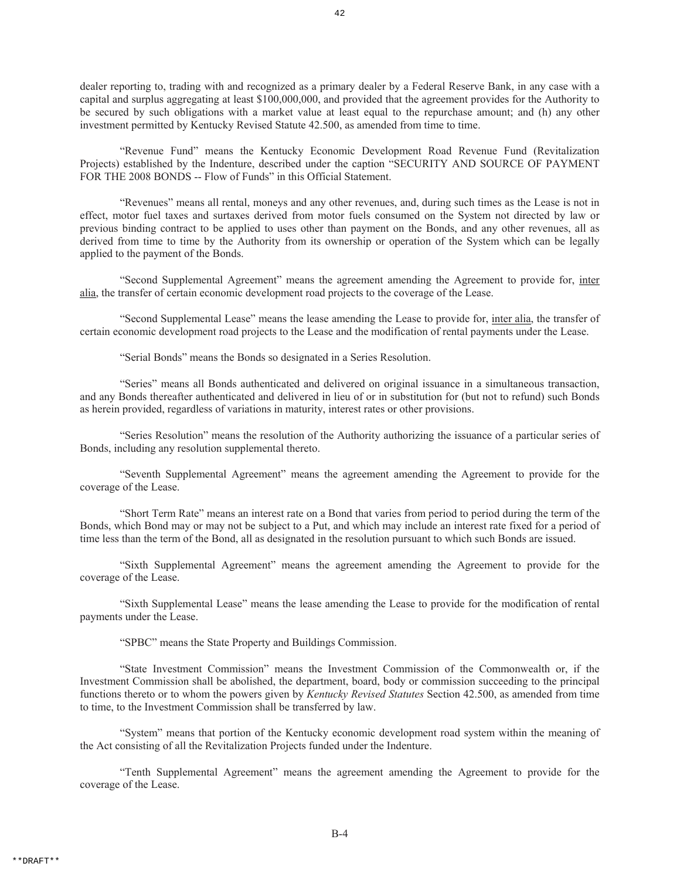dealer reporting to, trading with and recognized as a primary dealer by a Federal Reserve Bank, in any case with a capital and surplus aggregating at least $100,000,000, and provided that the agreement provides for the Authority to be secured by such obligations with a market value at least equal to the repurchase amount; and (h) any other investment permitted by Kentucky Revised Statute 42.500, as amended from time to time.

"Revenue Fund" means the Kentucky Economic Development Road Revenue Fund (Revitalization Projects) established by the Indenture, described under the caption "SECURITY AND SOURCE OF PAYMENT FOR THE 2008 BONDS -- Flow of Funds" in this Official Statement.

"Revenues" means all rental, moneys and any other revenues, and, during such times as the Lease is not in effect, motor fuel taxes and surtaxes derived from motor fuels consumed on the System not directed by law or previous binding contract to be applied to uses other than payment on the Bonds, and any other revenues, all as derived from time to time by the Authority from its ownership or operation of the System which can be legally applied to the payment of the Bonds.

"Second Supplemental Agreement" means the agreement amending the Agreement to provide for, inter alia, the transfer of certain economic development road projects to the coverage of the Lease.

"Second Supplemental Lease" means the lease amending the Lease to provide for, inter alia, the transfer of certain economic development road projects to the Lease and the modification of rental payments under the Lease.

"Serial Bonds" means the Bonds so designated in a Series Resolution.

"Series" means all Bonds authenticated and delivered on original issuance in a simultaneous transaction, and any Bonds thereafter authenticated and delivered in lieu of or in substitution for (but not to refund) such Bonds as herein provided, regardless of variations in maturity, interest rates or other provisions.

"Series Resolution" means the resolution of the Authority authorizing the issuance of a particular series of Bonds, including any resolution supplemental thereto.

"Seventh Supplemental Agreement" means the agreement amending the Agreement to provide for the coverage of the Lease.

"Short Term Rate" means an interest rate on a Bond that varies from period to period during the term of the Bonds, which Bond may or may not be subject to a Put, and which may include an interest rate fixed for a period of time less than the term of the Bond, all as designated in the resolution pursuant to which such Bonds are issued.

"Sixth Supplemental Agreement" means the agreement amending the Agreement to provide for the coverage of the Lease.

"Sixth Supplemental Lease" means the lease amending the Lease to provide for the modification of rental payments under the Lease.

"SPBC" means the State Property and Buildings Commission.

"State Investment Commission" means the Investment Commission of the Commonwealth or, if the Investment Commission shall be abolished, the department, board, body or commission succeeding to the principal functions thereto or to whom the powers given by *Kentucky Revised Statutes* Section 42.500, as amended from time to time, to the Investment Commission shall be transferred by law.

"System" means that portion of the Kentucky economic development road system within the meaning of the Act consisting of all the Revitalization Projects funded under the Indenture.

"Tenth Supplemental Agreement" means the agreement amending the Agreement to provide for the coverage of the Lease.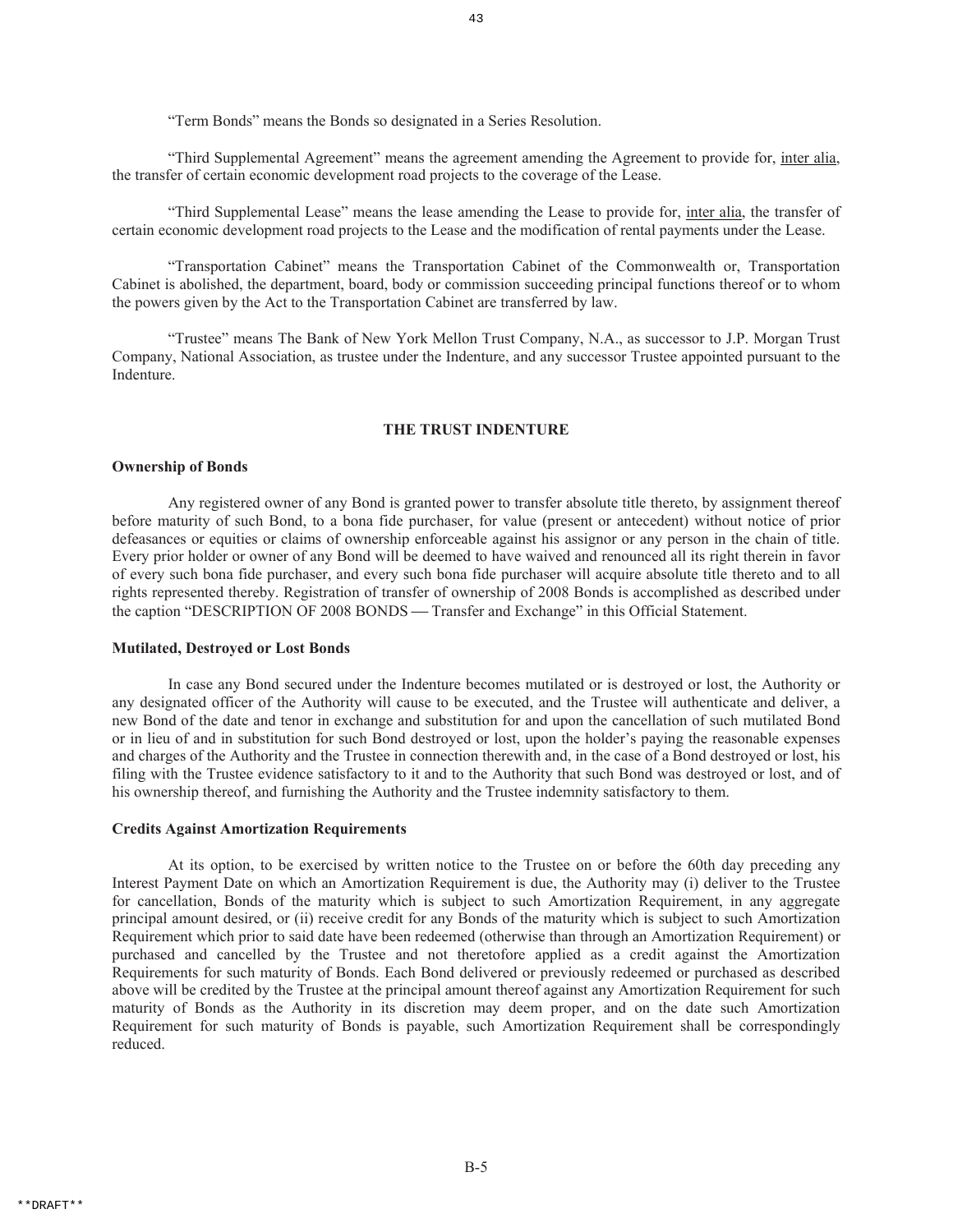"Term Bonds" means the Bonds so designated in a Series Resolution.

"Third Supplemental Agreement" means the agreement amending the Agreement to provide for, inter alia, the transfer of certain economic development road projects to the coverage of the Lease.

"Third Supplemental Lease" means the lease amending the Lease to provide for, inter alia, the transfer of certain economic development road projects to the Lease and the modification of rental payments under the Lease.

"Transportation Cabinet" means the Transportation Cabinet of the Commonwealth or, Transportation Cabinet is abolished, the department, board, body or commission succeeding principal functions thereof or to whom the powers given by the Act to the Transportation Cabinet are transferred by law.

"Trustee" means The Bank of New York Mellon Trust Company, N.A., as successor to J.P. Morgan Trust Company, National Association, as trustee under the Indenture, and any successor Trustee appointed pursuant to the Indenture.

## THE TRUST INDENTURE

### Ownership of Bonds

Any registered owner of any Bond is granted power to transfer absolute title thereto, by assignment thereof before maturity of such Bond, to a bona fide purchaser, for value (present or antecedent) without notice of prior defeasances or equities or claims of ownership enforceable against his assignor or any person in the chain of title. Every prior holder or owner of any Bond will be deemed to have waived and renounced all its right therein in favor of every such bona fide purchaser, and every such bona fide purchaser will acquire absolute title thereto and to all rights represented thereby. Registration of transfer of ownership of 2008 Bonds is accomplished as described under the caption "DESCRIPTION OF 2008 BONDS — Transfer and Exchange" in this Official Statement.

### Mutilated, Destroyed or Lost Bonds

In case any Bond secured under the Indenture becomes mutilated or is destroyed or lost, the Authority or any designated officer of the Authority will cause to be executed, and the Trustee will authenticate and deliver, a new Bond of the date and tenor in exchange and substitution for and upon the cancellation of such mutilated Bond or in lieu of and in substitution for such Bond destroyed or lost, upon the holder's paying the reasonable expenses and charges of the Authority and the Trustee in connection therewith and, in the case of a Bond destroyed or lost, his filing with the Trustee evidence satisfactory to it and to the Authority that such Bond was destroyed or lost, and of his ownership thereof, and furnishing the Authority and the Trustee indemnity satisfactory to them.

### Credits Against Amortization Requirements

At its option, to be exercised by written notice to the Trustee on or before the 60th day preceding any Interest Payment Date on which an Amortization Requirement is due, the Authority may (i) deliver to the Trustee for cancellation, Bonds of the maturity which is subject to such Amortization Requirement, in any aggregate principal amount desired, or (ii) receive credit for any Bonds of the maturity which is subject to such Amortization Requirement which prior to said date have been redeemed (otherwise than through an Amortization Requirement) or purchased and cancelled by the Trustee and not theretofore applied as a credit against the Amortization Requirements for such maturity of Bonds. Each Bond delivered or previously redeemed or purchased as described above will be credited by the Trustee at the principal amount thereof against any Amortization Requirement for such maturity of Bonds as the Authority in its discretion may deem proper, and on the date such Amortization Requirement for such maturity of Bonds is payable, such Amortization Requirement shall be correspondingly reduced.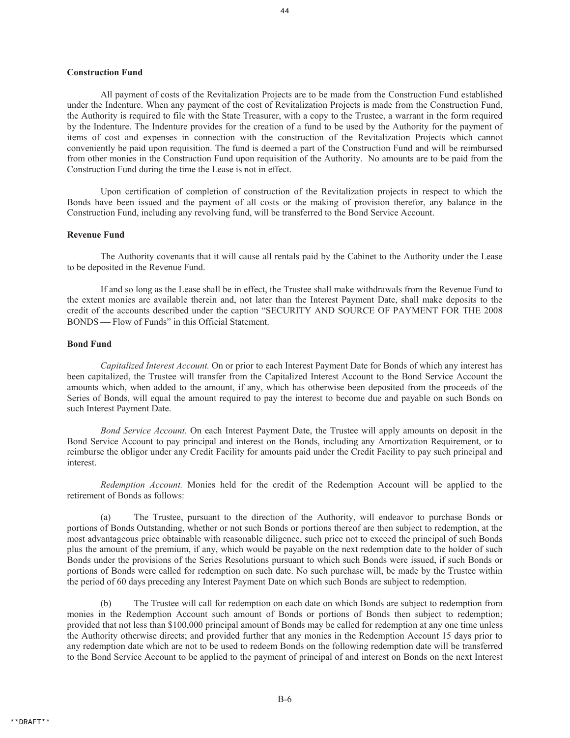**Construction Fund**

All payment of costs of the Revitalization Projects are to be made from the Construction Fund established under the Indenture. When any payment of the cost of Revitalization Projects is made from the Construction Fund, the Authority is required to file with the State Treasurer, with a copy to the Trustee, a warrant in the form required by the Indenture. The Indenture provides for the creation of a fund to be used by the Authority for the payment of items of cost and expenses in connection with the construction of the Revitalization Projects which cannot conveniently be paid upon requisition. The fund is deemed a part of the Construction Fund and will be reimbursed from other monies in the Construction Fund upon requisition of the Authority. No amounts are to be paid from the Construction Fund during the time the Lease is not in effect.

Upon certification of completion of construction of the Revitalization projects in respect to which the Bonds have been issued and the payment of all costs or the making of provision therefor, any balance in the Construction Fund, including any revolving fund, will be transferred to the Bond Service Account.

**Revenue Fund**

The Authority covenants that it will cause all rentals paid by the Cabinet to the Authority under the Lease to be deposited in the Revenue Fund.

If and so long as the Lease shall be in effect, the Trustee shall make withdrawals from the Revenue Fund to the extent monies are available therein and, not later than the Interest Payment Date, shall make deposits to the credit of the accounts described under the caption "SECURITY AND SOURCE OF PAYMENT FOR THE 2008 BONDS — Flow of Funds" in this Official Statement.

**Bond Fund**

*Capitalized Interest Account.* On or prior to each Interest Payment Date for Bonds of which any interest has been capitalized, the Trustee will transfer from the Capitalized Interest Account to the Bond Service Account the amounts which, when added to the amount, if any, which has otherwise been deposited from the proceeds of the Series of Bonds, will equal the amount required to pay the interest to become due and payable on such Bonds on such Interest Payment Date.

*Bond Service Account.* On each Interest Payment Date, the Trustee will apply amounts on deposit in the Bond Service Account to pay principal and interest on the Bonds, including any Amortization Requirement, or to reimburse the obligor under any Credit Facility for amounts paid under the Credit Facility to pay such principal and interest.

*Redemption Account.* Monies held for the credit of the Redemption Account will be applied to the retirement of Bonds as follows:

(a) The Trustee, pursuant to the direction of the Authority, will endeavor to purchase Bonds or portions of Bonds Outstanding, whether or not such Bonds or portions thereof are then subject to redemption, at the most advantageous price obtainable with reasonable diligence, such price not to exceed the principal of such Bonds plus the amount of the premium, if any, which would be payable on the next redemption date to the holder of such Bonds under the provisions of the Series Resolutions pursuant to which such Bonds were issued, if such Bonds or portions of Bonds were called for redemption on such date. No such purchase will, be made by the Trustee within the period of 60 days preceding any Interest Payment Date on which such Bonds are subject to redemption.

(b) The Trustee will call for redemption on each date on which Bonds are subject to redemption from monies in the Redemption Account such amount of Bonds or portions of Bonds then subject to redemption; provided that not less than \$100,000 principal amount of Bonds may be called for redemption at any one time unless the Authority otherwise directs; and provided further that any monies in the Redemption Account 15 days prior to any redemption date which are not to be used to redeem Bonds on the following redemption date will be transferred to the Bond Service Account to be applied to the payment of principal of and interest on Bonds on the next Interest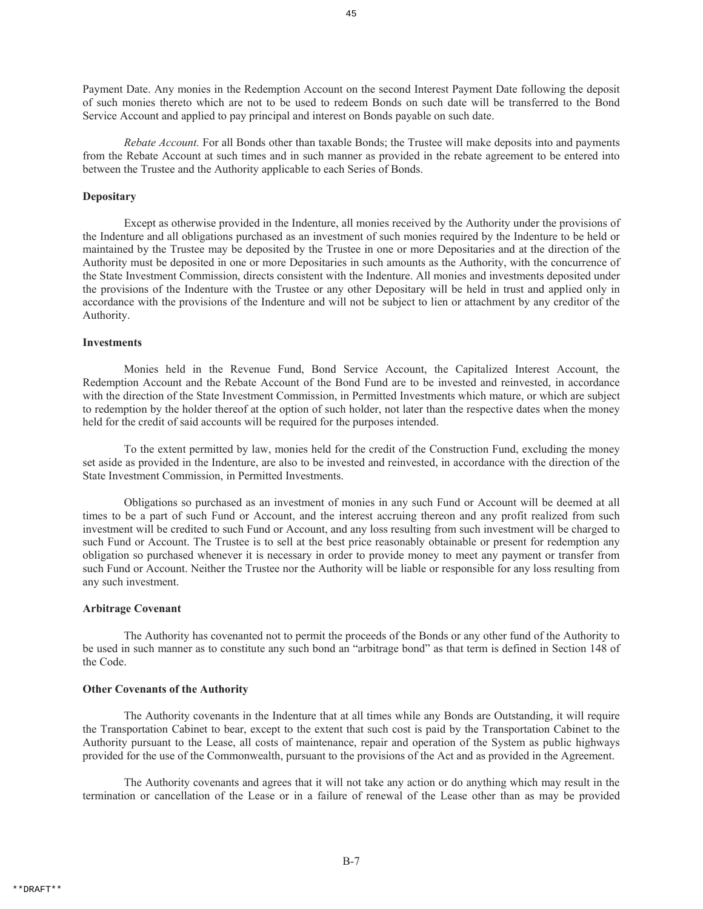Payment Date. Any monies in the Redemption Account on the second Interest Payment Date following the deposit of such monies thereto which are not to be used to redeem Bonds on such date will be transferred to the Bond Service Account and applied to pay principal and interest on Bonds payable on such date.

*Rebate Account.* For all Bonds other than taxable Bonds; the Trustee will make deposits into and payments from the Rebate Account at such times and in such manner as provided in the rebate agreement to be entered into between the Trustee and the Authority applicable to each Series of Bonds.

**Depositary**

Except as otherwise provided in the Indenture, all monies received by the Authority under the provisions of the Indenture and all obligations purchased as an investment of such monies required by the Indenture to be held or maintained by the Trustee may be deposited by the Trustee in one or more Depositaries and at the direction of the Authority must be deposited in one or more Depositaries in such amounts as the Authority, with the concurrence of the State Investment Commission, directs consistent with the Indenture. All monies and investments deposited under the provisions of the Indenture with the Trustee or any other Depositary will be held in trust and applied only in accordance with the provisions of the Indenture and will not be subject to lien or attachment by any creditor of the Authority.

**Investments**

Monies held in the Revenue Fund, Bond Service Account, the Capitalized Interest Account, the Redemption Account and the Rebate Account of the Bond Fund are to be invested and reinvested, in accordance with the direction of the State Investment Commission, in Permitted Investments which mature, or which are subject to redemption by the holder thereof at the option of such holder, not later than the respective dates when the money held for the credit of said accounts will be required for the purposes intended.

To the extent permitted by law, monies held for the credit of the Construction Fund, excluding the money set aside as provided in the Indenture, are also to be invested and reinvested, in accordance with the direction of the State Investment Commission, in Permitted Investments.

Obligations so purchased as an investment of monies in any such Fund or Account will be deemed at all times to be a part of such Fund or Account, and the interest accruing thereon and any profit realized from such investment will be credited to such Fund or Account, and any loss resulting from such investment will be charged to such Fund or Account. The Trustee is to sell at the best price reasonably obtainable or present for redemption any obligation so purchased whenever it is necessary in order to provide money to meet any payment or transfer from such Fund or Account. Neither the Trustee nor the Authority will be liable or responsible for any loss resulting from any such investment.

**Arbitrage Covenant**

The Authority has covenanted not to permit the proceeds of the Bonds or any other fund of the Authority to be used in such manner as to constitute any such bond an "arbitrage bond" as that term is defined in Section 148 of the Code.

**Other Covenants of the Authority**

The Authority covenants in the Indenture that at all times while any Bonds are Outstanding, it will require the Transportation Cabinet to bear, except to the extent that such cost is paid by the Transportation Cabinet to the Authority pursuant to the Lease, all costs of maintenance, repair and operation of the System as public highways provided for the use of the Commonwealth, pursuant to the provisions of the Act and as provided in the Agreement.

The Authority covenants and agrees that it will not take any action or do anything which may result in the termination or cancellation of the Lease or in a failure of renewal of the Lease other than as may be provided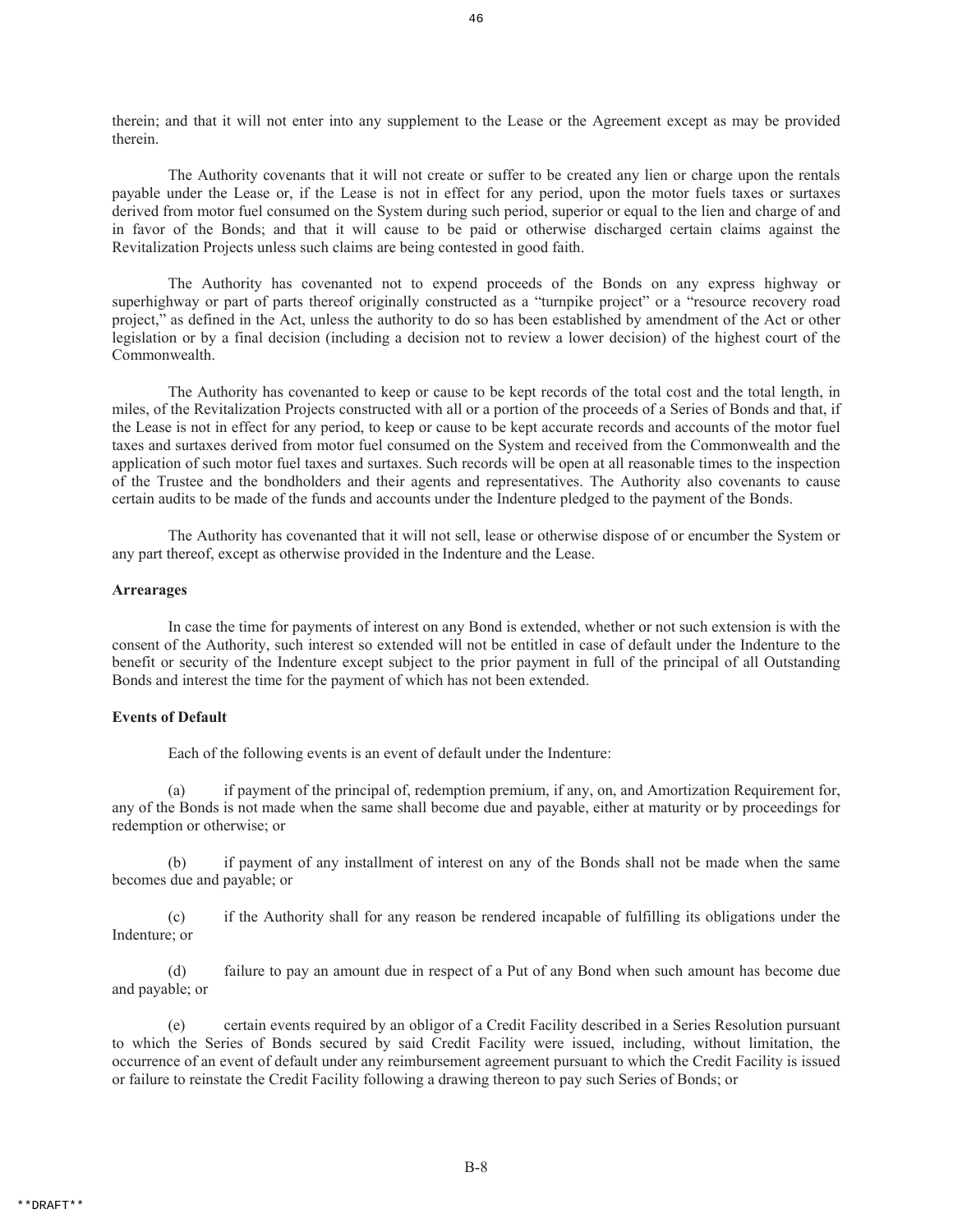therein; and that it will not enter into any supplement to the Lease or the Agreement except as may be provided therein.

The Authority covenants that it will not create or suffer to be created any lien or charge upon the rentals payable under the Lease or, if the Lease is not in effect for any period, upon the motor fuels taxes or surtaxes derived from motor fuel consumed on the System during such period, superior or equal to the lien and charge of and in favor of the Bonds; and that it will cause to be paid or otherwise discharged certain claims against the Revitalization Projects unless such claims are being contested in good faith.

The Authority has covenanted not to expend proceeds of the Bonds on any express highway or superhighway or part of parts thereof originally constructed as a "turnpike project" or a "resource recovery road project," as defined in the Act, unless the authority to do so has been established by amendment of the Act or other legislation or by a final decision (including a decision not to review a lower decision) of the highest court of the Commonwealth.

The Authority has covenanted to keep or cause to be kept records of the total cost and the total length, in miles, of the Revitalization Projects constructed with all or a portion of the proceeds of a Series of Bonds and that, if the Lease is not in effect for any period, to keep or cause to be kept accurate records and accounts of the motor fuel taxes and surtaxes derived from motor fuel consumed on the System and received from the Commonwealth and the application of such motor fuel taxes and surtaxes. Such records will be open at all reasonable times to the inspection of the Trustee and the bondholders and their agents and representatives. The Authority also covenants to cause certain audits to be made of the funds and accounts under the Indenture pledged to the payment of the Bonds.

The Authority has covenanted that it will not sell, lease or otherwise dispose of or encumber the System or any part thereof, except as otherwise provided in the Indenture and the Lease.

**Arrearages**

In case the time for payments of interest on any Bond is extended, whether or not such extension is with the consent of the Authority, such interest so extended will not be entitled in case of default under the Indenture to the benefit or security of the Indenture except subject to the prior payment in full of the principal of all Outstanding Bonds and interest the time for the payment of which has not been extended.

**Events of Default**

Each of the following events is an event of default under the Indenture:

(a) if payment of the principal of, redemption premium, if any, on, and Amortization Requirement for, any of the Bonds is not made when the same shall become due and payable, either at maturity or by proceedings for redemption or otherwise; or

(b) if payment of any installment of interest on any of the Bonds shall not be made when the same becomes due and payable; or

(c) if the Authority shall for any reason be rendered incapable of fulfilling its obligations under the Indenture; or

(d) failure to pay an amount due in respect of a Put of any Bond when such amount has become due and payable; or

(e) certain events required by an obligor of a Credit Facility described in a Series Resolution pursuant to which the Series of Bonds secured by said Credit Facility were issued, including, without limitation, the occurrence of an event of default under any reimbursement agreement pursuant to which the Credit Facility is issued or failure to reinstate the Credit Facility following a drawing thereon to pay such Series of Bonds; or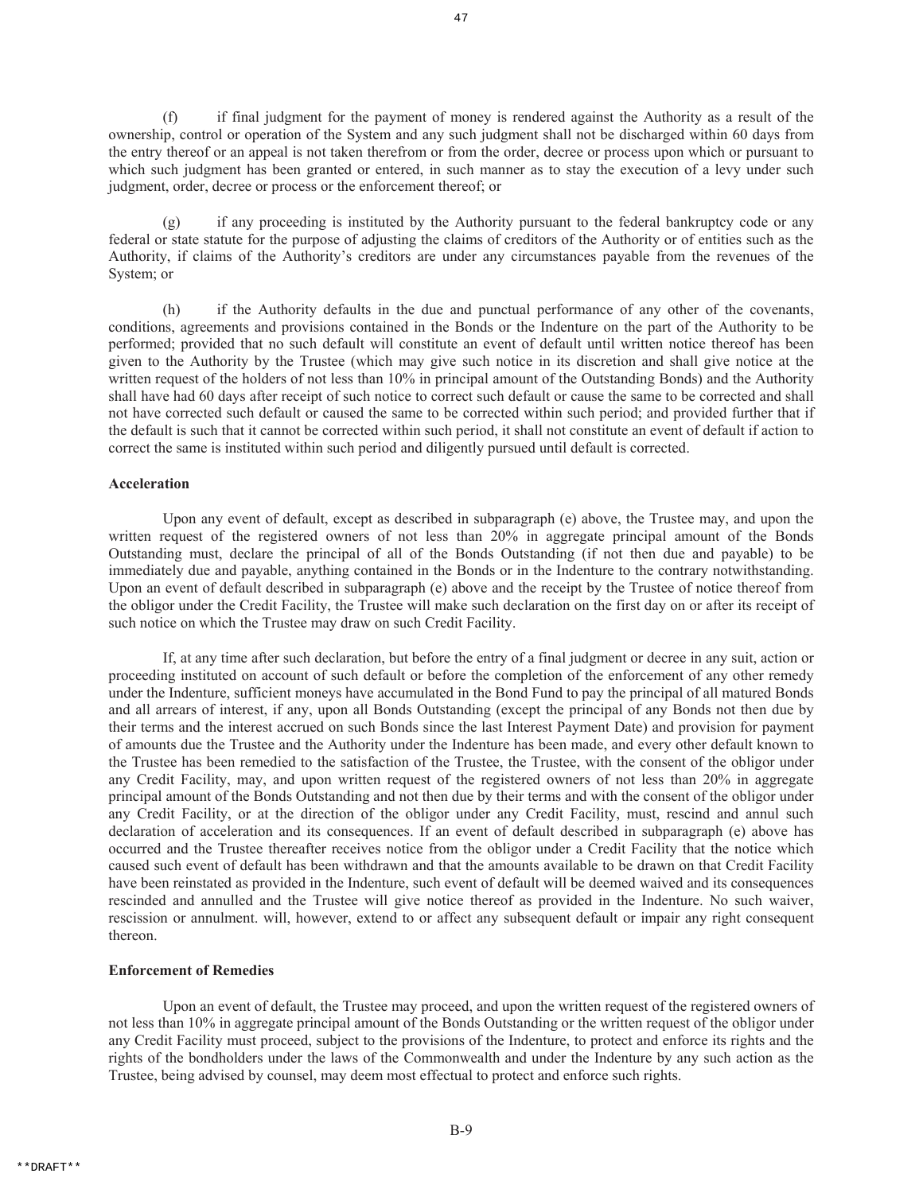(f) if final judgment for the payment of money is rendered against the Authority as a result of the ownership, control or operation of the System and any such judgment shall not be discharged within 60 days from the entry thereof or an appeal is not taken therefrom or from the order, decree or process upon which or pursuant to which such judgment has been granted or entered, in such manner as to stay the execution of a levy under such judgment, order, decree or process or the enforcement thereof; or

(g) if any proceeding is instituted by the Authority pursuant to the federal bankruptcy code or any federal or state statute for the purpose of adjusting the claims of creditors of the Authority or of entities such as the Authority, if claims of the Authority's creditors are under any circumstances payable from the revenues of the System; or

(h) if the Authority defaults in the due and punctual performance of any other of the covenants, conditions, agreements and provisions contained in the Bonds or the Indenture on the part of the Authority to be performed; provided that no such default will constitute an event of default until written notice thereof has been given to the Authority by the Trustee (which may give such notice in its discretion and shall give notice at the written request of the holders of not less than 10% in principal amount of the Outstanding Bonds) and the Authority shall have had 60 days after receipt of such notice to correct such default or cause the same to be corrected and shall not have corrected such default or caused the same to be corrected within such period; and provided further that if the default is such that it cannot be corrected within such period, it shall not constitute an event of default if action to correct the same is instituted within such period and diligently pursued until default is corrected.

**Acceleration**

Upon any event of default, except as described in subparagraph (e) above, the Trustee may, and upon the written request of the registered owners of not less than 20% in aggregate principal amount of the Bonds Outstanding must, declare the principal of all of the Bonds Outstanding (if not then due and payable) to be immediately due and payable, anything contained in the Bonds or in the Indenture to the contrary notwithstanding. Upon an event of default described in subparagraph (e) above and the receipt by the Trustee of notice thereof from the obligor under the Credit Facility, the Trustee will make such declaration on the first day on or after its receipt of such notice on which the Trustee may draw on such Credit Facility.

If, at any time after such declaration, but before the entry of a final judgment or decree in any suit, action or proceeding instituted on account of such default or before the completion of the enforcement of any other remedy under the Indenture, sufficient moneys have accumulated in the Bond Fund to pay the principal of all matured Bonds and all arrears of interest, if any, upon all Bonds Outstanding (except the principal of any Bonds not then due by their terms and the interest accrued on such Bonds since the last Interest Payment Date) and provision for payment of amounts due the Trustee and the Authority under the Indenture has been made, and every other default known to the Trustee has been remedied to the satisfaction of the Trustee, the Trustee, with the consent of the obligor under any Credit Facility, may, and upon written request of the registered owners of not less than 20% in aggregate principal amount of the Bonds Outstanding and not then due by their terms and with the consent of the obligor under any Credit Facility, or at the direction of the obligor under any Credit Facility, must, rescind and annul such declaration of acceleration and its consequences. If an event of default described in subparagraph (e) above has occurred and the Trustee thereafter receives notice from the obligor under a Credit Facility that the notice which caused such event of default has been withdrawn and that the amounts available to be drawn on that Credit Facility have been reinstated as provided in the Indenture, such event of default will be deemed waived and its consequences rescinded and annulled and the Trustee will give notice thereof as provided in the Indenture. No such waiver, rescission or annulment. will, however, extend to or affect any subsequent default or impair any right consequent thereon.

**Enforcement of Remedies**

Upon an event of default, the Trustee may proceed, and upon the written request of the registered owners of not less than 10% in aggregate principal amount of the Bonds Outstanding or the written request of the obligor under any Credit Facility must proceed, subject to the provisions of the Indenture, to protect and enforce its rights and the rights of the bondholders under the laws of the Commonwealth and under the Indenture by any such action as the Trustee, being advised by counsel, may deem most effectual to protect and enforce such rights.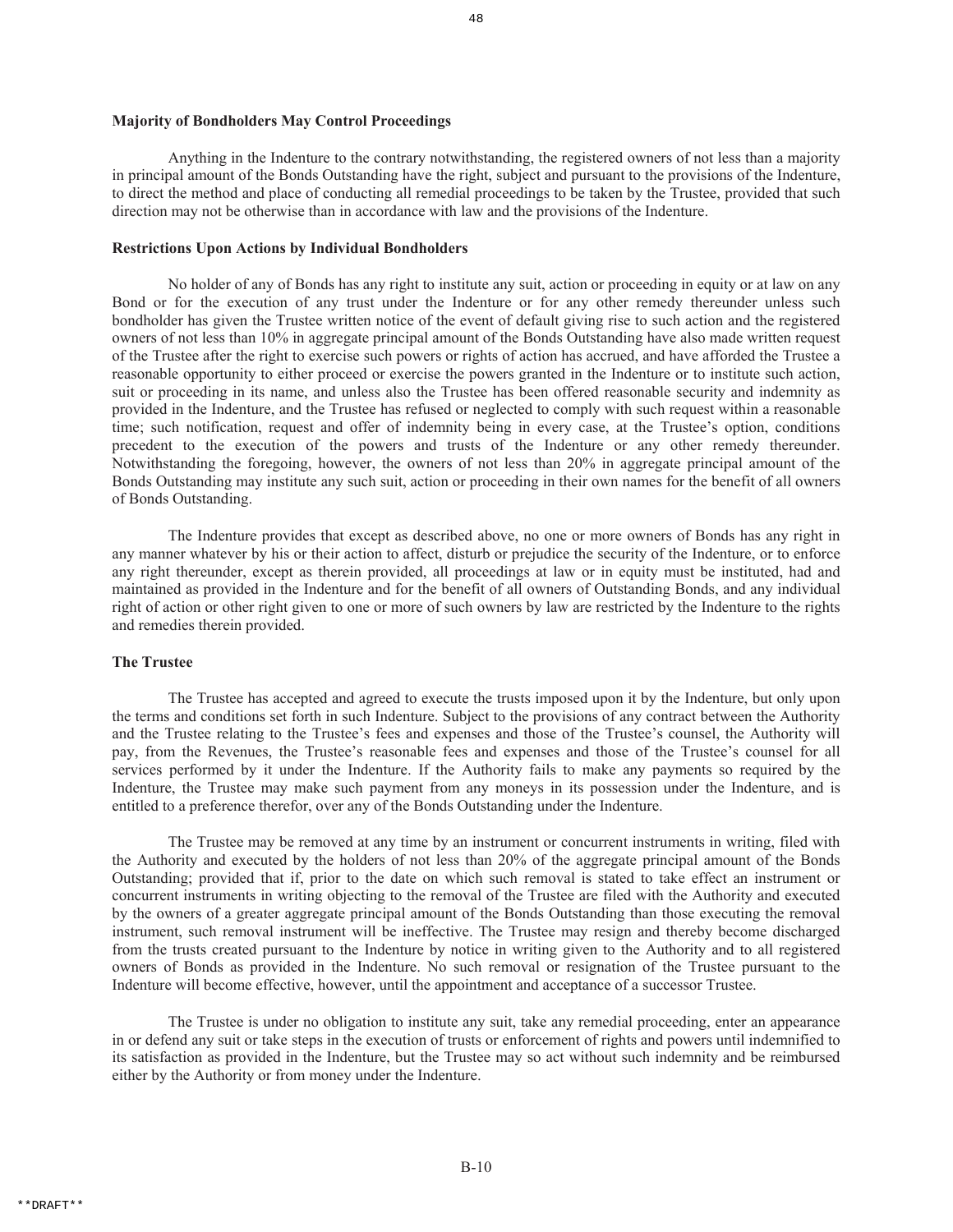**Majority of Bondholders May Control Proceedings**

Anything in the Indenture to the contrary notwithstanding, the registered owners of not less than a majority in principal amount of the Bonds Outstanding have the right, subject and pursuant to the provisions of the Indenture, to direct the method and place of conducting all remedial proceedings to be taken by the Trustee, provided that such direction may not be otherwise than in accordance with law and the provisions of the Indenture.

**Restrictions Upon Actions by Individual Bondholders**

No holder of any of Bonds has any right to institute any suit, action or proceeding in equity or at law on any Bond or for the execution of any trust under the Indenture or for any other remedy thereunder unless such bondholder has given the Trustee written notice of the event of default giving rise to such action and the registered owners of not less than 10% in aggregate principal amount of the Bonds Outstanding have also made written request of the Trustee after the right to exercise such powers or rights of action has accrued, and have afforded the Trustee a reasonable opportunity to either proceed or exercise the powers granted in the Indenture or to institute such action, suit or proceeding in its name, and unless also the Trustee has been offered reasonable security and indemnity as provided in the Indenture, and the Trustee has refused or neglected to comply with such request within a reasonable time; such notification, request and offer of indemnity being in every case, at the Trustee's option, conditions precedent to the execution of the powers and trusts of the Indenture or any other remedy thereunder. Notwithstanding the foregoing, however, the owners of not less than 20% in aggregate principal amount of the Bonds Outstanding may institute any such suit, action or proceeding in their own names for the benefit of all owners of Bonds Outstanding.

The Indenture provides that except as described above, no one or more owners of Bonds has any right in any manner whatever by his or their action to affect, disturb or prejudice the security of the Indenture, or to enforce any right thereunder, except as therein provided, all proceedings at law or in equity must be instituted, had and maintained as provided in the Indenture and for the benefit of all owners of Outstanding Bonds, and any individual right of action or other right given to one or more of such owners by law are restricted by the Indenture to the rights and remedies therein provided.

**The Trustee**

The Trustee has accepted and agreed to execute the trusts imposed upon it by the Indenture, but only upon the terms and conditions set forth in such Indenture. Subject to the provisions of any contract between the Authority and the Trustee relating to the Trustee's fees and expenses and those of the Trustee's counsel, the Authority will pay, from the Revenues, the Trustee's reasonable fees and expenses and those of the Trustee's counsel for all services performed by it under the Indenture. If the Authority fails to make any payments so required by the Indenture, the Trustee may make such payment from any moneys in its possession under the Indenture, and is entitled to a preference therefor, over any of the Bonds Outstanding under the Indenture.

The Trustee may be removed at any time by an instrument or concurrent instruments in writing, filed with the Authority and executed by the holders of not less than 20% of the aggregate principal amount of the Bonds Outstanding; provided that if, prior to the date on which such removal is stated to take effect an instrument or concurrent instruments in writing objecting to the removal of the Trustee are filed with the Authority and executed by the owners of a greater aggregate principal amount of the Bonds Outstanding than those executing the removal instrument, such removal instrument will be ineffective. The Trustee may resign and thereby become discharged from the trusts created pursuant to the Indenture by notice in writing given to the Authority and to all registered owners of Bonds as provided in the Indenture. No such removal or resignation of the Trustee pursuant to the Indenture will become effective, however, until the appointment and acceptance of a successor Trustee.

The Trustee is under no obligation to institute any suit, take any remedial proceeding, enter an appearance in or defend any suit or take steps in the execution of trusts or enforcement of rights and powers until indemnified to its satisfaction as provided in the Indenture, but the Trustee may so act without such indemnity and be reimbursed either by the Authority or from money under the Indenture.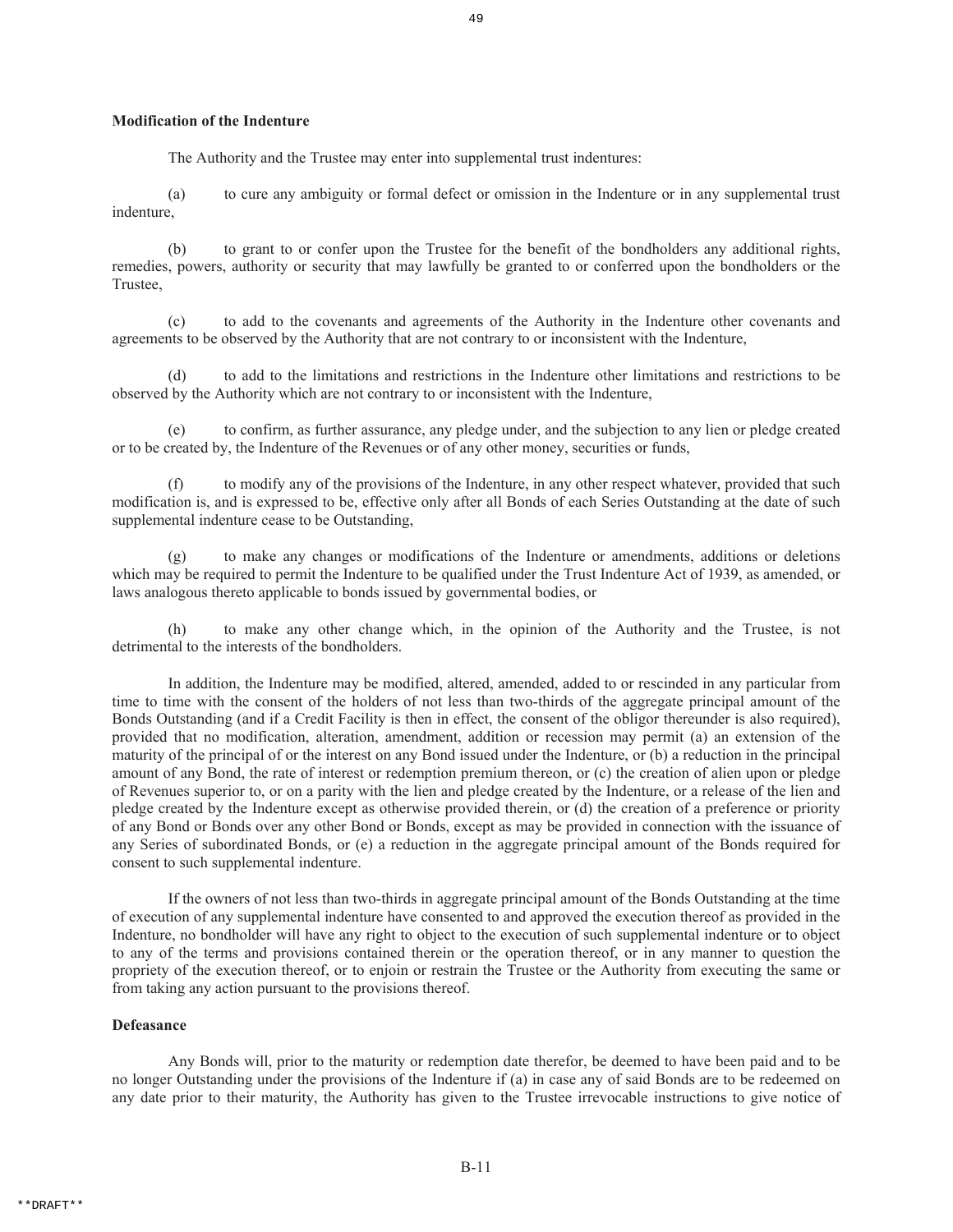**Modification of the Indenture**

The Authority and the Trustee may enter into supplemental trust indentures:

(a) to cure any ambiguity or formal defect or omission in the Indenture or in any supplemental trust indenture,

(b) to grant to or confer upon the Trustee for the benefit of the bondholders any additional rights, remedies, powers, authority or security that may lawfully be granted to or conferred upon the bondholders or the Trustee,

(c) to add to the covenants and agreements of the Authority in the Indenture other covenants and agreements to be observed by the Authority that are not contrary to or inconsistent with the Indenture,

(d) to add to the limitations and restrictions in the Indenture other limitations and restrictions to be observed by the Authority which are not contrary to or inconsistent with the Indenture,

(e) to confirm, as further assurance, any pledge under, and the subjection to any lien or pledge created or to be created by, the Indenture of the Revenues or of any other money, securities or funds,

(f) to modify any of the provisions of the Indenture, in any other respect whatever, provided that such modification is, and is expressed to be, effective only after all Bonds of each Series Outstanding at the date of such supplemental indenture cease to be Outstanding,

(g) to make any changes or modifications of the Indenture or amendments, additions or deletions which may be required to permit the Indenture to be qualified under the Trust Indenture Act of 1939, as amended, or laws analogous thereto applicable to bonds issued by governmental bodies, or

(h) to make any other change which, in the opinion of the Authority and the Trustee, is not detrimental to the interests of the bondholders.

In addition, the Indenture may be modified, altered, amended, added to or rescinded in any particular from time to time with the consent of the holders of not less than two-thirds of the aggregate principal amount of the Bonds Outstanding (and if a Credit Facility is then in effect, the consent of the obligor thereunder is also required), provided that no modification, alteration, amendment, addition or recession may permit (a) an extension of the maturity of the principal of or the interest on any Bond issued under the Indenture, or (b) a reduction in the principal amount of any Bond, the rate of interest or redemption premium thereon, or (c) the creation of alien upon or pledge of Revenues superior to, or on a parity with the lien and pledge created by the Indenture, or a release of the lien and pledge created by the Indenture except as otherwise provided therein, or (d) the creation of a preference or priority of any Bond or Bonds over any other Bond or Bonds, except as may be provided in connection with the issuance of any Series of subordinated Bonds, or (e) a reduction in the aggregate principal amount of the Bonds required for consent to such supplemental indenture.

If the owners of not less than two-thirds in aggregate principal amount of the Bonds Outstanding at the time of execution of any supplemental indenture have consented to and approved the execution thereof as provided in the Indenture, no bondholder will have any right to object to the execution of such supplemental indenture or to object to any of the terms and provisions contained therein or the operation thereof, or in any manner to question the propriety of the execution thereof, or to enjoin or restrain the Trustee or the Authority from executing the same or from taking any action pursuant to the provisions thereof.

**Defeasance**

Any Bonds will, prior to the maturity or redemption date therefor, be deemed to have been paid and to be no longer Outstanding under the provisions of the Indenture if (a) in case any of said Bonds are to be redeemed on any date prior to their maturity, the Authority has given to the Trustee irrevocable instructions to give notice of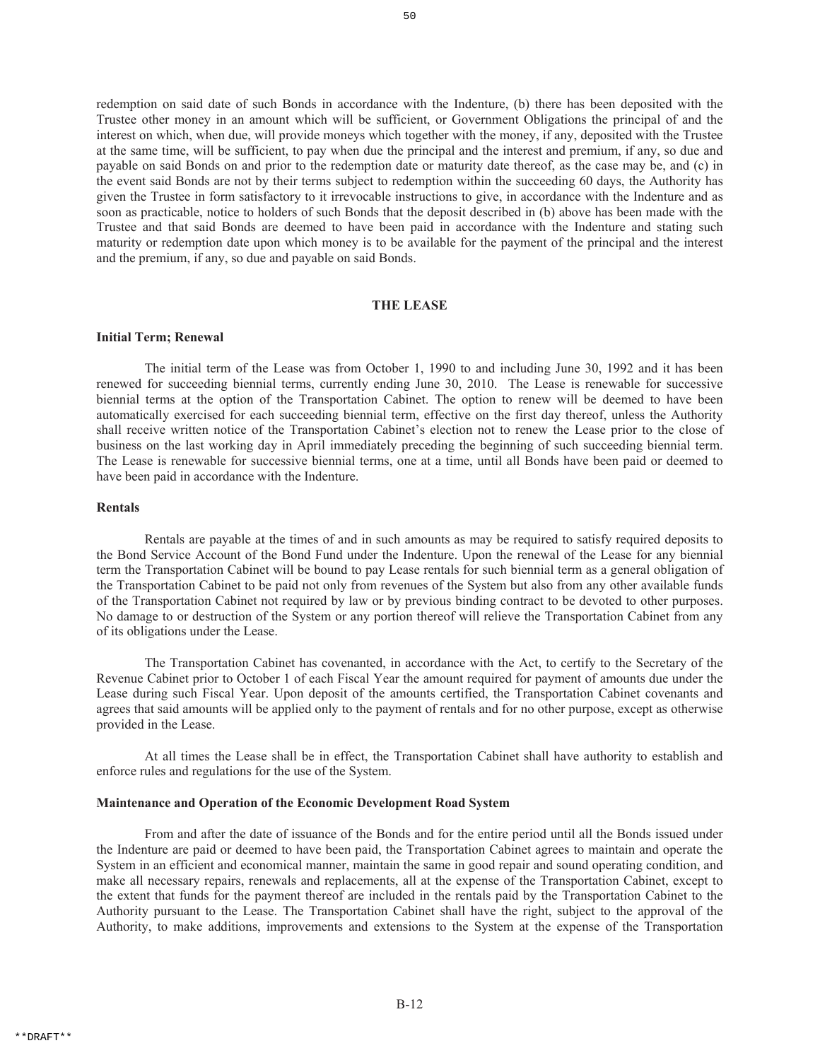redemption on said date of such Bonds in accordance with the Indenture, (b) there has been deposited with the Trustee other money in an amount which will be sufficient, or Government Obligations the principal of and the interest on which, when due, will provide moneys which together with the money, if any, deposited with the Trustee at the same time, will be sufficient, to pay when due the principal and the interest and premium, if any, so due and payable on said Bonds on and prior to the redemption date or maturity date thereof, as the case may be, and (c) in the event said Bonds are not by their terms subject to redemption within the succeeding 60 days, the Authority has given the Trustee in form satisfactory to it irrevocable instructions to give, in accordance with the Indenture and as soon as practicable, notice to holders of such Bonds that the deposit described in (b) above has been made with the Trustee and that said Bonds are deemed to have been paid in accordance with the Indenture and stating such maturity or redemption date upon which money is to be available for the payment of the principal and the interest and the premium, if any, so due and payable on said Bonds.

## THE LEASE

### Initial Term; Renewal

The initial term of the Lease was from October 1, 1990 to and including June 30, 1992 and it has been renewed for succeeding biennial terms, currently ending June 30, 2010. The Lease is renewable for successive biennial terms at the option of the Transportation Cabinet. The option to renew will be deemed to have been automatically exercised for each succeeding biennial term, effective on the first day thereof, unless the Authority shall receive written notice of the Transportation Cabinet's election not to renew the Lease prior to the close of business on the last working day in April immediately preceding the beginning of such succeeding biennial term. The Lease is renewable for successive biennial terms, one at a time, until all Bonds have been paid or deemed to have been paid in accordance with the Indenture.

### Rentals

Rentals are payable at the times of and in such amounts as may be required to satisfy required deposits to the Bond Service Account of the Bond Fund under the Indenture. Upon the renewal of the Lease for any biennial term the Transportation Cabinet will be bound to pay Lease rentals for such biennial term as a general obligation of the Transportation Cabinet to be paid not only from revenues of the System but also from any other available funds of the Transportation Cabinet not required by law or by previous binding contract to be devoted to other purposes. No damage to or destruction of the System or any portion thereof will relieve the Transportation Cabinet from any of its obligations under the Lease.

The Transportation Cabinet has covenanted, in accordance with the Act, to certify to the Secretary of the Revenue Cabinet prior to October 1 of each Fiscal Year the amount required for payment of amounts due under the Lease during such Fiscal Year. Upon deposit of the amounts certified, the Transportation Cabinet covenants and agrees that said amounts will be applied only to the payment of rentals and for no other purpose, except as otherwise provided in the Lease.

At all times the Lease shall be in effect, the Transportation Cabinet shall have authority to establish and enforce rules and regulations for the use of the System.

### Maintenance and Operation of the Economic Development Road System

From and after the date of issuance of the Bonds and for the entire period until all the Bonds issued under the Indenture are paid or deemed to have been paid, the Transportation Cabinet agrees to maintain and operate the System in an efficient and economical manner, maintain the same in good repair and sound operating condition, and make all necessary repairs, renewals and replacements, all at the expense of the Transportation Cabinet, except to the extent that funds for the payment thereof are included in the rentals paid by the Transportation Cabinet to the Authority pursuant to the Lease. The Transportation Cabinet shall have the right, subject to the approval of the Authority, to make additions, improvements and extensions to the System at the expense of the Transportation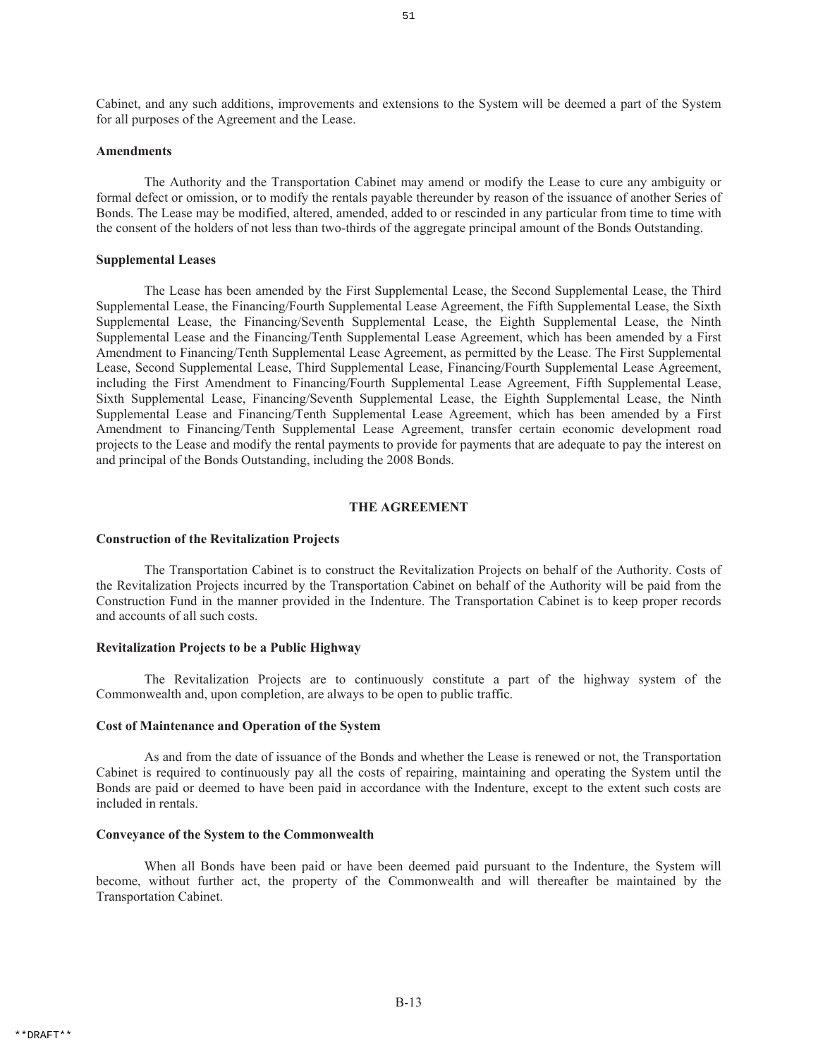Cabinet, and any such additions, improvements and extensions to the System will be deemed a part of the System for all purposes of the Agreement and the Lease.

**Amendments**

The Authority and the Transportation Cabinet may amend or modify the Lease to cure any ambiguity or formal defect or omission, or to modify the rentals payable thereunder by reason of the issuance of another Series of Bonds. The Lease may be modified, altered, amended, added to or rescinded in any particular from time to time with the consent of the holders of not less than two-thirds of the aggregate principal amount of the Bonds Outstanding.

**Supplemental Leases**

The Lease has been amended by the First Supplemental Lease, the Second Supplemental Lease, the Third Supplemental Lease, the Financing/Fourth Supplemental Lease Agreement, the Fifth Supplemental Lease, the Sixth Supplemental Lease, the Financing/Seventh Supplemental Lease, the Eighth Supplemental Lease, the Ninth Supplemental Lease and the Financing/Tenth Supplemental Lease Agreement, which has been amended by a First Amendment to Financing/Tenth Supplemental Lease Agreement, as permitted by the Lease. The First Supplemental Lease, Second Supplemental Lease, Third Supplemental Lease, Financing/Fourth Supplemental Lease Agreement, including the First Amendment to Financing/Fourth Supplemental Lease Agreement, Fifth Supplemental Lease, Sixth Supplemental Lease, Financing/Seventh Supplemental Lease, the Eighth Supplemental Lease, the Ninth Supplemental Lease and Financing/Tenth Supplemental Lease Agreement, which has been amended by a First Amendment to Financing/Tenth Supplemental Lease Agreement, transfer certain economic development road projects to the Lease and modify the rental payments to provide for payments that are adequate to pay the interest on and principal of the Bonds Outstanding, including the 2008 Bonds.

## THE AGREEMENT

**Construction of the Revitalization Projects**

The Transportation Cabinet is to construct the Revitalization Projects on behalf of the Authority. Costs of the Revitalization Projects incurred by the Transportation Cabinet on behalf of the Authority will be paid from the Construction Fund in the manner provided in the Indenture. The Transportation Cabinet is to keep proper records and accounts of all such costs.

**Revitalization Projects to be a Public Highway**

The Revitalization Projects are to continuously constitute a part of the highway system of the Commonwealth and, upon completion, are always to be open to public traffic.

**Cost of Maintenance and Operation of the System**

As and from the date of issuance of the Bonds and whether the Lease is renewed or not, the Transportation Cabinet is required to continuously pay all the costs of repairing, maintaining and operating the System until the Bonds are paid or deemed to have been paid in accordance with the Indenture, except to the extent such costs are included in rentals.

**Conveyance of the System to the Commonwealth**

When all Bonds have been paid or have been deemed paid pursuant to the Indenture, the System will become, without further act, the property of the Commonwealth and will thereafter be maintained by the Transportation Cabinet.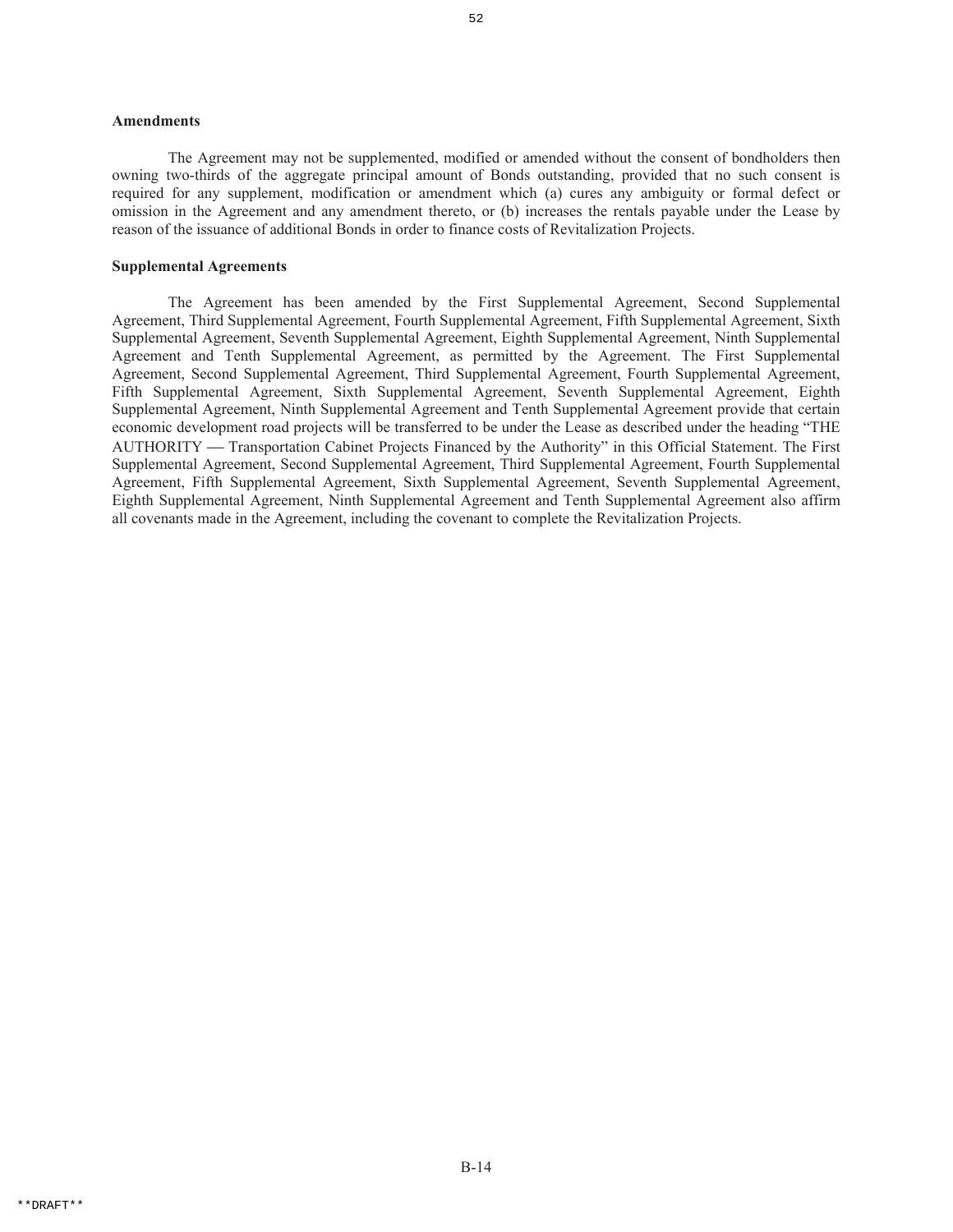**Amendments**

The Agreement may not be supplemented, modified or amended without the consent of bondholders then owning two-thirds of the aggregate principal amount of Bonds outstanding, provided that no such consent is required for any supplement, modification or amendment which (a) cures any ambiguity or formal defect or omission in the Agreement and any amendment thereto, or (b) increases the rentals payable under the Lease by reason of the issuance of additional Bonds in order to finance costs of Revitalization Projects.

**Supplemental Agreements**

The Agreement has been amended by the First Supplemental Agreement, Second Supplemental Agreement, Third Supplemental Agreement, Fourth Supplemental Agreement, Fifth Supplemental Agreement, Sixth Supplemental Agreement, Seventh Supplemental Agreement, Eighth Supplemental Agreement, Ninth Supplemental Agreement and Tenth Supplemental Agreement, as permitted by the Agreement. The First Supplemental Agreement, Second Supplemental Agreement, Third Supplemental Agreement, Fourth Supplemental Agreement, Fifth Supplemental Agreement, Sixth Supplemental Agreement, Seventh Supplemental Agreement, Eighth Supplemental Agreement, Ninth Supplemental Agreement and Tenth Supplemental Agreement provide that certain economic development road projects will be transferred to be under the Lease as described under the heading "THE AUTHORITY — Transportation Cabinet Projects Financed by the Authority" in this Official Statement. The First Supplemental Agreement, Second Supplemental Agreement, Third Supplemental Agreement, Fourth Supplemental Agreement, Fifth Supplemental Agreement, Sixth Supplemental Agreement, Seventh Supplemental Agreement, Eighth Supplemental Agreement, Ninth Supplemental Agreement and Tenth Supplemental Agreement also affirm all covenants made in the Agreement, including the covenant to complete the Revitalization Projects.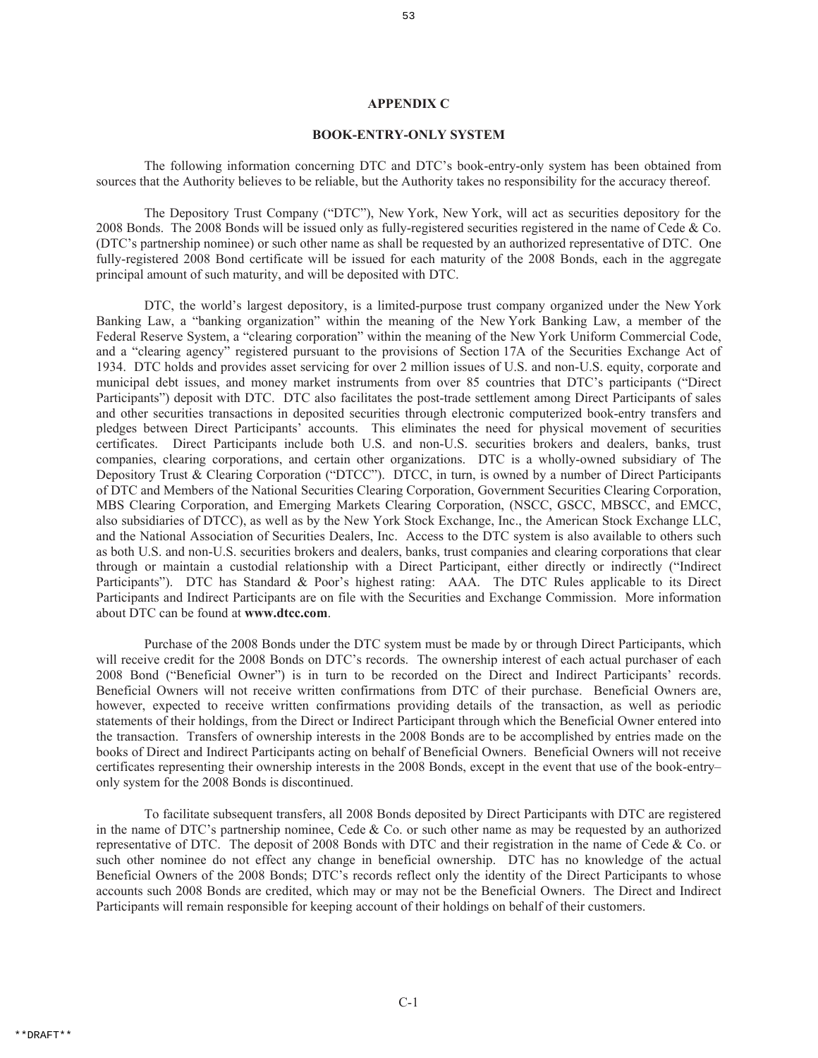# APPENDIX C

## BOOK-ENTRY-ONLY SYSTEM

The following information concerning DTC and DTC's book-entry-only system has been obtained from sources that the Authority believes to be reliable, but the Authority takes no responsibility for the accuracy thereof.

The Depository Trust Company ("DTC"), New York, New York, will act as securities depository for the 2008 Bonds. The 2008 Bonds will be issued only as fully-registered securities registered in the name of Cede & Co. (DTC's partnership nominee) or such other name as shall be requested by an authorized representative of DTC. One fully-registered 2008 Bond certificate will be issued for each maturity of the 2008 Bonds, each in the aggregate principal amount of such maturity, and will be deposited with DTC.

DTC, the world's largest depository, is a limited-purpose trust company organized under the New York Banking Law, a "banking organization" within the meaning of the New York Banking Law, a member of the Federal Reserve System, a "clearing corporation" within the meaning of the New York Uniform Commercial Code, and a "clearing agency" registered pursuant to the provisions of Section 17A of the Securities Exchange Act of 1934. DTC holds and provides asset servicing for over 2 million issues of U.S. and non-U.S. equity, corporate and municipal debt issues, and money market instruments from over 85 countries that DTC's participants ("Direct Participants") deposit with DTC. DTC also facilitates the post-trade settlement among Direct Participants of sales and other securities transactions in deposited securities through electronic computerized book-entry transfers and pledges between Direct Participants' accounts. This eliminates the need for physical movement of securities certificates. Direct Participants include both U.S. and non-U.S. securities brokers and dealers, banks, trust companies, clearing corporations, and certain other organizations. DTC is a wholly-owned subsidiary of The Depository Trust & Clearing Corporation ("DTCC"). DTCC, in turn, is owned by a number of Direct Participants of DTC and Members of the National Securities Clearing Corporation, Government Securities Clearing Corporation, MBS Clearing Corporation, and Emerging Markets Clearing Corporation, (NSCC, GSCC, MBSCC, and EMCC, also subsidiaries of DTCC), as well as by the New York Stock Exchange, Inc., the American Stock Exchange LLC, and the National Association of Securities Dealers, Inc. Access to the DTC system is also available to others such as both U.S. and non-U.S. securities brokers and dealers, banks, trust companies and clearing corporations that clear through or maintain a custodial relationship with a Direct Participant, either directly or indirectly ("Indirect Participants"). DTC has Standard & Poor's highest rating: AAA. The DTC Rules applicable to its Direct Participants and Indirect Participants are on file with the Securities and Exchange Commission. More information about DTC can be found at **www.dtcc.com**.

Purchase of the 2008 Bonds under the DTC system must be made by or through Direct Participants, which will receive credit for the 2008 Bonds on DTC's records. The ownership interest of each actual purchaser of each 2008 Bond ("Beneficial Owner") is in turn to be recorded on the Direct and Indirect Participants' records. Beneficial Owners will not receive written confirmations from DTC of their purchase. Beneficial Owners are, however, expected to receive written confirmations providing details of the transaction, as well as periodic statements of their holdings, from the Direct or Indirect Participant through which the Beneficial Owner entered into the transaction. Transfers of ownership interests in the 2008 Bonds are to be accomplished by entries made on the books of Direct and Indirect Participants acting on behalf of Beneficial Owners. Beneficial Owners will not receive certificates representing their ownership interests in the 2008 Bonds, except in the event that use of the book-entry–only system for the 2008 Bonds is discontinued.

To facilitate subsequent transfers, all 2008 Bonds deposited by Direct Participants with DTC are registered in the name of DTC's partnership nominee, Cede & Co. or such other name as may be requested by an authorized representative of DTC. The deposit of 2008 Bonds with DTC and their registration in the name of Cede & Co. or such other nominee do not effect any change in beneficial ownership. DTC has no knowledge of the actual Beneficial Owners of the 2008 Bonds; DTC's records reflect only the identity of the Direct Participants to whose accounts such 2008 Bonds are credited, which may or may not be the Beneficial Owners. The Direct and Indirect Participants will remain responsible for keeping account of their holdings on behalf of their customers.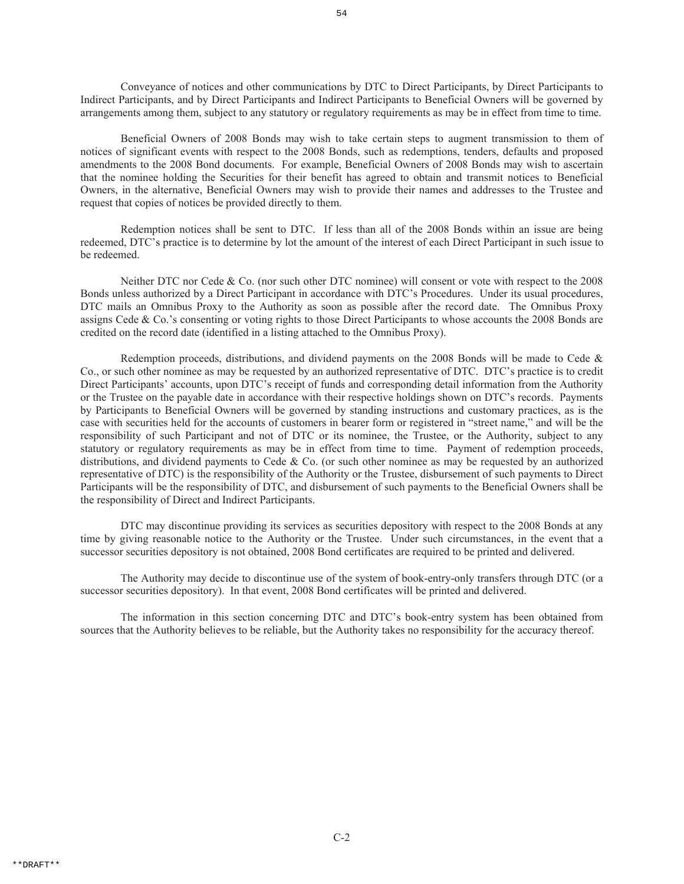Conveyance of notices and other communications by DTC to Direct Participants, by Direct Participants to Indirect Participants, and by Direct Participants and Indirect Participants to Beneficial Owners will be governed by arrangements among them, subject to any statutory or regulatory requirements as may be in effect from time to time.

Beneficial Owners of 2008 Bonds may wish to take certain steps to augment transmission to them of notices of significant events with respect to the 2008 Bonds, such as redemptions, tenders, defaults and proposed amendments to the 2008 Bond documents. For example, Beneficial Owners of 2008 Bonds may wish to ascertain that the nominee holding the Securities for their benefit has agreed to obtain and transmit notices to Beneficial Owners, in the alternative, Beneficial Owners may wish to provide their names and addresses to the Trustee and request that copies of notices be provided directly to them.

Redemption notices shall be sent to DTC. If less than all of the 2008 Bonds within an issue are being redeemed, DTC's practice is to determine by lot the amount of the interest of each Direct Participant in such issue to be redeemed.

Neither DTC nor Cede & Co. (nor such other DTC nominee) will consent or vote with respect to the 2008 Bonds unless authorized by a Direct Participant in accordance with DTC's Procedures. Under its usual procedures, DTC mails an Omnibus Proxy to the Authority as soon as possible after the record date. The Omnibus Proxy assigns Cede & Co.'s consenting or voting rights to those Direct Participants to whose accounts the 2008 Bonds are credited on the record date (identified in a listing attached to the Omnibus Proxy).

Redemption proceeds, distributions, and dividend payments on the 2008 Bonds will be made to Cede & Co., or such other nominee as may be requested by an authorized representative of DTC. DTC's practice is to credit Direct Participants' accounts, upon DTC's receipt of funds and corresponding detail information from the Authority or the Trustee on the payable date in accordance with their respective holdings shown on DTC's records. Payments by Participants to Beneficial Owners will be governed by standing instructions and customary practices, as is the case with securities held for the accounts of customers in bearer form or registered in "street name," and will be the responsibility of such Participant and not of DTC or its nominee, the Trustee, or the Authority, subject to any statutory or regulatory requirements as may be in effect from time to time. Payment of redemption proceeds, distributions, and dividend payments to Cede & Co. (or such other nominee as may be requested by an authorized representative of DTC) is the responsibility of the Authority or the Trustee, disbursement of such payments to Direct Participants will be the responsibility of DTC, and disbursement of such payments to the Beneficial Owners shall be the responsibility of Direct and Indirect Participants.

DTC may discontinue providing its services as securities depository with respect to the 2008 Bonds at any time by giving reasonable notice to the Authority or the Trustee. Under such circumstances, in the event that a successor securities depository is not obtained, 2008 Bond certificates are required to be printed and delivered.

The Authority may decide to discontinue use of the system of book-entry-only transfers through DTC (or a successor securities depository). In that event, 2008 Bond certificates will be printed and delivered.

The information in this section concerning DTC and DTC's book-entry system has been obtained from sources that the Authority believes to be reliable, but the Authority takes no responsibility for the accuracy thereof.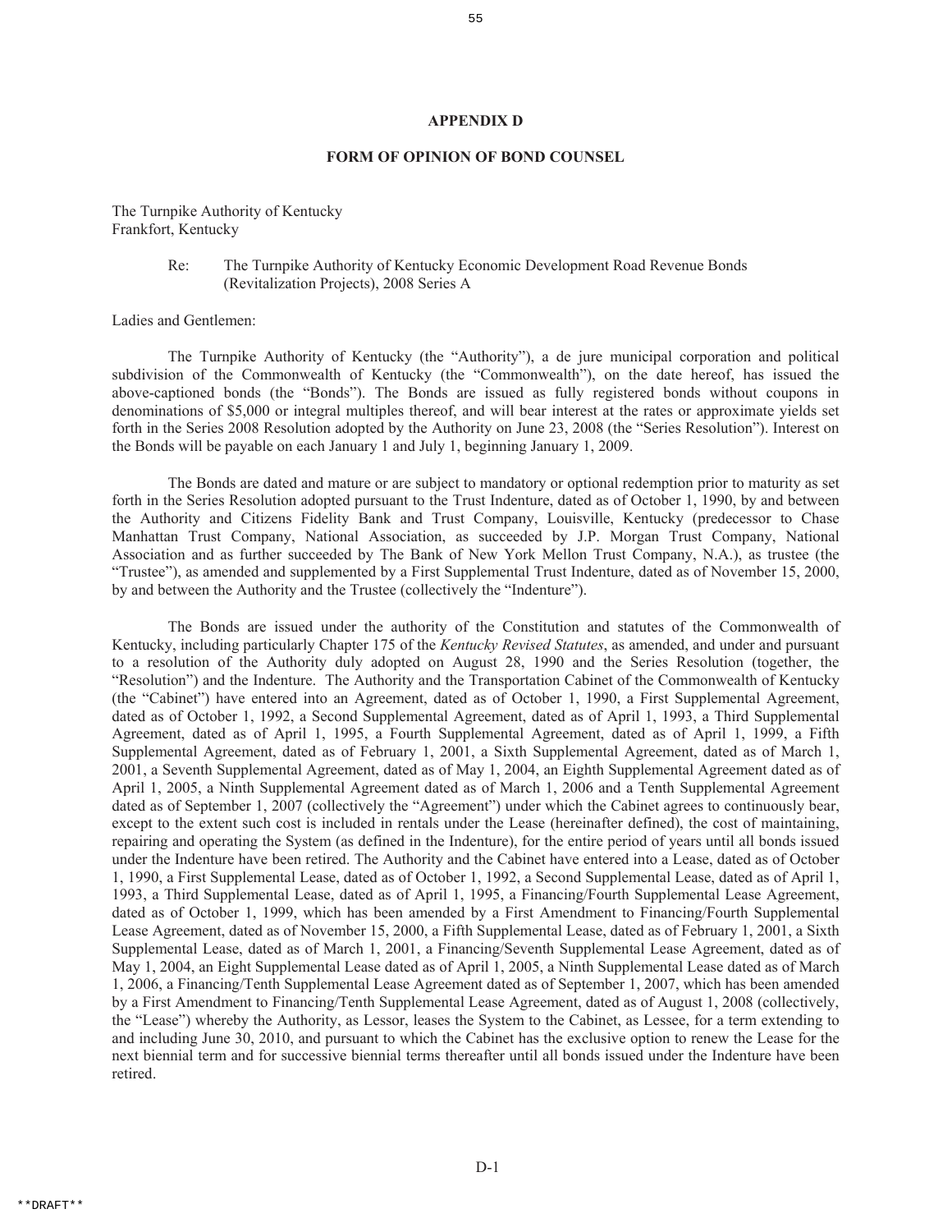# APPENDIX D

## FORM OF OPINION OF BOND COUNSEL

The Turnpike Authority of Kentucky
Frankfort, Kentucky

Re: The Turnpike Authority of Kentucky Economic Development Road Revenue Bonds (Revitalization Projects), 2008 Series A

Ladies and Gentlemen:

The Turnpike Authority of Kentucky (the "Authority"), a de jure municipal corporation and political subdivision of the Commonwealth of Kentucky (the "Commonwealth"), on the date hereof, has issued the above-captioned bonds (the "Bonds"). The Bonds are issued as fully registered bonds without coupons in denominations of $5,000 or integral multiples thereof, and will bear interest at the rates or approximate yields set forth in the Series 2008 Resolution adopted by the Authority on June 23, 2008 (the "Series Resolution"). Interest on the Bonds will be payable on each January 1 and July 1, beginning January 1, 2009.

The Bonds are dated and mature or are subject to mandatory or optional redemption prior to maturity as set forth in the Series Resolution adopted pursuant to the Trust Indenture, dated as of October 1, 1990, by and between the Authority and Citizens Fidelity Bank and Trust Company, Louisville, Kentucky (predecessor to Chase Manhattan Trust Company, National Association, as succeeded by J.P. Morgan Trust Company, National Association and as further succeeded by The Bank of New York Mellon Trust Company, N.A.), as trustee (the "Trustee"), as amended and supplemented by a First Supplemental Trust Indenture, dated as of November 15, 2000, by and between the Authority and the Trustee (collectively the "Indenture").

The Bonds are issued under the authority of the Constitution and statutes of the Commonwealth of Kentucky, including particularly Chapter 175 of the *Kentucky Revised Statutes*, as amended, and under and pursuant to a resolution of the Authority duly adopted on August 28, 1990 and the Series Resolution (together, the "Resolution") and the Indenture. The Authority and the Transportation Cabinet of the Commonwealth of Kentucky (the "Cabinet") have entered into an Agreement, dated as of October 1, 1990, a First Supplemental Agreement, dated as of October 1, 1992, a Second Supplemental Agreement, dated as of April 1, 1993, a Third Supplemental Agreement, dated as of April 1, 1995, a Fourth Supplemental Agreement, dated as of April 1, 1999, a Fifth Supplemental Agreement, dated as of February 1, 2001, a Sixth Supplemental Agreement, dated as of March 1, 2001, a Seventh Supplemental Agreement, dated as of May 1, 2004, an Eighth Supplemental Agreement dated as of April 1, 2005, a Ninth Supplemental Agreement dated as of March 1, 2006 and a Tenth Supplemental Agreement dated as of September 1, 2007 (collectively the "Agreement") under which the Cabinet agrees to continuously bear, except to the extent such cost is included in rentals under the Lease (hereinafter defined), the cost of maintaining, repairing and operating the System (as defined in the Indenture), for the entire period of years until all bonds issued under the Indenture have been retired. The Authority and the Cabinet have entered into a Lease, dated as of October 1, 1990, a First Supplemental Lease, dated as of October 1, 1992, a Second Supplemental Lease, dated as of April 1, 1993, a Third Supplemental Lease, dated as of April 1, 1995, a Financing/Fourth Supplemental Lease Agreement, dated as of October 1, 1999, which has been amended by a First Amendment to Financing/Fourth Supplemental Lease Agreement, dated as of November 15, 2000, a Fifth Supplemental Lease, dated as of February 1, 2001, a Sixth Supplemental Lease, dated as of March 1, 2001, a Financing/Seventh Supplemental Lease Agreement, dated as of May 1, 2004, an Eight Supplemental Lease dated as of April 1, 2005, a Ninth Supplemental Lease dated as of March 1, 2006, a Financing/Tenth Supplemental Lease Agreement dated as of September 1, 2007, which has been amended by a First Amendment to Financing/Tenth Supplemental Lease Agreement, dated as of August 1, 2008 (collectively, the "Lease") whereby the Authority, as Lessor, leases the System to the Cabinet, as Lessee, for a term extending to and including June 30, 2010, and pursuant to which the Cabinet has the exclusive option to renew the Lease for the next biennial term and for successive biennial terms thereafter until all bonds issued under the Indenture have been retired.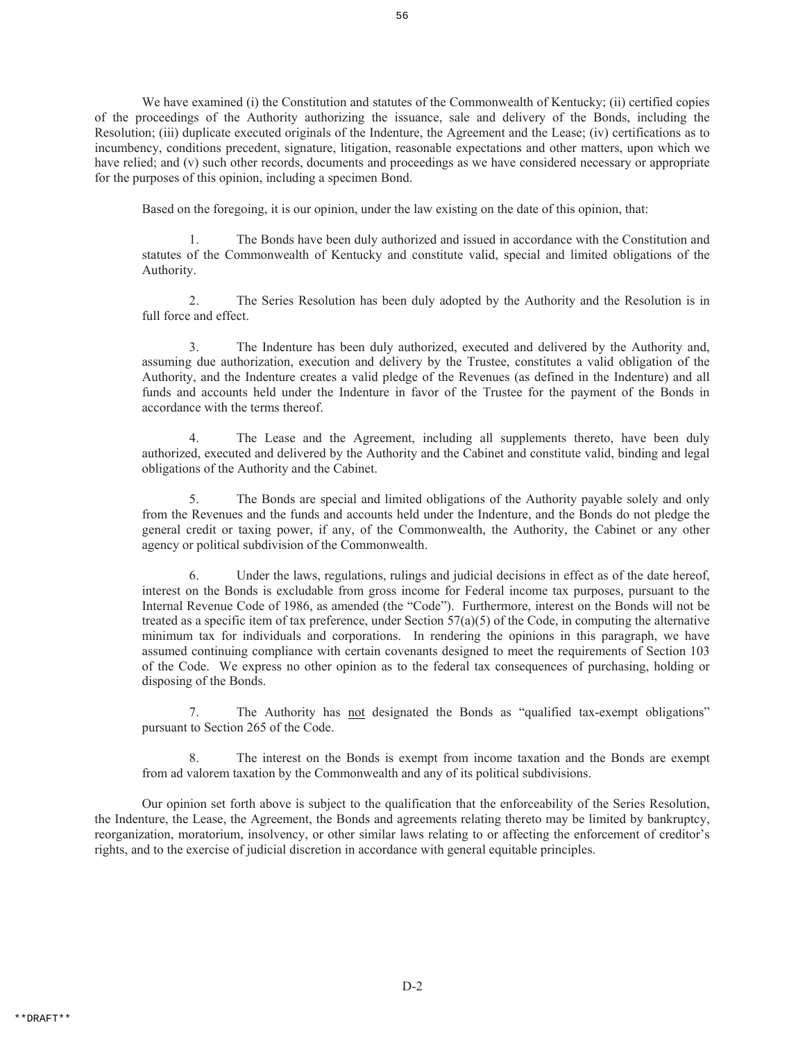We have examined (i) the Constitution and statutes of the Commonwealth of Kentucky; (ii) certified copies of the proceedings of the Authority authorizing the issuance, sale and delivery of the Bonds, including the Resolution; (iii) duplicate executed originals of the Indenture, the Agreement and the Lease; (iv) certifications as to incumbency, conditions precedent, signature, litigation, reasonable expectations and other matters, upon which we have relied; and (v) such other records, documents and proceedings as we have considered necessary or appropriate for the purposes of this opinion, including a specimen Bond.

Based on the foregoing, it is our opinion, under the law existing on the date of this opinion, that:

1. The Bonds have been duly authorized and issued in accordance with the Constitution and statutes of the Commonwealth of Kentucky and constitute valid, special and limited obligations of the Authority.

2. The Series Resolution has been duly adopted by the Authority and the Resolution is in full force and effect.

3. The Indenture has been duly authorized, executed and delivered by the Authority and, assuming due authorization, execution and delivery by the Trustee, constitutes a valid obligation of the Authority, and the Indenture creates a valid pledge of the Revenues (as defined in the Indenture) and all funds and accounts held under the Indenture in favor of the Trustee for the payment of the Bonds in accordance with the terms thereof.

4. The Lease and the Agreement, including all supplements thereto, have been duly authorized, executed and delivered by the Authority and the Cabinet and constitute valid, binding and legal obligations of the Authority and the Cabinet.

5. The Bonds are special and limited obligations of the Authority payable solely and only from the Revenues and the funds and accounts held under the Indenture, and the Bonds do not pledge the general credit or taxing power, if any, of the Commonwealth, the Authority, the Cabinet or any other agency or political subdivision of the Commonwealth.

6. Under the laws, regulations, rulings and judicial decisions in effect as of the date hereof, interest on the Bonds is excludable from gross income for Federal income tax purposes, pursuant to the Internal Revenue Code of 1986, as amended (the "Code"). Furthermore, interest on the Bonds will not be treated as a specific item of tax preference, under Section 57(a)(5) of the Code, in computing the alternative minimum tax for individuals and corporations. In rendering the opinions in this paragraph, we have assumed continuing compliance with certain covenants designed to meet the requirements of Section 103 of the Code. We express no other opinion as to the federal tax consequences of purchasing, holding or disposing of the Bonds.

7. The Authority has <u>not</u> designated the Bonds as "qualified tax-exempt obligations" pursuant to Section 265 of the Code.

8. The interest on the Bonds is exempt from income taxation and the Bonds are exempt from ad valorem taxation by the Commonwealth and any of its political subdivisions.

Our opinion set forth above is subject to the qualification that the enforceability of the Series Resolution, the Indenture, the Lease, the Agreement, the Bonds and agreements relating thereto may be limited by bankruptcy, reorganization, moratorium, insolvency, or other similar laws relating to or affecting the enforcement of creditor's rights, and to the exercise of judicial discretion in accordance with general equitable principles.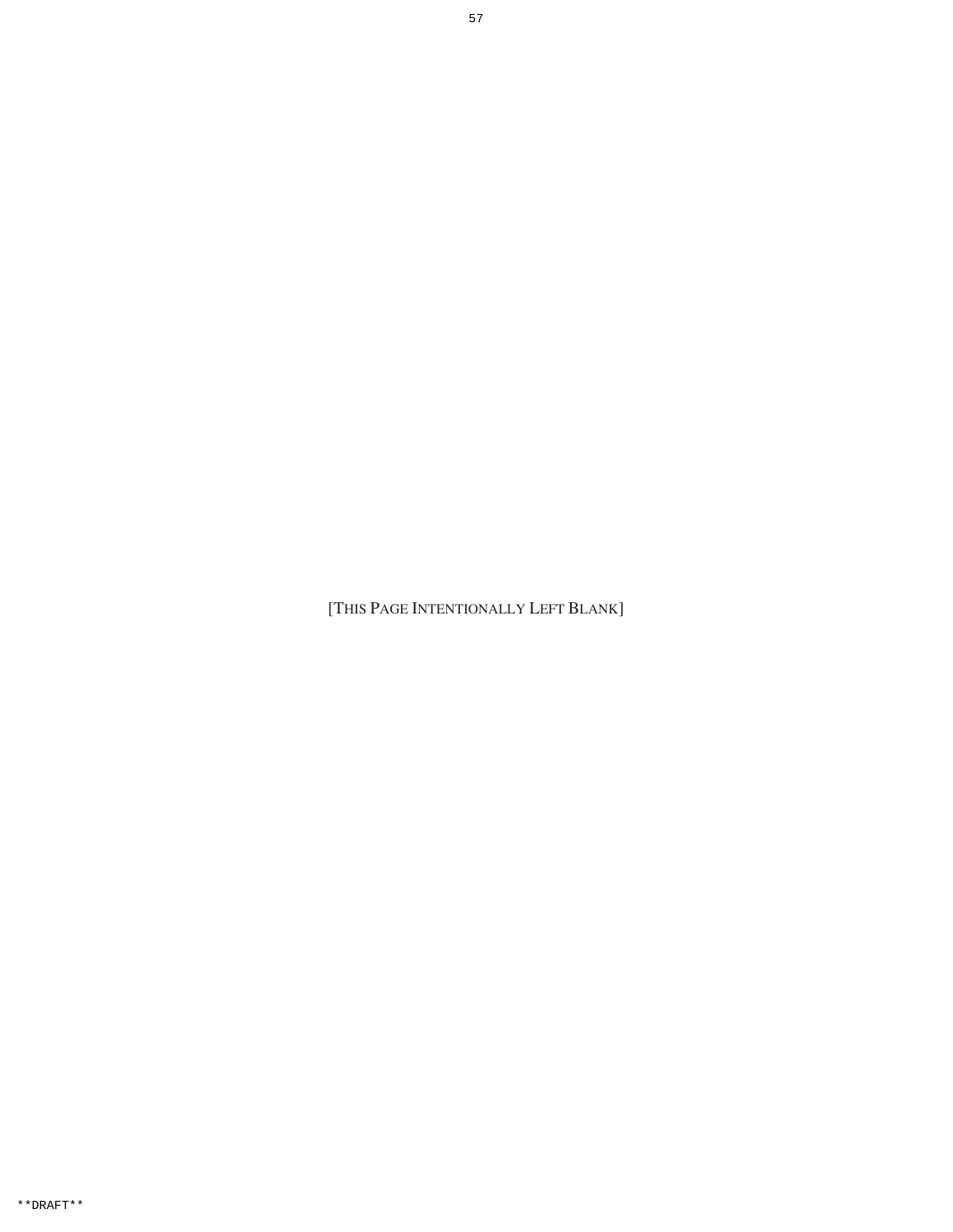[THIS PAGE INTENTIONALLY LEFT BLANK]

**DRAFT**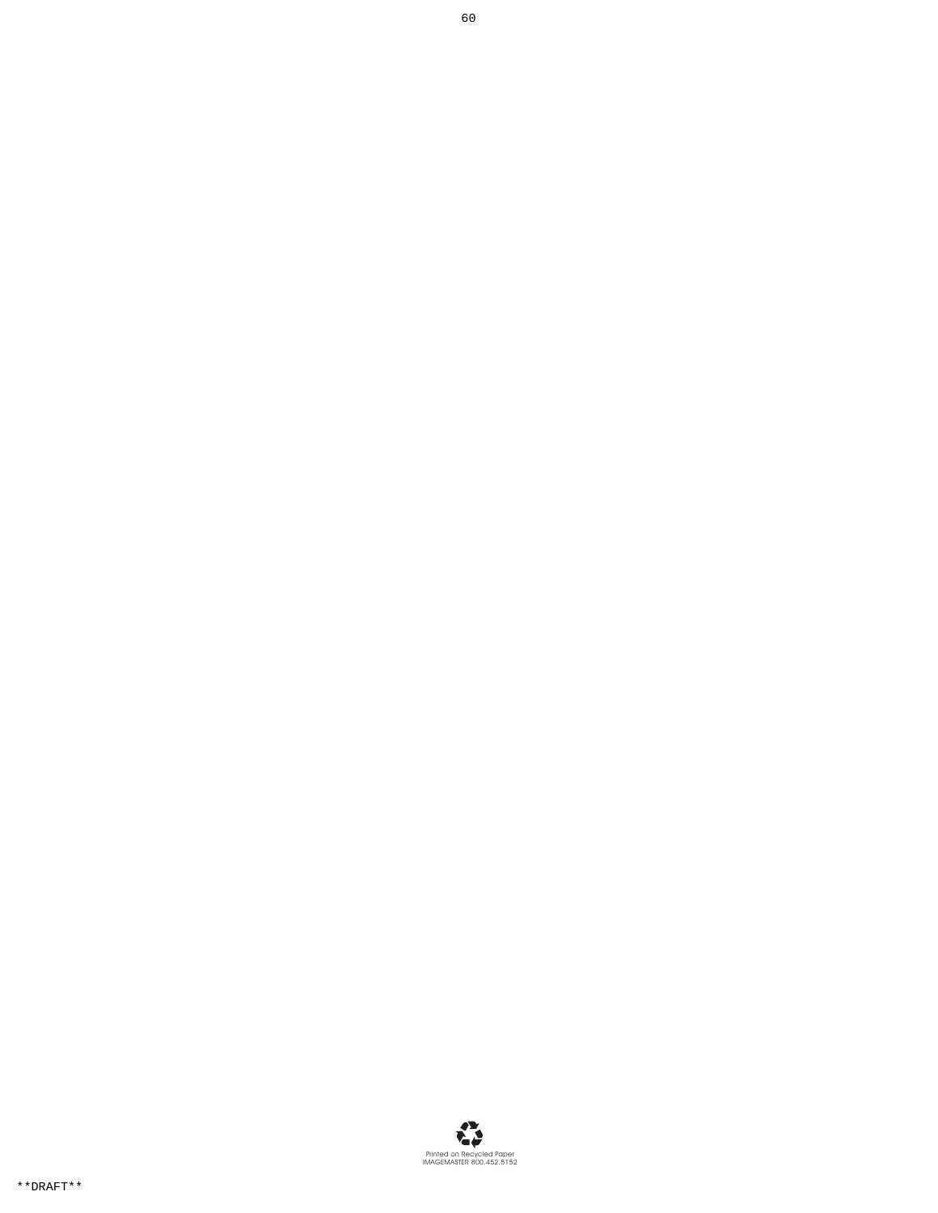Printed on Recycled Paper
IMAGEMASTER 800.452.5152